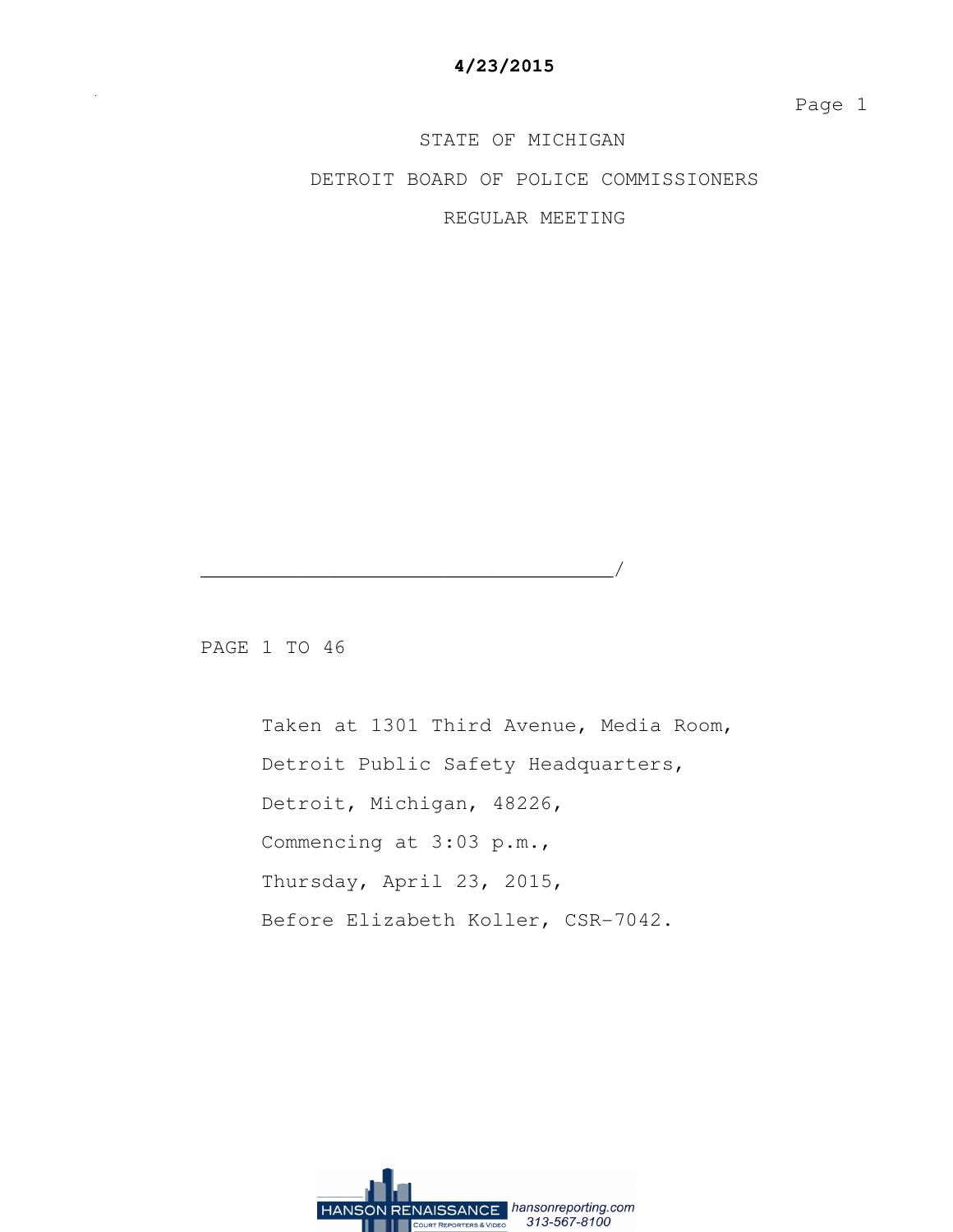STATE OF MICHIGAN

DETROIT BOARD OF POLICE COMMISSIONERS

REGULAR MEETING

_____________________________________/

PAGE 1 TO 46

Taken at 1301 Third Avenue, Media Room,

Detroit Public Safety Headquarters,

Detroit, Michigan, 48226,

Commencing at 3:03 p.m.,

Thursday, April 23, 2015,

Before Elizabeth Koller, CSR-7042.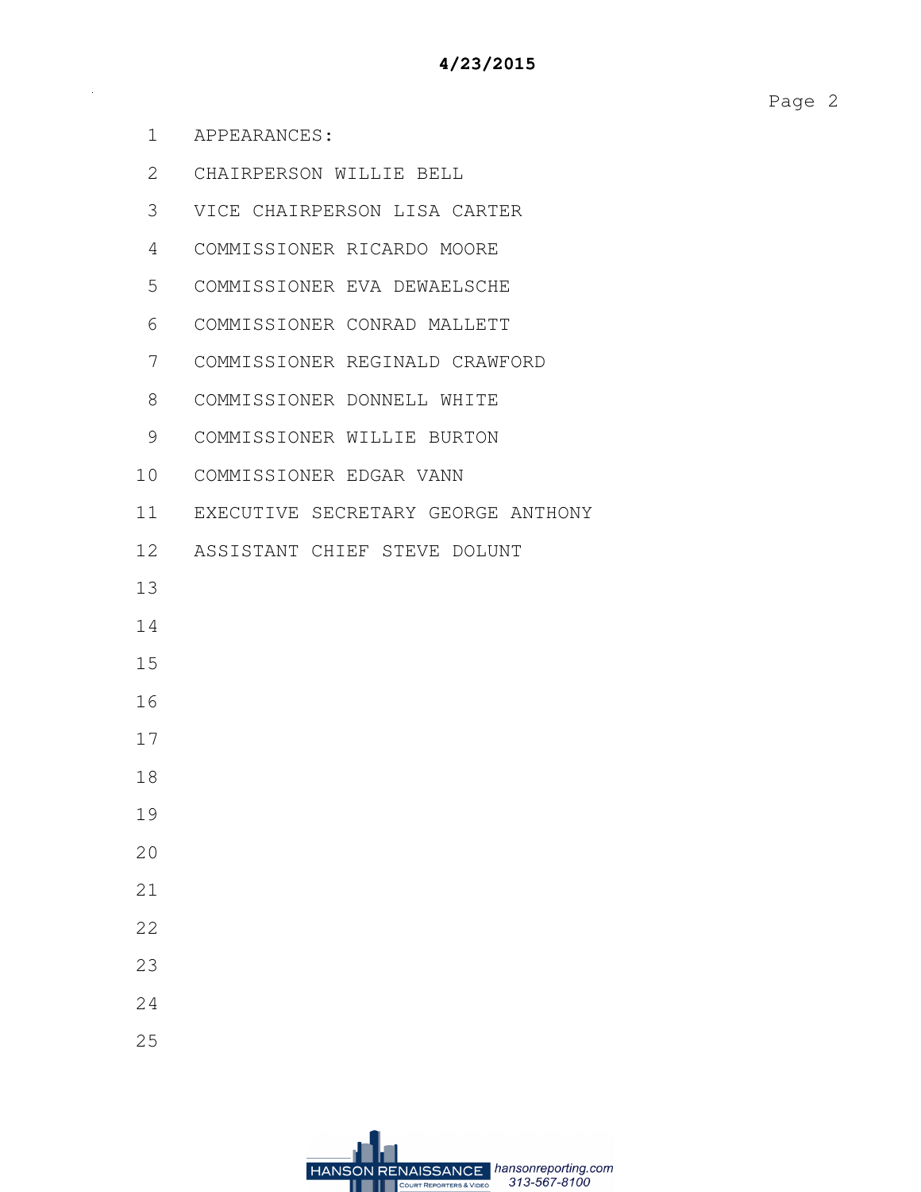APPEARANCES:

CHAIRPERSON WILLIE BELL

VICE CHAIRPERSON LISA CARTER

COMMISSIONER RICARDO MOORE

COMMISSIONER EVA DEWAELSCHE

COMMISSIONER CONRAD MALLETT

COMMISSIONER REGINALD CRAWFORD

COMMISSIONER DONNELL WHITE

COMMISSIONER WILLIE BURTON

COMMISSIONER EDGAR VANN

EXECUTIVE SECRETARY GEORGE ANTHONY

ASSISTANT CHIEF STEVE DOLUNT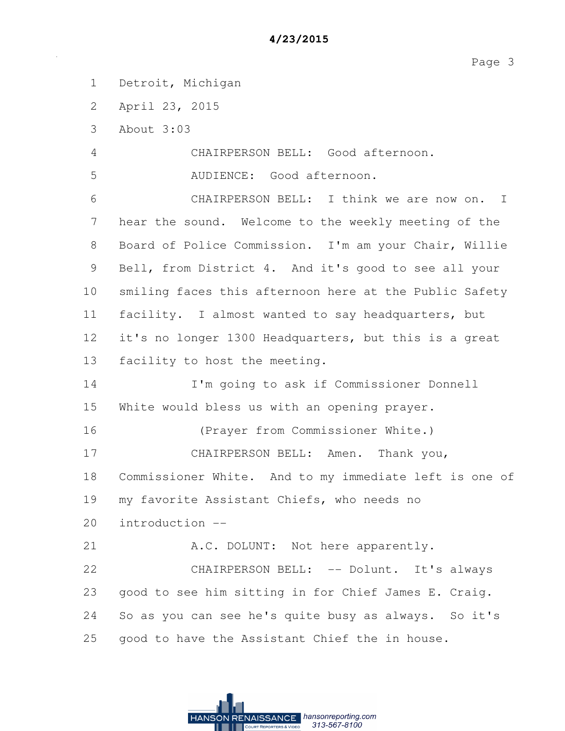1 Detroit, Michigan

2 April 23, 2015

3 About 3:03

4 CHAIRPERSON BELL: Good afternoon.

5 AUDIENCE: Good afternoon.

6 CHAIRPERSON BELL: I think we are now on. I
7 hear the sound. Welcome to the weekly meeting of the
8 Board of Police Commission. I'm am your Chair, Willie
9 Bell, from District 4. And it's good to see all your
10 smiling faces this afternoon here at the Public Safety
11 facility. I almost wanted to say headquarters, but
12 it's no longer 1300 Headquarters, but this is a great
13 facility to host the meeting.

14 I'm going to ask if Commissioner Donnell
15 White would bless us with an opening prayer.

16 (Prayer from Commissioner White.)

17 CHAIRPERSON BELL: Amen. Thank you,
18 Commissioner White. And to my immediate left is one of
19 my favorite Assistant Chiefs, who needs no
20 introduction --

21 A.C. DOLUNT: Not here apparently.

22 CHAIRPERSON BELL: -- Dolunt. It's always
23 good to see him sitting in for Chief James E. Craig.
24 So as you can see he's quite busy as always. So it's
25 good to have the Assistant Chief the in house.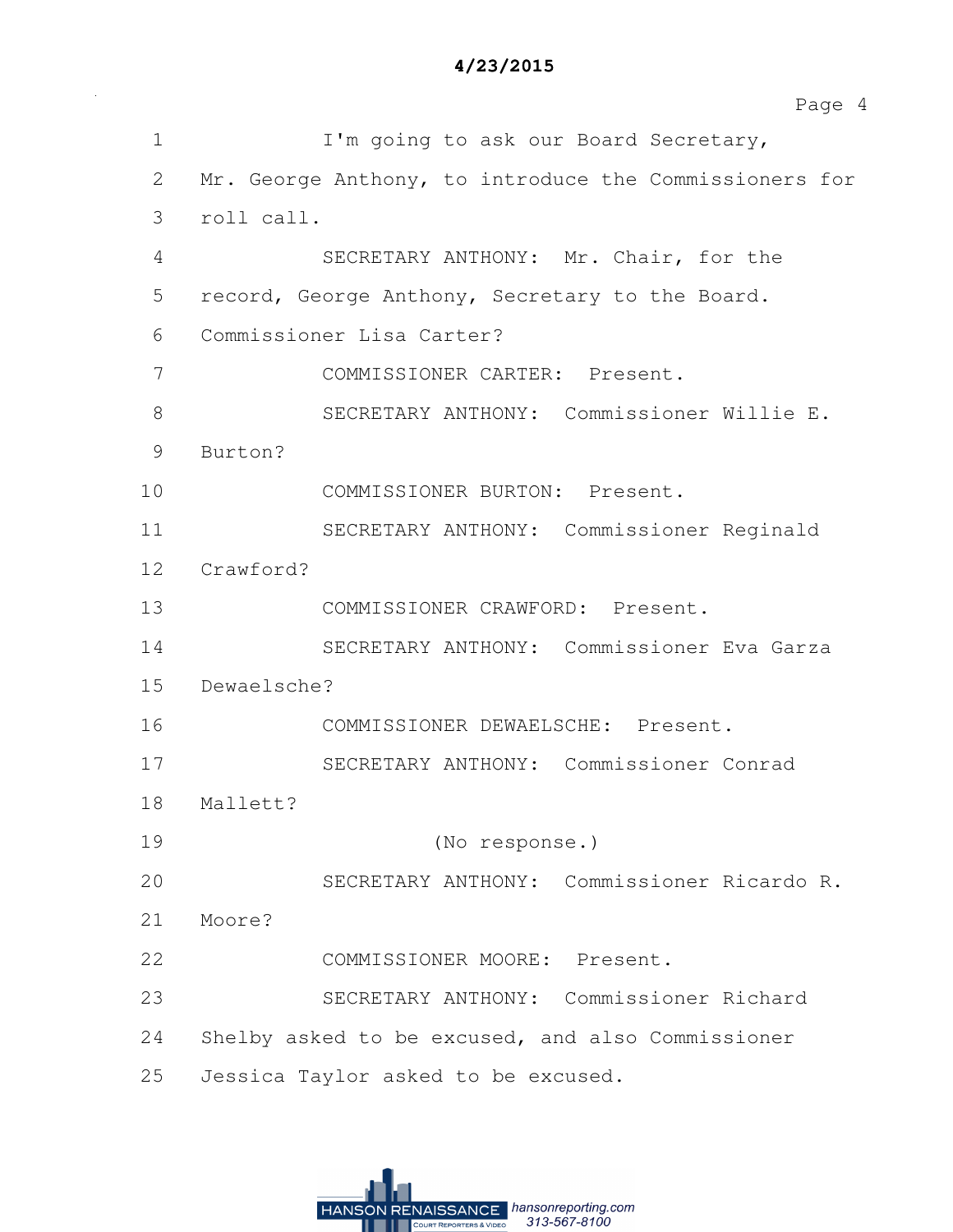1 I'm going to ask our Board Secretary,
2 Mr. George Anthony, to introduce the Commissioners for
3 roll call.
4 SECRETARY ANTHONY: Mr. Chair, for the
5 record, George Anthony, Secretary to the Board.
6 Commissioner Lisa Carter?
7 COMMISSIONER CARTER: Present.
8 SECRETARY ANTHONY: Commissioner Willie E.
9 Burton?
10 COMMISSIONER BURTON: Present.
11 SECRETARY ANTHONY: Commissioner Reginald
12 Crawford?
13 COMMISSIONER CRAWFORD: Present.
14 SECRETARY ANTHONY: Commissioner Eva Garza
15 Dewaelsche?
16 COMMISSIONER DEWAELSCHE: Present.
17 SECRETARY ANTHONY: Commissioner Conrad
18 Mallett?
19 (No response.)
20 SECRETARY ANTHONY: Commissioner Ricardo R.
21 Moore?
22 COMMISSIONER MOORE: Present.
23 SECRETARY ANTHONY: Commissioner Richard
24 Shelby asked to be excused, and also Commissioner
25 Jessica Taylor asked to be excused.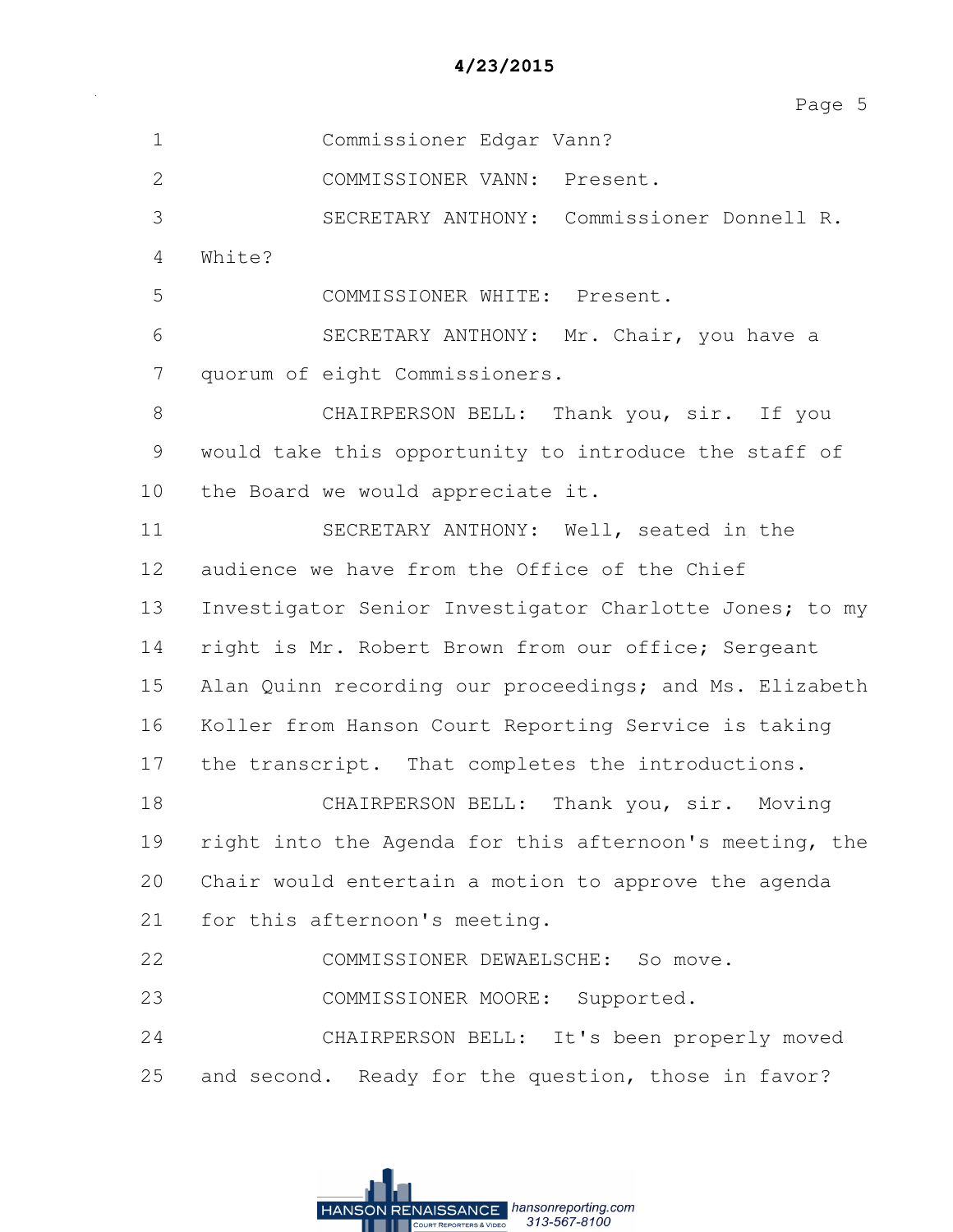1 Commissioner Edgar Vann?

2 COMMISSIONER VANN: Present.

3 SECRETARY ANTHONY: Commissioner Donnell R.

4 White?

5 COMMISSIONER WHITE: Present.

6 SECRETARY ANTHONY: Mr. Chair, you have a

7 quorum of eight Commissioners.

8 CHAIRPERSON BELL: Thank you, sir. If you

9 would take this opportunity to introduce the staff of

10 the Board we would appreciate it.

11 SECRETARY ANTHONY: Well, seated in the

12 audience we have from the Office of the Chief

13 Investigator Senior Investigator Charlotte Jones; to my

14 right is Mr. Robert Brown from our office; Sergeant

15 Alan Quinn recording our proceedings; and Ms. Elizabeth

16 Koller from Hanson Court Reporting Service is taking

17 the transcript. That completes the introductions.

18 CHAIRPERSON BELL: Thank you, sir. Moving

19 right into the Agenda for this afternoon's meeting, the

20 Chair would entertain a motion to approve the agenda

21 for this afternoon's meeting.

22 COMMISSIONER DEWAELSCHE: So move.

23 COMMISSIONER MOORE: Supported.

24 CHAIRPERSON BELL: It's been properly moved

25 and second. Ready for the question, those in favor?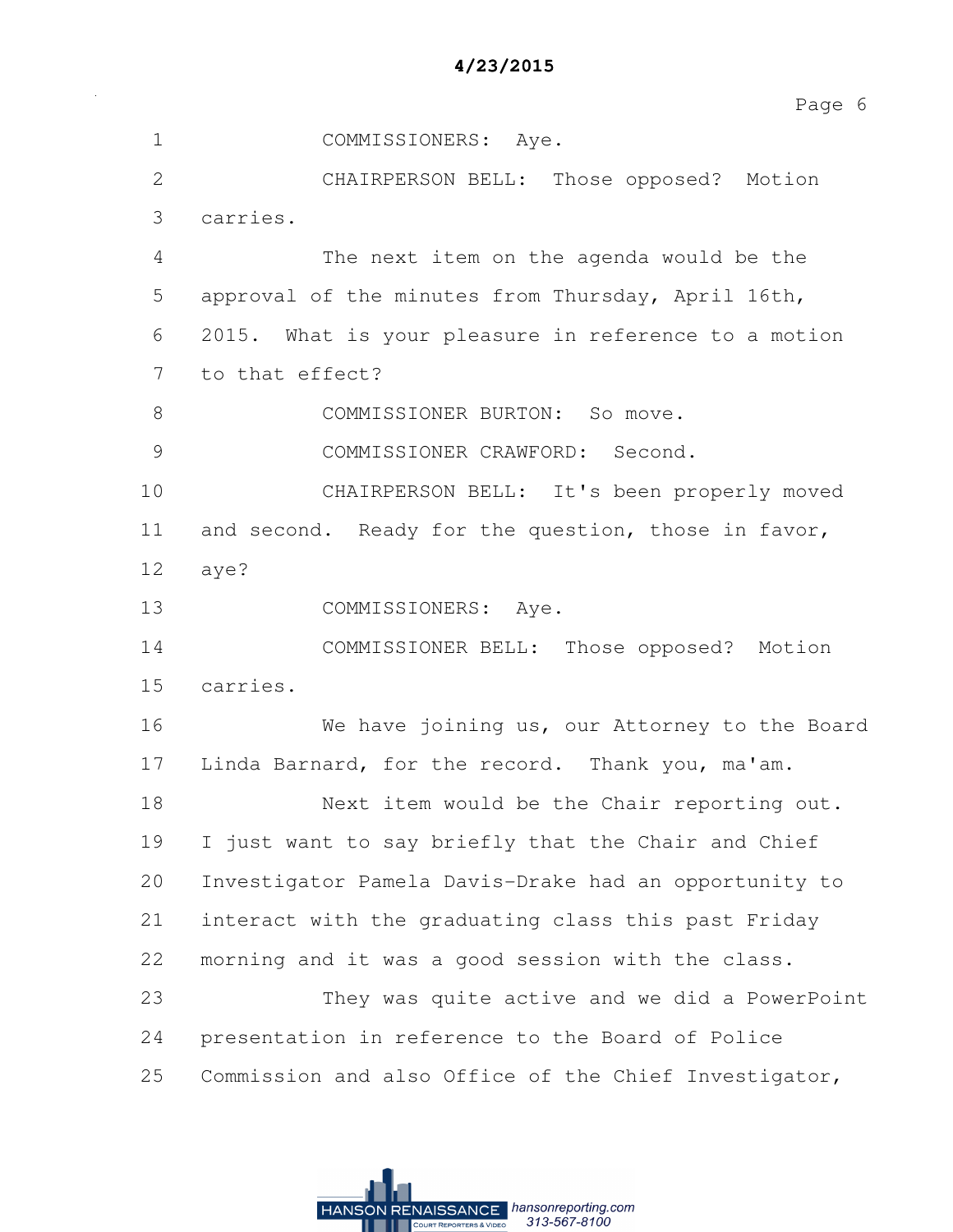COMMISSIONERS: Aye.

CHAIRPERSON BELL: Those opposed? Motion carries.

The next item on the agenda would be the approval of the minutes from Thursday, April 16th, 2015. What is your pleasure in reference to a motion to that effect?

COMMISSIONER BURTON: So move.

COMMISSIONER CRAWFORD: Second.

CHAIRPERSON BELL: It's been properly moved and second. Ready for the question, those in favor, aye?

COMMISSIONERS: Aye.

COMMISSIONER BELL: Those opposed? Motion carries.

We have joining us, our Attorney to the Board Linda Barnard, for the record. Thank you, ma'am.

Next item would be the Chair reporting out. I just want to say briefly that the Chair and Chief Investigator Pamela Davis-Drake had an opportunity to interact with the graduating class this past Friday morning and it was a good session with the class.

They was quite active and we did a PowerPoint presentation in reference to the Board of Police Commission and also Office of the Chief Investigator,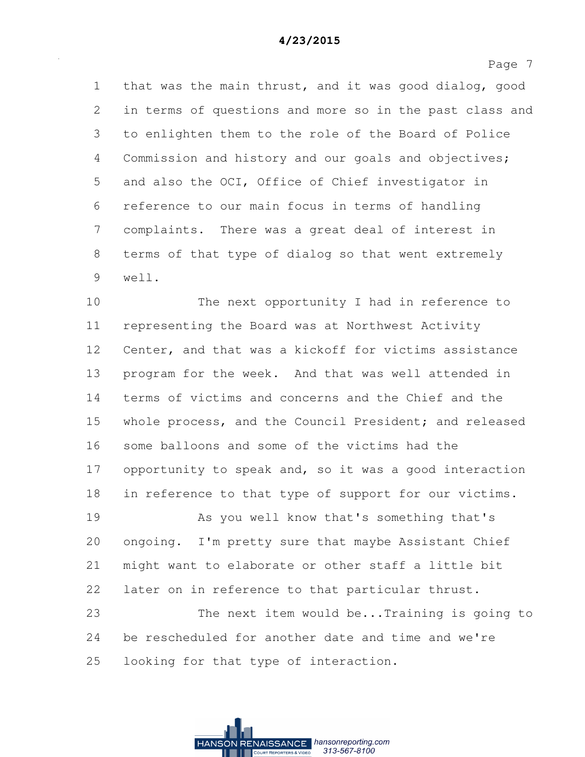1 that was the main thrust, and it was good dialog, good
2 in terms of questions and more so in the past class and
3 to enlighten them to the role of the Board of Police
4 Commission and history and our goals and objectives;
5 and also the OCI, Office of Chief investigator in
6 reference to our main focus in terms of handling
7 complaints. There was a great deal of interest in
8 terms of that type of dialog so that went extremely
9 well.

10 The next opportunity I had in reference to
11 representing the Board was at Northwest Activity
12 Center, and that was a kickoff for victims assistance
13 program for the week. And that was well attended in
14 terms of victims and concerns and the Chief and the
15 whole process, and the Council President; and released
16 some balloons and some of the victims had the
17 opportunity to speak and, so it was a good interaction
18 in reference to that type of support for our victims.

19 As you well know that's something that's
20 ongoing. I'm pretty sure that maybe Assistant Chief
21 might want to elaborate or other staff a little bit
22 later on in reference to that particular thrust.

23 The next item would be...Training is going to
24 be rescheduled for another date and time and we're
25 looking for that type of interaction.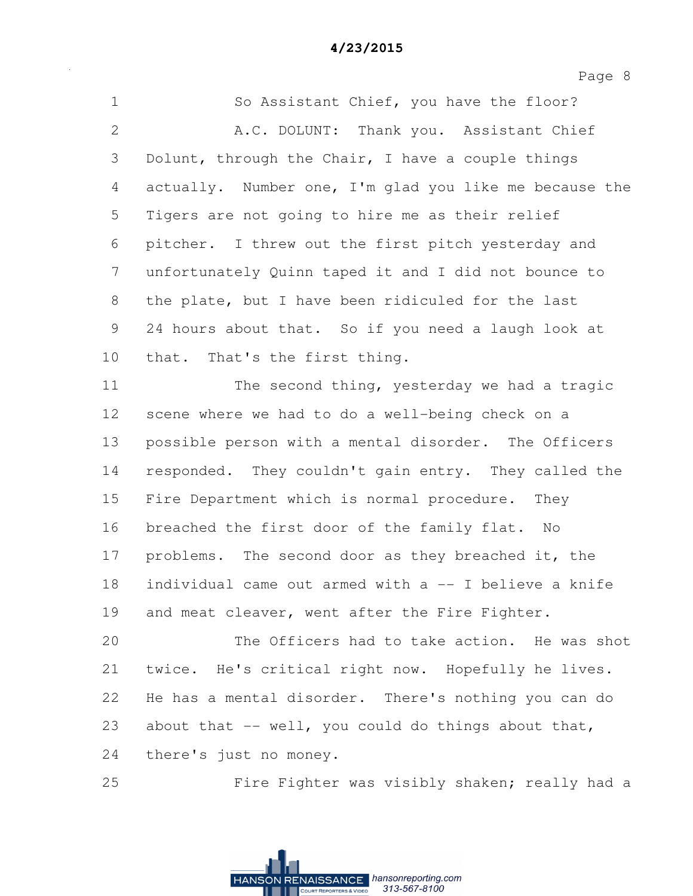1 So Assistant Chief, you have the floor?

2 A.C. DOLUNT: Thank you. Assistant Chief

3 Dolunt, through the Chair, I have a couple things

4 actually. Number one, I'm glad you like me because the

5 Tigers are not going to hire me as their relief

6 pitcher. I threw out the first pitch yesterday and

7 unfortunately Quinn taped it and I did not bounce to

8 the plate, but I have been ridiculed for the last

9 24 hours about that. So if you need a laugh look at

10 that. That's the first thing.

11 The second thing, yesterday we had a tragic

12 scene where we had to do a well-being check on a

13 possible person with a mental disorder. The Officers

14 responded. They couldn't gain entry. They called the

15 Fire Department which is normal procedure. They

16 breached the first door of the family flat. No

17 problems. The second door as they breached it, the

18 individual came out armed with a -- I believe a knife

19 and meat cleaver, went after the Fire Fighter.

20 The Officers had to take action. He was shot

21 twice. He's critical right now. Hopefully he lives.

22 He has a mental disorder. There's nothing you can do

23 about that -- well, you could do things about that,

24 there's just no money.

25 Fire Fighter was visibly shaken; really had a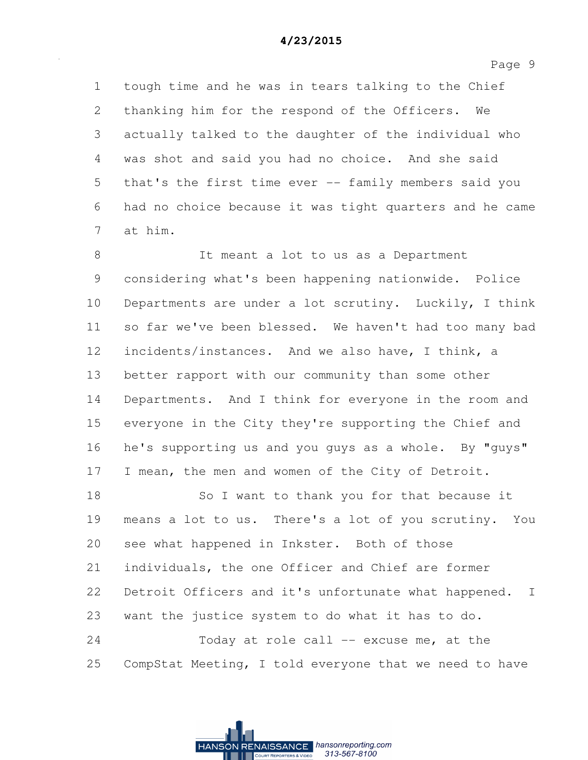1 tough time and he was in tears talking to the Chief
2 thanking him for the respond of the Officers. We
3 actually talked to the daughter of the individual who
4 was shot and said you had no choice. And she said
5 that's the first time ever -- family members said you
6 had no choice because it was tight quarters and he came
7 at him.

8 It meant a lot to us as a Department
9 considering what's been happening nationwide. Police
10 Departments are under a lot scrutiny. Luckily, I think
11 so far we've been blessed. We haven't had too many bad
12 incidents/instances. And we also have, I think, a
13 better rapport with our community than some other
14 Departments. And I think for everyone in the room and
15 everyone in the City they're supporting the Chief and
16 he's supporting us and you guys as a whole. By "guys"
17 I mean, the men and women of the City of Detroit.

18 So I want to thank you for that because it
19 means a lot to us. There's a lot of you scrutiny. You
20 see what happened in Inkster. Both of those
21 individuals, the one Officer and Chief are former
22 Detroit Officers and it's unfortunate what happened. I
23 want the justice system to do what it has to do.

24 Today at role call -- excuse me, at the
25 CompStat Meeting, I told everyone that we need to have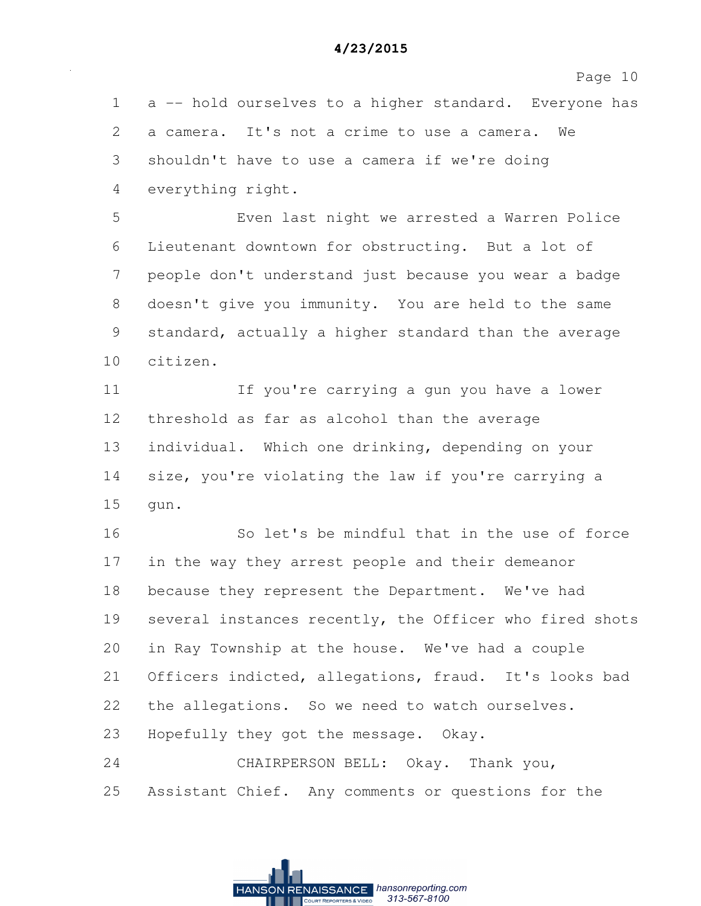a -- hold ourselves to a higher standard. Everyone has a camera. It's not a crime to use a camera. We shouldn't have to use a camera if we're doing everything right.

Even last night we arrested a Warren Police Lieutenant downtown for obstructing. But a lot of people don't understand just because you wear a badge doesn't give you immunity. You are held to the same standard, actually a higher standard than the average citizen.

If you're carrying a gun you have a lower threshold as far as alcohol than the average individual. Which one drinking, depending on your size, you're violating the law if you're carrying a gun.

So let's be mindful that in the use of force in the way they arrest people and their demeanor because they represent the Department. We've had several instances recently, the Officer who fired shots in Ray Township at the house. We've had a couple Officers indicted, allegations, fraud. It's looks bad the allegations. So we need to watch ourselves. Hopefully they got the message. Okay.

CHAIRPERSON BELL: Okay. Thank you, Assistant Chief. Any comments or questions for the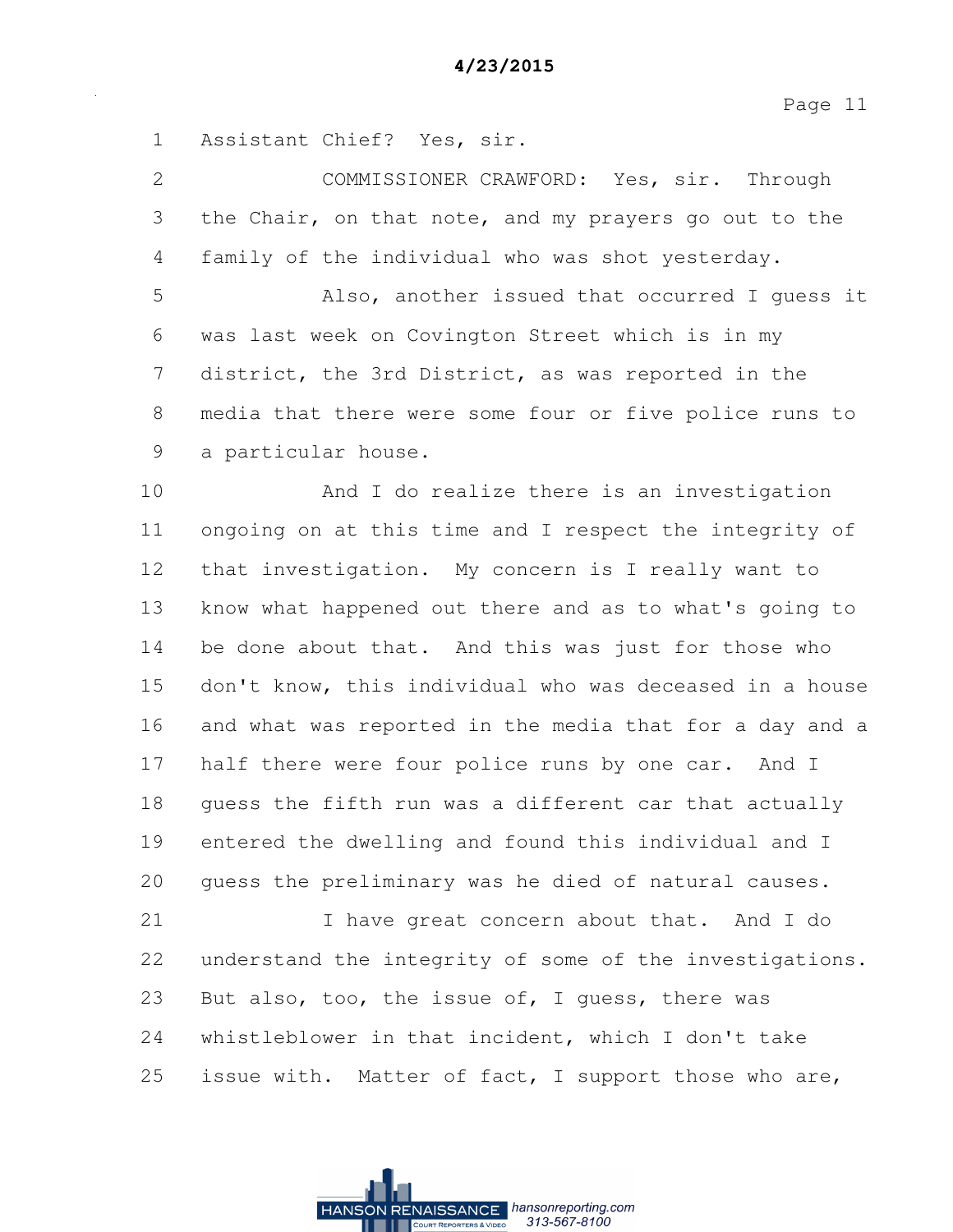1 Assistant Chief? Yes, sir.

2 COMMISSIONER CRAWFORD: Yes, sir. Through

3 the Chair, on that note, and my prayers go out to the

4 family of the individual who was shot yesterday.

5 Also, another issued that occurred I guess it

6 was last week on Covington Street which is in my

7 district, the 3rd District, as was reported in the

8 media that there were some four or five police runs to

9 a particular house.

10 And I do realize there is an investigation

11 ongoing on at this time and I respect the integrity of

12 that investigation. My concern is I really want to

13 know what happened out there and as to what's going to

14 be done about that. And this was just for those who

15 don't know, this individual who was deceased in a house

16 and what was reported in the media that for a day and a

17 half there were four police runs by one car. And I

18 guess the fifth run was a different car that actually

19 entered the dwelling and found this individual and I

20 guess the preliminary was he died of natural causes.

21 I have great concern about that. And I do

22 understand the integrity of some of the investigations.

23 But also, too, the issue of, I guess, there was

24 whistleblower in that incident, which I don't take

25 issue with. Matter of fact, I support those who are,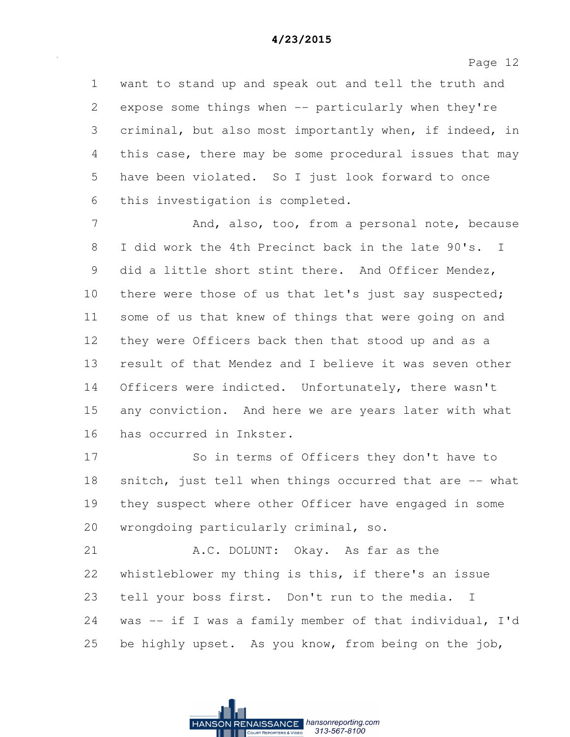1 want to stand up and speak out and tell the truth and
2 expose some things when -- particularly when they're
3 criminal, but also most importantly when, if indeed, in
4 this case, there may be some procedural issues that may
5 have been violated. So I just look forward to once
6 this investigation is completed.

7 And, also, too, from a personal note, because
8 I did work the 4th Precinct back in the late 90's. I
9 did a little short stint there. And Officer Mendez,
10 there were those of us that let's just say suspected;
11 some of us that knew of things that were going on and
12 they were Officers back then that stood up and as a
13 result of that Mendez and I believe it was seven other
14 Officers were indicted. Unfortunately, there wasn't
15 any conviction. And here we are years later with what
16 has occurred in Inkster.

17 So in terms of Officers they don't have to
18 snitch, just tell when things occurred that are -- what
19 they suspect where other Officer have engaged in some
20 wrongdoing particularly criminal, so.

21 A.C. DOLUNT: Okay. As far as the
22 whistleblower my thing is this, if there's an issue
23 tell your boss first. Don't run to the media. I
24 was -- if I was a family member of that individual, I'd
25 be highly upset. As you know, from being on the job,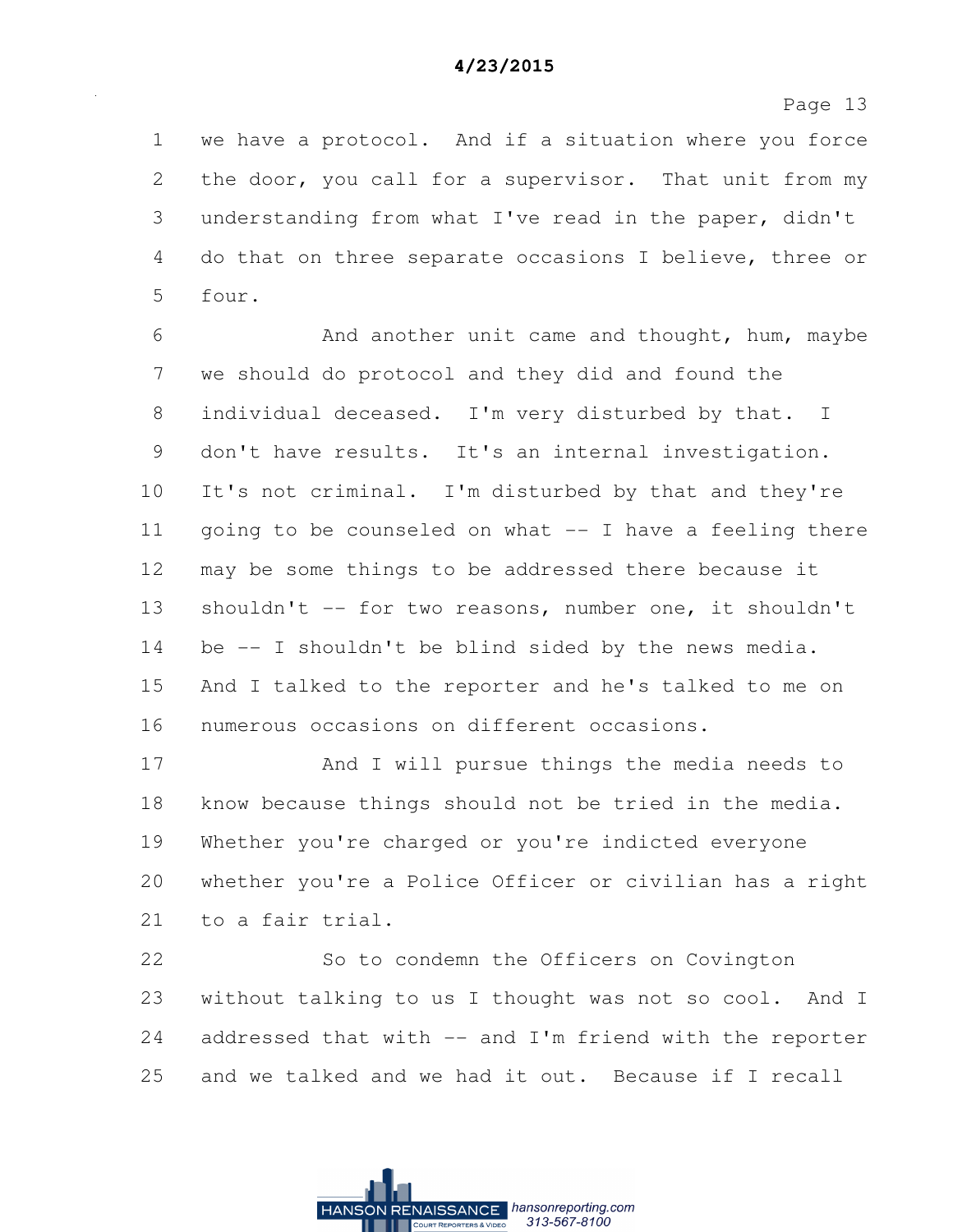1 we have a protocol. And if a situation where you force
2 the door, you call for a supervisor. That unit from my
3 understanding from what I've read in the paper, didn't
4 do that on three separate occasions I believe, three or
5 four.

6 And another unit came and thought, hum, maybe
7 we should do protocol and they did and found the
8 individual deceased. I'm very disturbed by that. I
9 don't have results. It's an internal investigation.
10 It's not criminal. I'm disturbed by that and they're
11 going to be counseled on what -- I have a feeling there
12 may be some things to be addressed there because it
13 shouldn't -- for two reasons, number one, it shouldn't
14 be -- I shouldn't be blind sided by the news media.
15 And I talked to the reporter and he's talked to me on
16 numerous occasions on different occasions.

17 And I will pursue things the media needs to
18 know because things should not be tried in the media.
19 Whether you're charged or you're indicted everyone
20 whether you're a Police Officer or civilian has a right
21 to a fair trial.

22 So to condemn the Officers on Covington
23 without talking to us I thought was not so cool. And I
24 addressed that with -- and I'm friend with the reporter
25 and we talked and we had it out. Because if I recall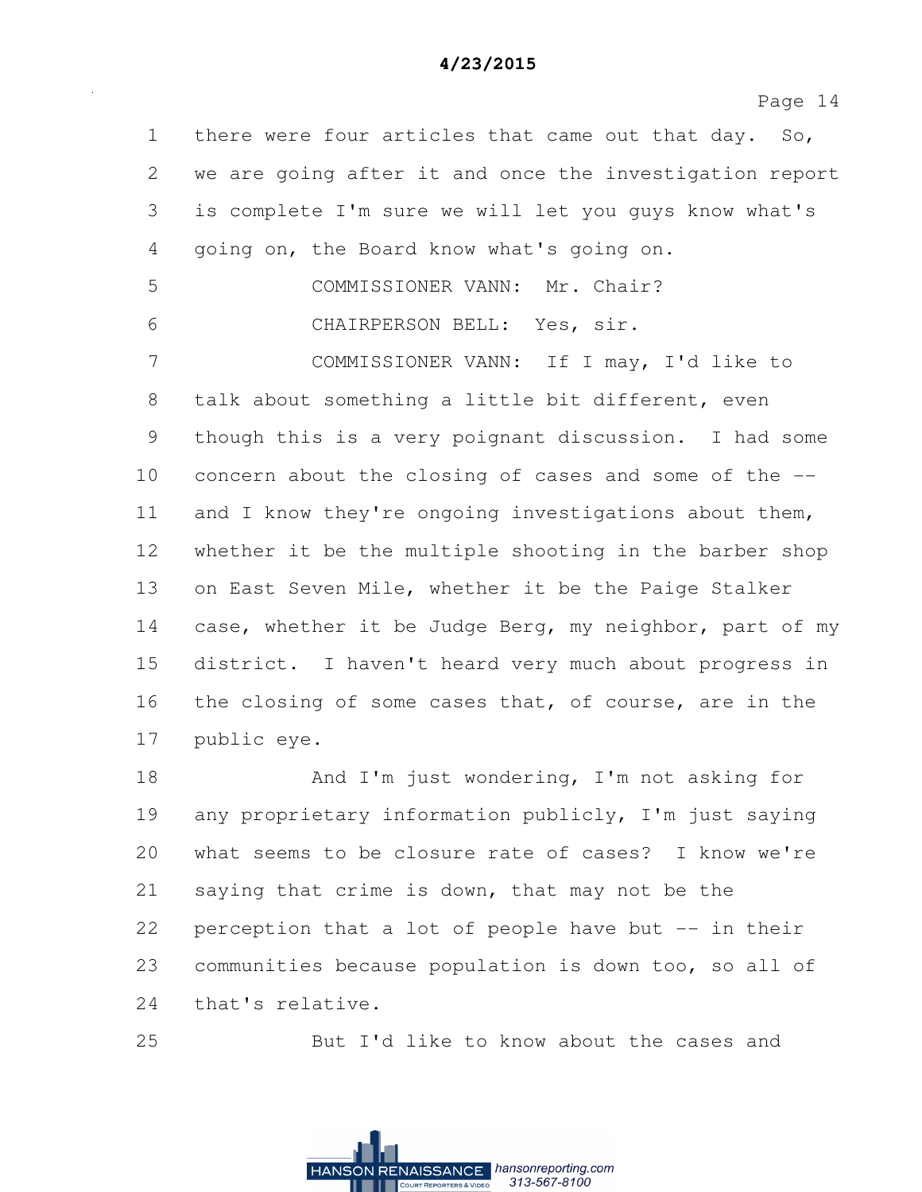there were four articles that came out that day. So, we are going after it and once the investigation report is complete I'm sure we will let you guys know what's going on, the Board know what's going on.

COMMISSIONER VANN: Mr. Chair?

CHAIRPERSON BELL: Yes, sir.

COMMISSIONER VANN: If I may, I'd like to talk about something a little bit different, even though this is a very poignant discussion. I had some concern about the closing of cases and some of the -- and I know they're ongoing investigations about them, whether it be the multiple shooting in the barber shop on East Seven Mile, whether it be the Paige Stalker case, whether it be Judge Berg, my neighbor, part of my district. I haven't heard very much about progress in the closing of some cases that, of course, are in the public eye.

And I'm just wondering, I'm not asking for any proprietary information publicly, I'm just saying what seems to be closure rate of cases? I know we're saying that crime is down, that may not be the perception that a lot of people have but -- in their communities because population is down too, so all of that's relative.

But I'd like to know about the cases and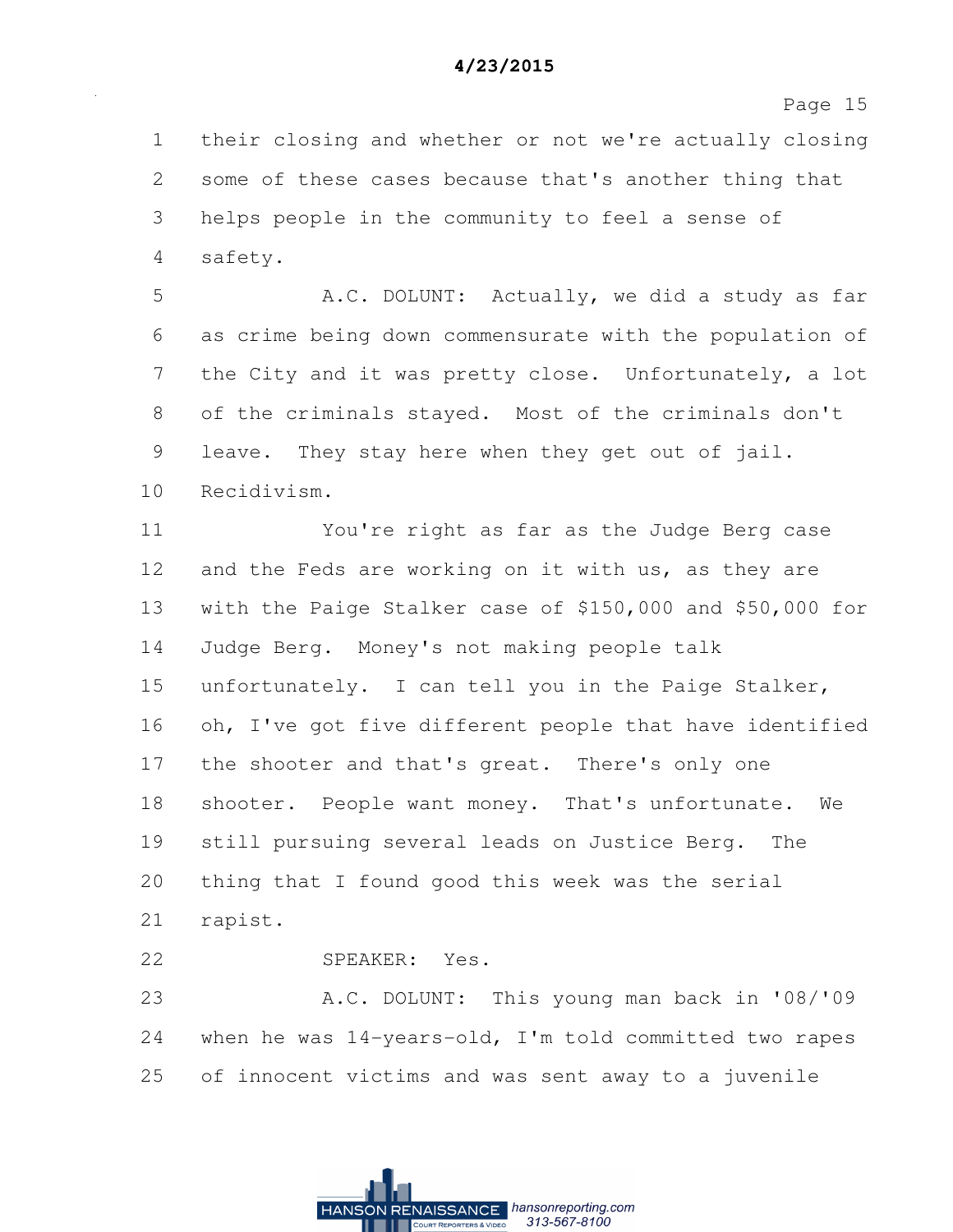their closing and whether or not we're actually closing some of these cases because that's another thing that helps people in the community to feel a sense of safety.

A.C. DOLUNT: Actually, we did a study as far as crime being down commensurate with the population of the City and it was pretty close. Unfortunately, a lot of the criminals stayed. Most of the criminals don't leave. They stay here when they get out of jail. Recidivism.

You're right as far as the Judge Berg case and the Feds are working on it with us, as they are with the Paige Stalker case of $150,000 and $50,000 for Judge Berg. Money's not making people talk unfortunately. I can tell you in the Paige Stalker, oh, I've got five different people that have identified the shooter and that's great. There's only one shooter. People want money. That's unfortunate. We still pursuing several leads on Justice Berg. The thing that I found good this week was the serial rapist.

SPEAKER: Yes.

A.C. DOLUNT: This young man back in '08/'09 when he was 14-years-old, I'm told committed two rapes of innocent victims and was sent away to a juvenile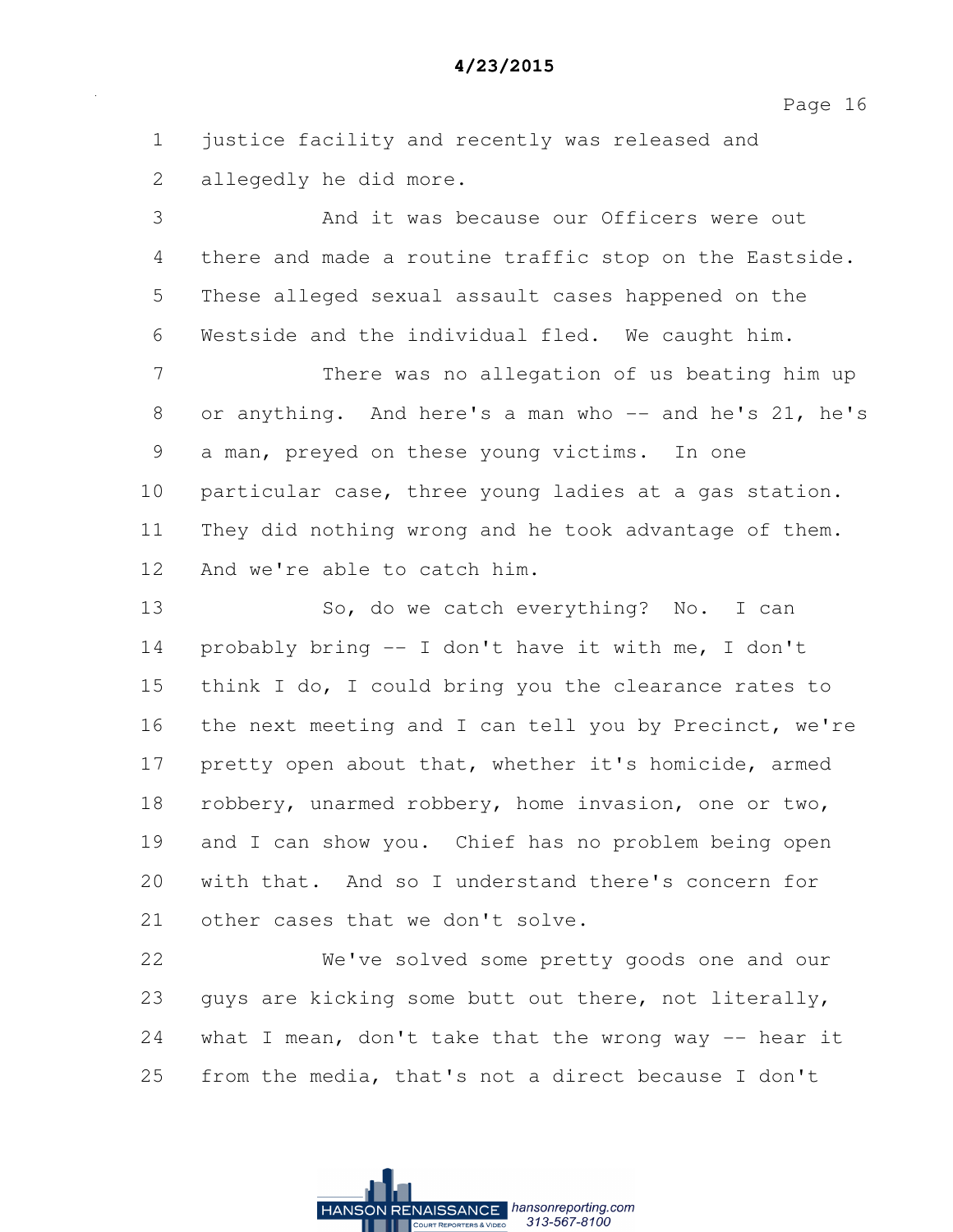justice facility and recently was released and allegedly he did more.

And it was because our Officers were out there and made a routine traffic stop on the Eastside. These alleged sexual assault cases happened on the Westside and the individual fled. We caught him.

There was no allegation of us beating him up or anything. And here's a man who -- and he's 21, he's a man, preyed on these young victims. In one particular case, three young ladies at a gas station. They did nothing wrong and he took advantage of them. And we're able to catch him.

So, do we catch everything? No. I can probably bring -- I don't have it with me, I don't think I do, I could bring you the clearance rates to the next meeting and I can tell you by Precinct, we're pretty open about that, whether it's homicide, armed robbery, unarmed robbery, home invasion, one or two, and I can show you. Chief has no problem being open with that. And so I understand there's concern for other cases that we don't solve.

We've solved some pretty goods one and our guys are kicking some butt out there, not literally, what I mean, don't take that the wrong way -- hear it from the media, that's not a direct because I don't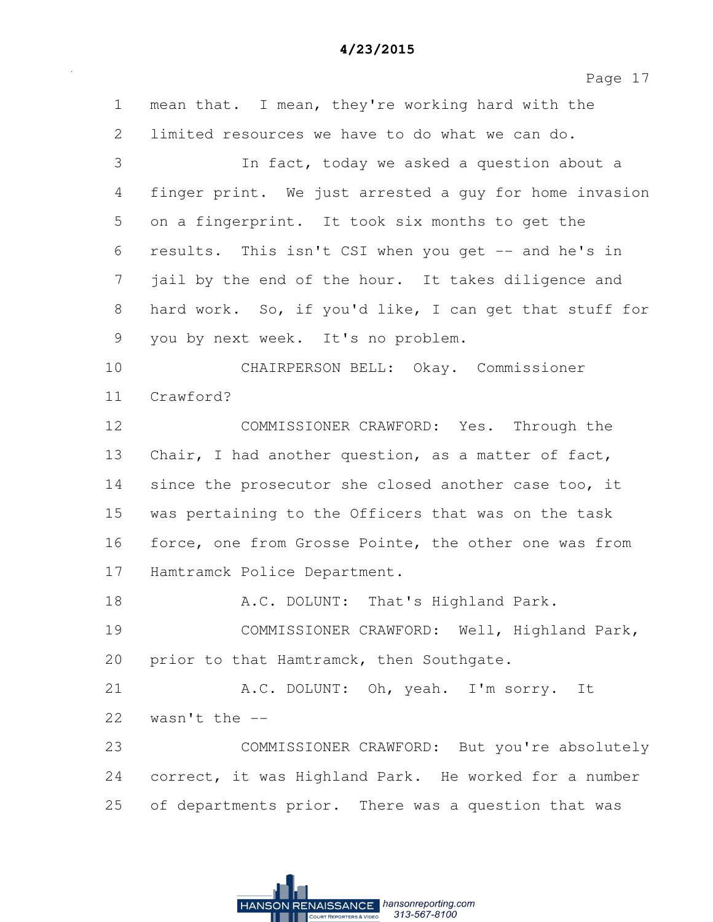mean that. I mean, they're working hard with the limited resources we have to do what we can do.

In fact, today we asked a question about a finger print. We just arrested a guy for home invasion on a fingerprint. It took six months to get the results. This isn't CSI when you get -- and he's in jail by the end of the hour. It takes diligence and hard work. So, if you'd like, I can get that stuff for you by next week. It's no problem.

CHAIRPERSON BELL: Okay. Commissioner Crawford?

COMMISSIONER CRAWFORD: Yes. Through the Chair, I had another question, as a matter of fact, since the prosecutor she closed another case too, it was pertaining to the Officers that was on the task force, one from Grosse Pointe, the other one was from Hamtramck Police Department.

A.C. DOLUNT: That's Highland Park.

COMMISSIONER CRAWFORD: Well, Highland Park, prior to that Hamtramck, then Southgate.

A.C. DOLUNT: Oh, yeah. I'm sorry. It wasn't the --

COMMISSIONER CRAWFORD: But you're absolutely correct, it was Highland Park. He worked for a number of departments prior. There was a question that was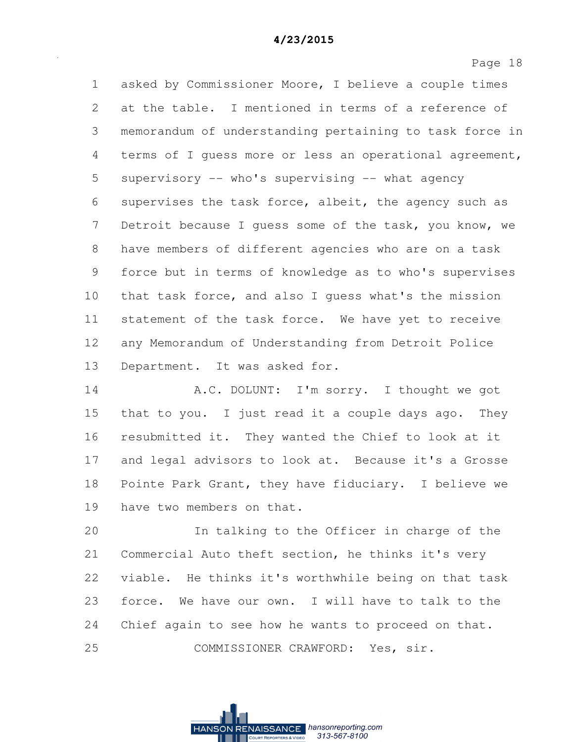asked by Commissioner Moore, I believe a couple times at the table. I mentioned in terms of a reference of memorandum of understanding pertaining to task force in terms of I guess more or less an operational agreement, supervisory -- who's supervising -- what agency supervises the task force, albeit, the agency such as Detroit because I guess some of the task, you know, we have members of different agencies who are on a task force but in terms of knowledge as to who's supervises that task force, and also I guess what's the mission statement of the task force. We have yet to receive any Memorandum of Understanding from Detroit Police Department. It was asked for.

A.C. DOLUNT: I'm sorry. I thought we got that to you. I just read it a couple days ago. They resubmitted it. They wanted the Chief to look at it and legal advisors to look at. Because it's a Grosse Pointe Park Grant, they have fiduciary. I believe we have two members on that.

In talking to the Officer in charge of the Commercial Auto theft section, he thinks it's very viable. He thinks it's worthwhile being on that task force. We have our own. I will have to talk to the Chief again to see how he wants to proceed on that.

COMMISSIONER CRAWFORD: Yes, sir.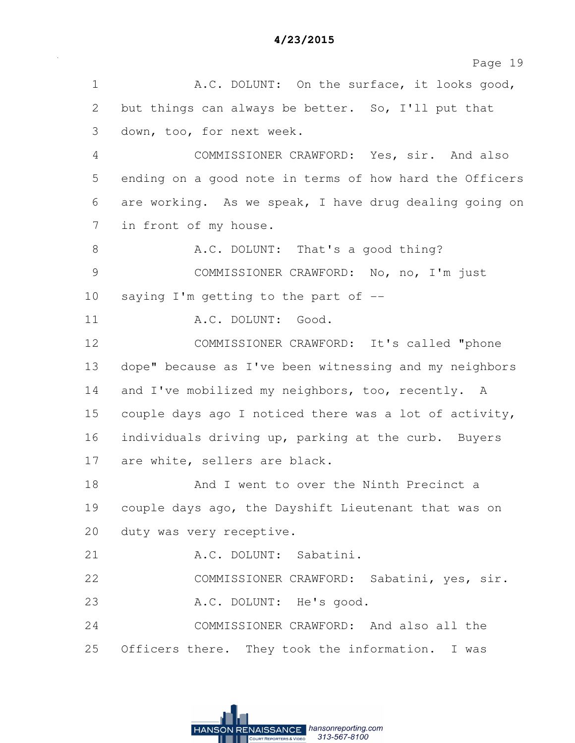A.C. DOLUNT: On the surface, it looks good, but things can always be better. So, I'll put that down, too, for next week.

COMMISSIONER CRAWFORD: Yes, sir. And also ending on a good note in terms of how hard the Officers are working. As we speak, I have drug dealing going on in front of my house.

A.C. DOLUNT: That's a good thing?

COMMISSIONER CRAWFORD: No, no, I'm just saying I'm getting to the part of --

A.C. DOLUNT: Good.

COMMISSIONER CRAWFORD: It's called "phone dope" because as I've been witnessing and my neighbors and I've mobilized my neighbors, too, recently. A couple days ago I noticed there was a lot of activity, individuals driving up, parking at the curb. Buyers are white, sellers are black.

And I went to over the Ninth Precinct a couple days ago, the Dayshift Lieutenant that was on duty was very receptive.

A.C. DOLUNT: Sabatini.

COMMISSIONER CRAWFORD: Sabatini, yes, sir.

A.C. DOLUNT: He's good.

COMMISSIONER CRAWFORD: And also all the Officers there. They took the information. I was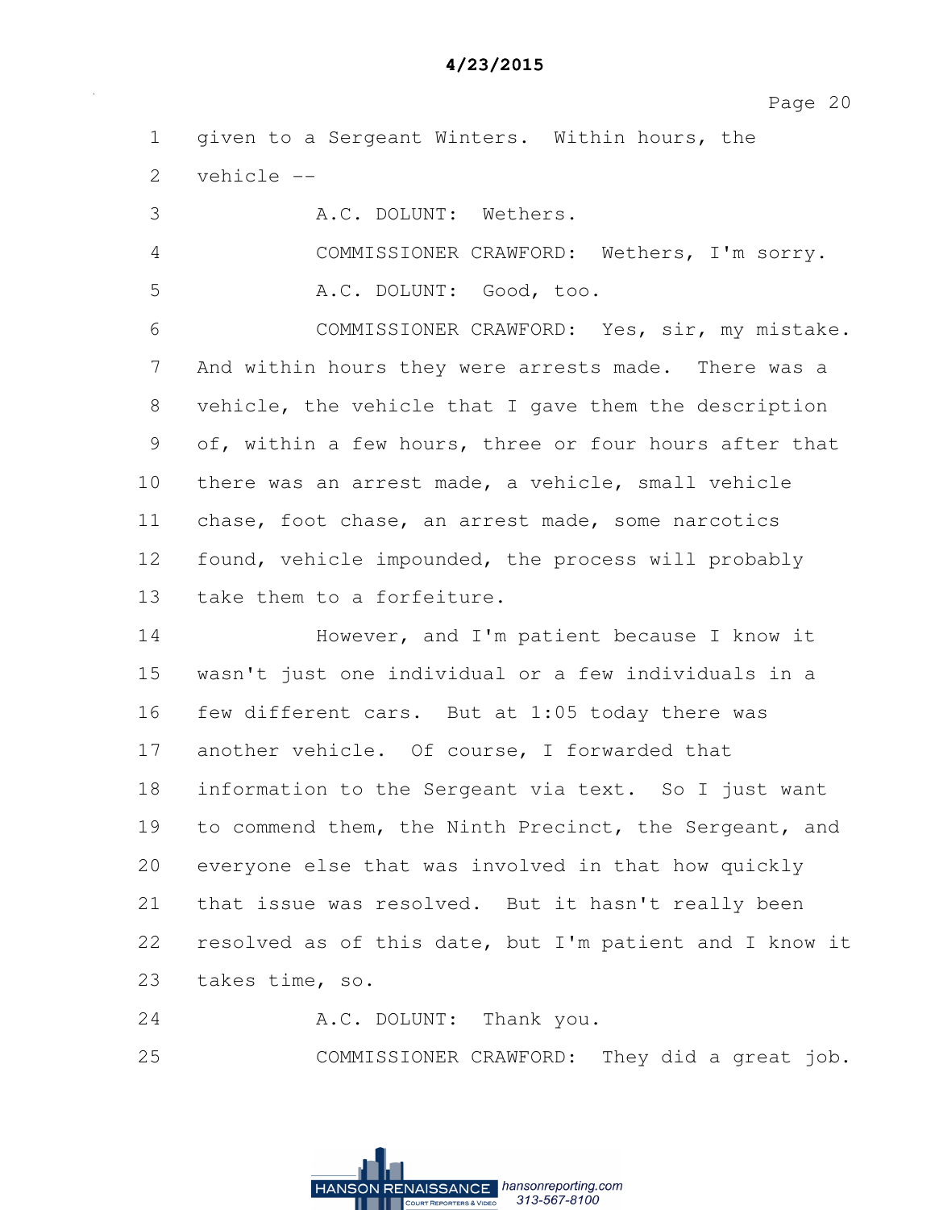1 given to a Sergeant Winters. Within hours, the
2 vehicle --
3 A.C. DOLUNT: Wethers.
4 COMMISSIONER CRAWFORD: Wethers, I'm sorry.
5 A.C. DOLUNT: Good, too.
6 COMMISSIONER CRAWFORD: Yes, sir, my mistake.
7 And within hours they were arrests made. There was a
8 vehicle, the vehicle that I gave them the description
9 of, within a few hours, three or four hours after that
10 there was an arrest made, a vehicle, small vehicle
11 chase, foot chase, an arrest made, some narcotics
12 found, vehicle impounded, the process will probably
13 take them to a forfeiture.
14 However, and I'm patient because I know it
15 wasn't just one individual or a few individuals in a
16 few different cars. But at 1:05 today there was
17 another vehicle. Of course, I forwarded that
18 information to the Sergeant via text. So I just want
19 to commend them, the Ninth Precinct, the Sergeant, and
20 everyone else that was involved in that how quickly
21 that issue was resolved. But it hasn't really been
22 resolved as of this date, but I'm patient and I know it
23 takes time, so.
24 A.C. DOLUNT: Thank you.
25 COMMISSIONER CRAWFORD: They did a great job.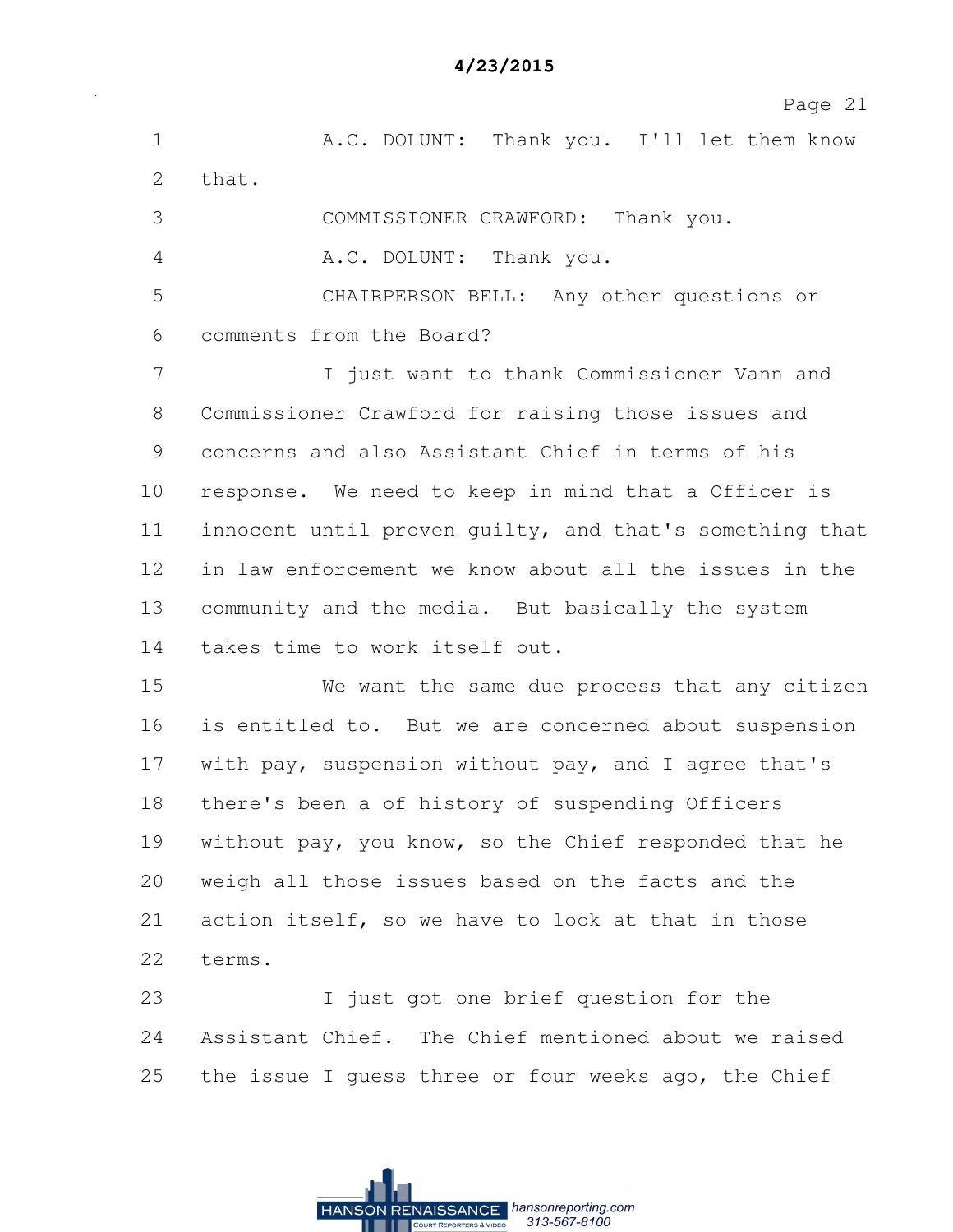A.C. DOLUNT: Thank you. I'll let them know that.

COMMISSIONER CRAWFORD: Thank you.

A.C. DOLUNT: Thank you.

CHAIRPERSON BELL: Any other questions or comments from the Board?

I just want to thank Commissioner Vann and Commissioner Crawford for raising those issues and concerns and also Assistant Chief in terms of his response. We need to keep in mind that a Officer is innocent until proven guilty, and that's something that in law enforcement we know about all the issues in the community and the media. But basically the system takes time to work itself out.

We want the same due process that any citizen is entitled to. But we are concerned about suspension with pay, suspension without pay, and I agree that's there's been a of history of suspending Officers without pay, you know, so the Chief responded that he weigh all those issues based on the facts and the action itself, so we have to look at that in those terms.

I just got one brief question for the Assistant Chief. The Chief mentioned about we raised the issue I guess three or four weeks ago, the Chief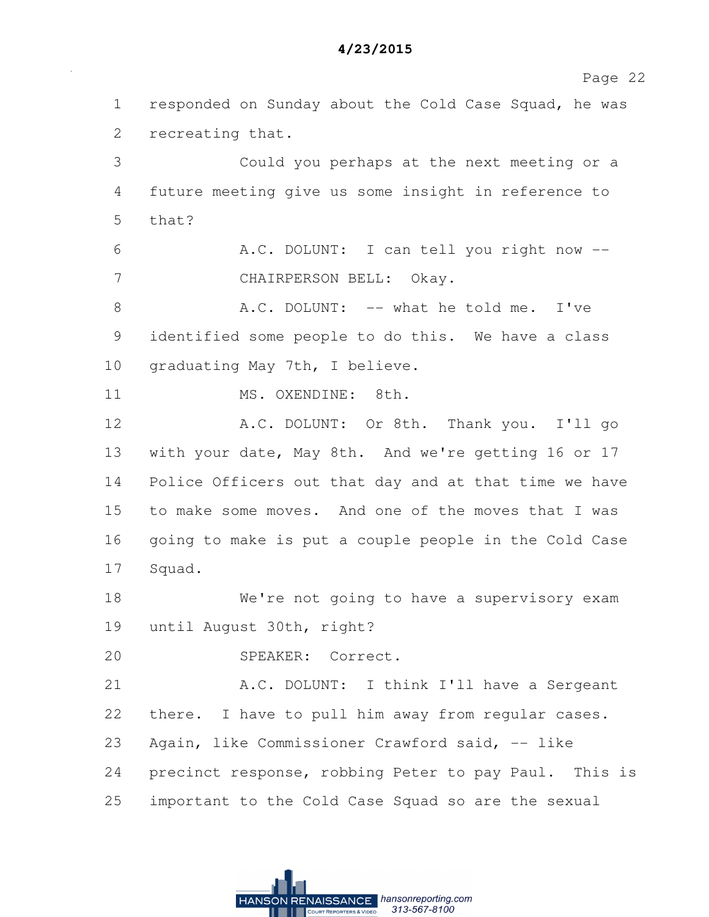1 responded on Sunday about the Cold Case Squad, he was
2 recreating that.
3 Could you perhaps at the next meeting or a
4 future meeting give us some insight in reference to
5 that?
6 A.C. DOLUNT: I can tell you right now --
7 CHAIRPERSON BELL: Okay.
8 A.C. DOLUNT: -- what he told me. I've
9 identified some people to do this. We have a class
10 graduating May 7th, I believe.
11 MS. OXENDINE: 8th.
12 A.C. DOLUNT: Or 8th. Thank you. I'll go
13 with your date, May 8th. And we're getting 16 or 17
14 Police Officers out that day and at that time we have
15 to make some moves. And one of the moves that I was
16 going to make is put a couple people in the Cold Case
17 Squad.
18 We're not going to have a supervisory exam
19 until August 30th, right?
20 SPEAKER: Correct.
21 A.C. DOLUNT: I think I'll have a Sergeant
22 there. I have to pull him away from regular cases.
23 Again, like Commissioner Crawford said, -- like
24 precinct response, robbing Peter to pay Paul. This is
25 important to the Cold Case Squad so are the sexual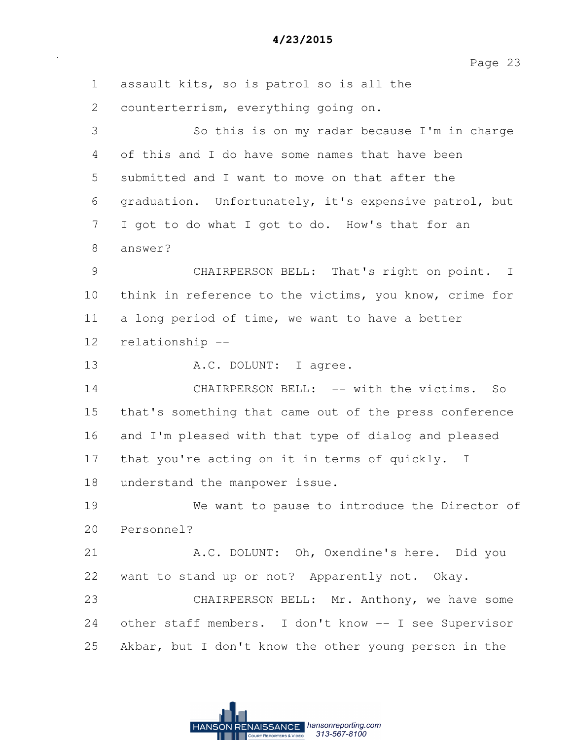1 assault kits, so is patrol so is all the
2 counterterrism, everything going on.
3 So this is on my radar because I'm in charge
4 of this and I do have some names that have been
5 submitted and I want to move on that after the
6 graduation. Unfortunately, it's expensive patrol, but
7 I got to do what I got to do. How's that for an
8 answer?
9 CHAIRPERSON BELL: That's right on point. I
10 think in reference to the victims, you know, crime for
11 a long period of time, we want to have a better
12 relationship --
13 A.C. DOLUNT: I agree.
14 CHAIRPERSON BELL: -- with the victims. So
15 that's something that came out of the press conference
16 and I'm pleased with that type of dialog and pleased
17 that you're acting on it in terms of quickly. I
18 understand the manpower issue.
19 We want to pause to introduce the Director of
20 Personnel?
21 A.C. DOLUNT: Oh, Oxendine's here. Did you
22 want to stand up or not? Apparently not. Okay.
23 CHAIRPERSON BELL: Mr. Anthony, we have some
24 other staff members. I don't know -- I see Supervisor
25 Akbar, but I don't know the other young person in the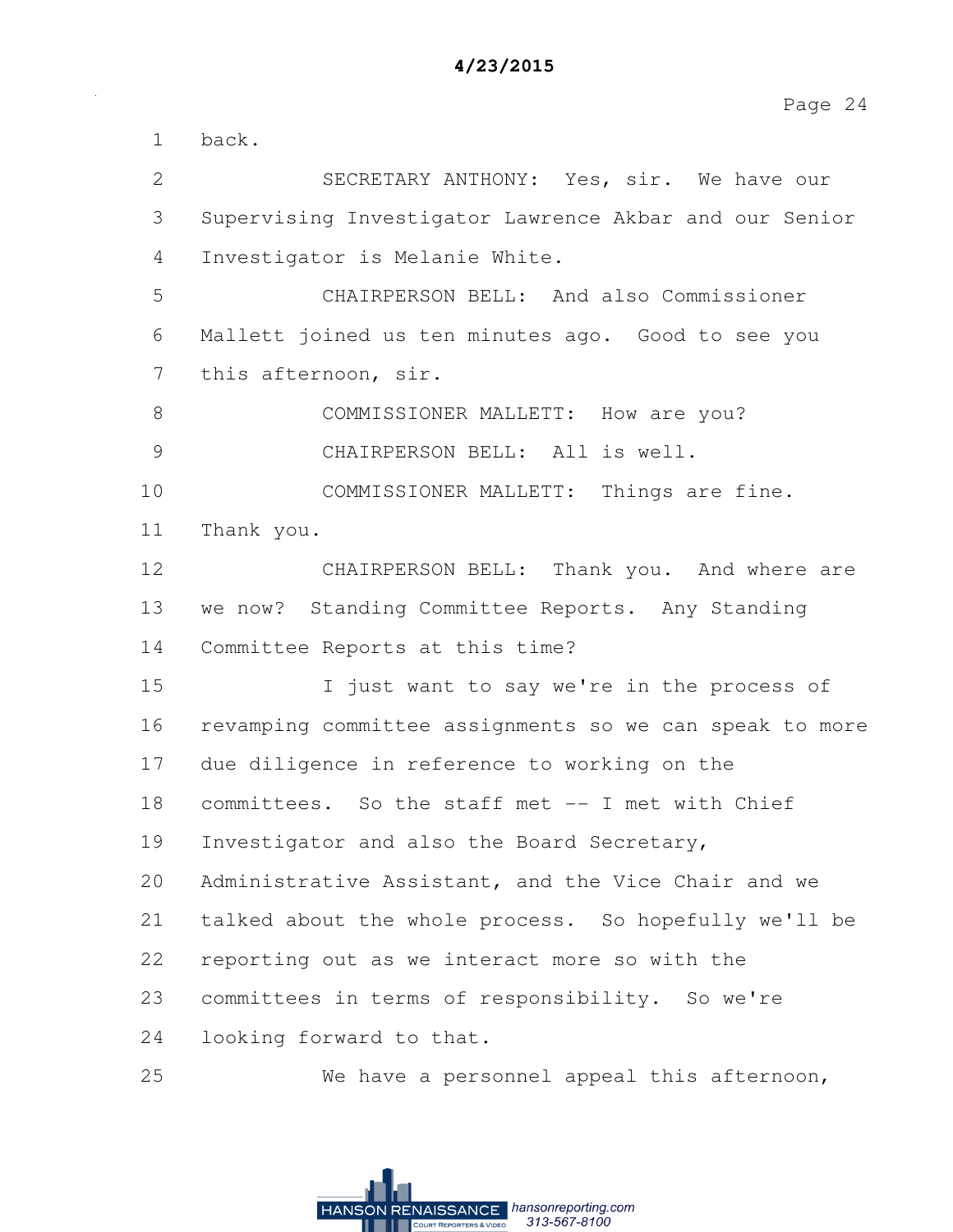back.

SECRETARY ANTHONY: Yes, sir. We have our Supervising Investigator Lawrence Akbar and our Senior Investigator is Melanie White.

CHAIRPERSON BELL: And also Commissioner Mallett joined us ten minutes ago. Good to see you this afternoon, sir.

COMMISSIONER MALLETT: How are you?

CHAIRPERSON BELL: All is well.

COMMISSIONER MALLETT: Things are fine. Thank you.

CHAIRPERSON BELL: Thank you. And where are we now? Standing Committee Reports. Any Standing Committee Reports at this time?

I just want to say we're in the process of revamping committee assignments so we can speak to more due diligence in reference to working on the committees. So the staff met -- I met with Chief Investigator and also the Board Secretary, Administrative Assistant, and the Vice Chair and we talked about the whole process. So hopefully we'll be reporting out as we interact more so with the committees in terms of responsibility. So we're looking forward to that.

We have a personnel appeal this afternoon,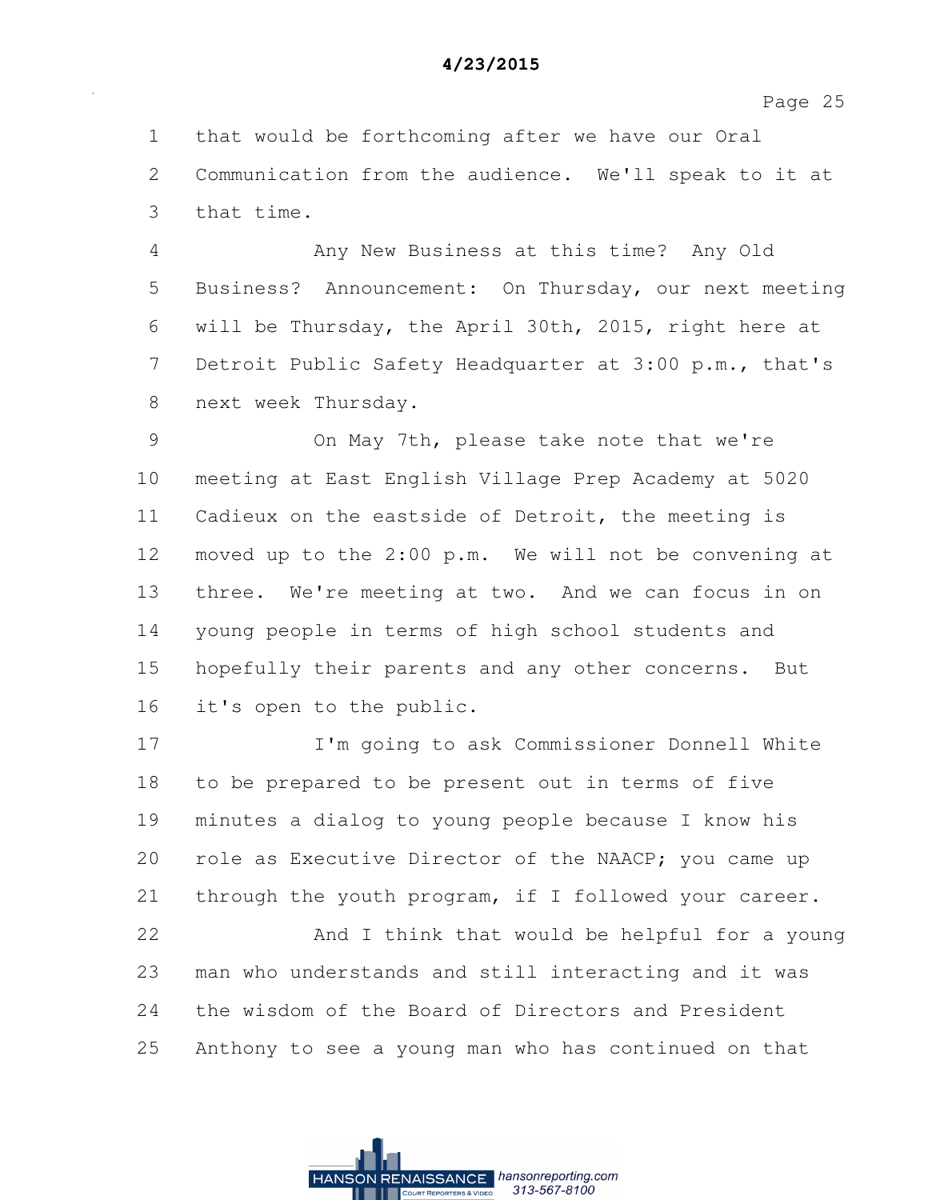that would be forthcoming after we have our Oral Communication from the audience. We'll speak to it at that time.

Any New Business at this time? Any Old Business? Announcement: On Thursday, our next meeting will be Thursday, the April 30th, 2015, right here at Detroit Public Safety Headquarter at 3:00 p.m., that's next week Thursday.

On May 7th, please take note that we're meeting at East English Village Prep Academy at 5020 Cadieux on the eastside of Detroit, the meeting is moved up to the 2:00 p.m. We will not be convening at three. We're meeting at two. And we can focus in on young people in terms of high school students and hopefully their parents and any other concerns. But it's open to the public.

I'm going to ask Commissioner Donnell White to be prepared to be present out in terms of five minutes a dialog to young people because I know his role as Executive Director of the NAACP; you came up through the youth program, if I followed your career.

And I think that would be helpful for a young man who understands and still interacting and it was the wisdom of the Board of Directors and President Anthony to see a young man who has continued on that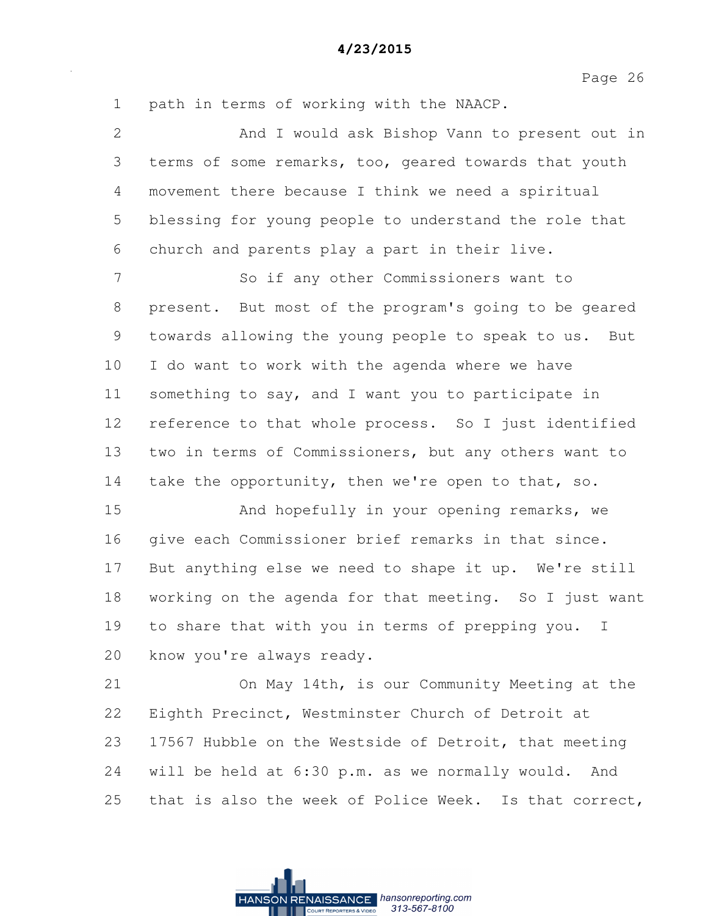path in terms of working with the NAACP.

And I would ask Bishop Vann to present out in terms of some remarks, too, geared towards that youth movement there because I think we need a spiritual blessing for young people to understand the role that church and parents play a part in their live.

So if any other Commissioners want to present. But most of the program's going to be geared towards allowing the young people to speak to us. But I do want to work with the agenda where we have something to say, and I want you to participate in reference to that whole process. So I just identified two in terms of Commissioners, but any others want to take the opportunity, then we're open to that, so.

And hopefully in your opening remarks, we give each Commissioner brief remarks in that since. But anything else we need to shape it up. We're still working on the agenda for that meeting. So I just want to share that with you in terms of prepping you. I know you're always ready.

On May 14th, is our Community Meeting at the Eighth Precinct, Westminster Church of Detroit at 17567 Hubble on the Westside of Detroit, that meeting will be held at 6:30 p.m. as we normally would. And that is also the week of Police Week. Is that correct,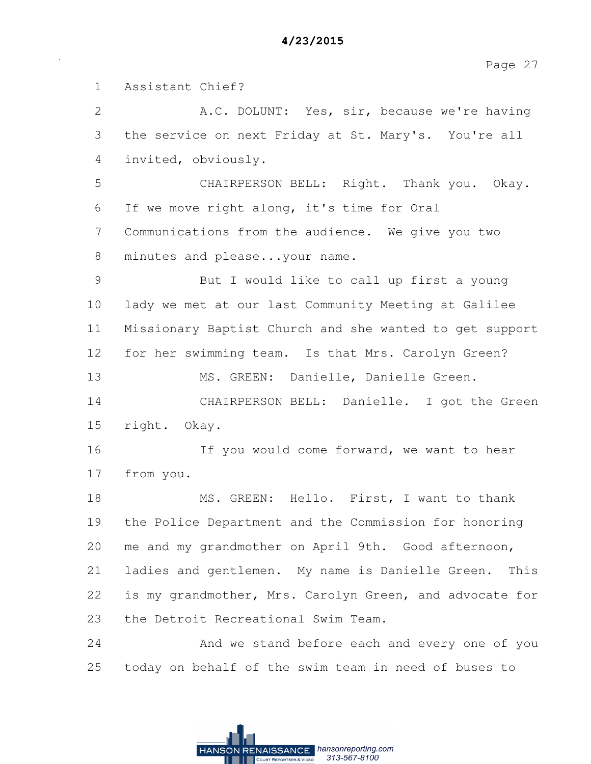1 Assistant Chief?

2 A.C. DOLUNT: Yes, sir, because we're having

3 the service on next Friday at St. Mary's. You're all

4 invited, obviously.

5 CHAIRPERSON BELL: Right. Thank you. Okay.

6 If we move right along, it's time for Oral

7 Communications from the audience. We give you two

8 minutes and please...your name.

9 But I would like to call up first a young

10 lady we met at our last Community Meeting at Galilee

11 Missionary Baptist Church and she wanted to get support

12 for her swimming team. Is that Mrs. Carolyn Green?

13 MS. GREEN: Danielle, Danielle Green.

14 CHAIRPERSON BELL: Danielle. I got the Green

15 right. Okay.

16 If you would come forward, we want to hear

17 from you.

18 MS. GREEN: Hello. First, I want to thank

19 the Police Department and the Commission for honoring

20 me and my grandmother on April 9th. Good afternoon,

21 ladies and gentlemen. My name is Danielle Green. This

22 is my grandmother, Mrs. Carolyn Green, and advocate for

23 the Detroit Recreational Swim Team.

24 And we stand before each and every one of you

25 today on behalf of the swim team in need of buses to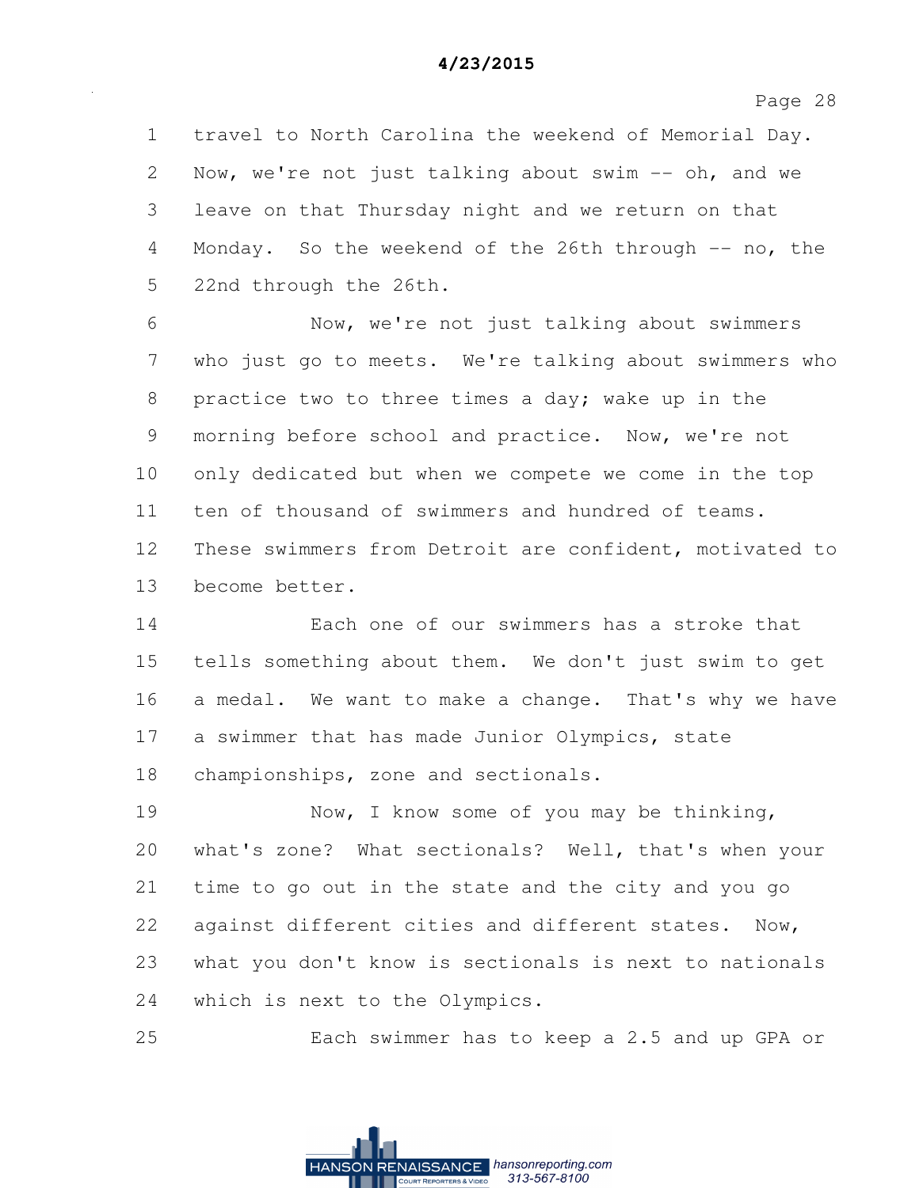1 travel to North Carolina the weekend of Memorial Day.
2 Now, we're not just talking about swim -- oh, and we
3 leave on that Thursday night and we return on that
4 Monday. So the weekend of the 26th through -- no, the
5 22nd through the 26th.
6 Now, we're not just talking about swimmers
7 who just go to meets. We're talking about swimmers who
8 practice two to three times a day; wake up in the
9 morning before school and practice. Now, we're not
10 only dedicated but when we compete we come in the top
11 ten of thousand of swimmers and hundred of teams.
12 These swimmers from Detroit are confident, motivated to
13 become better.
14 Each one of our swimmers has a stroke that
15 tells something about them. We don't just swim to get
16 a medal. We want to make a change. That's why we have
17 a swimmer that has made Junior Olympics, state
18 championships, zone and sectionals.
19 Now, I know some of you may be thinking,
20 what's zone? What sectionals? Well, that's when your
21 time to go out in the state and the city and you go
22 against different cities and different states. Now,
23 what you don't know is sectionals is next to nationals
24 which is next to the Olympics.
25 Each swimmer has to keep a 2.5 and up GPA or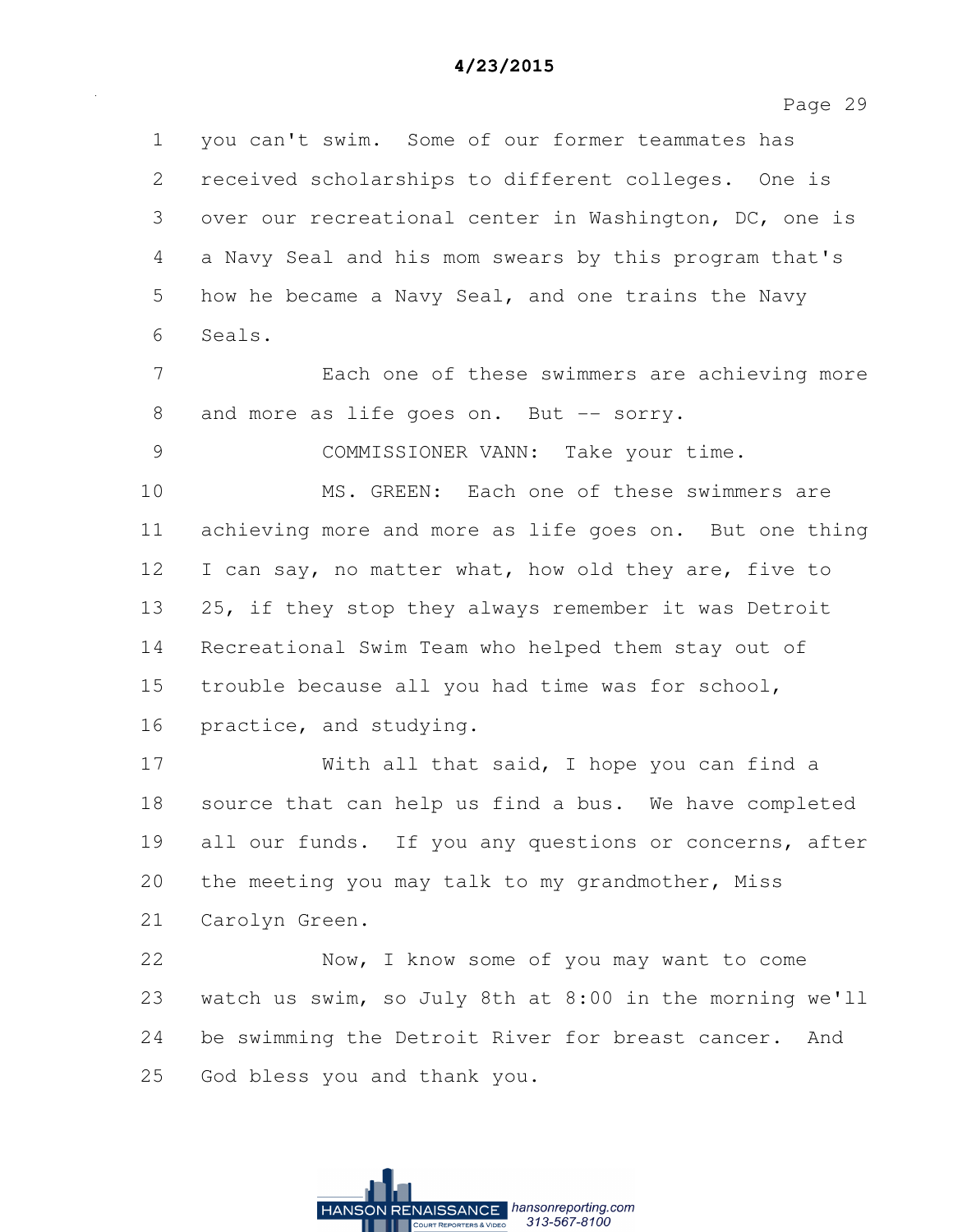you can't swim. Some of our former teammates has received scholarships to different colleges. One is over our recreational center in Washington, DC, one is a Navy Seal and his mom swears by this program that's how he became a Navy Seal, and one trains the Navy Seals.

Each one of these swimmers are achieving more and more as life goes on. But -- sorry.

COMMISSIONER VANN: Take your time.

MS. GREEN: Each one of these swimmers are achieving more and more as life goes on. But one thing I can say, no matter what, how old they are, five to 25, if they stop they always remember it was Detroit Recreational Swim Team who helped them stay out of trouble because all you had time was for school, practice, and studying.

With all that said, I hope you can find a source that can help us find a bus. We have completed all our funds. If you any questions or concerns, after the meeting you may talk to my grandmother, Miss Carolyn Green.

Now, I know some of you may want to come watch us swim, so July 8th at 8:00 in the morning we'll be swimming the Detroit River for breast cancer. And God bless you and thank you.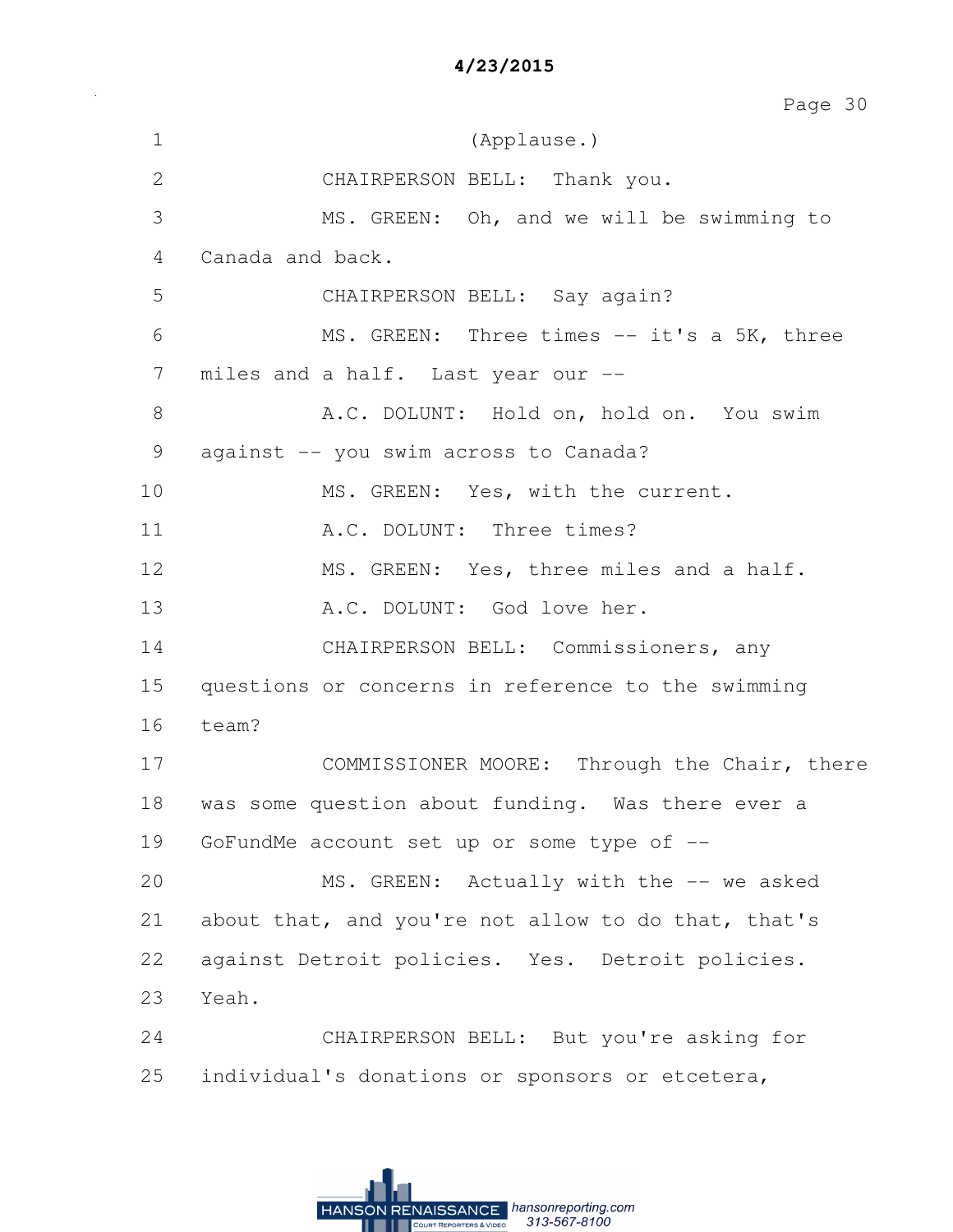(Applause.)

CHAIRPERSON BELL: Thank you.

MS. GREEN: Oh, and we will be swimming to Canada and back.

CHAIRPERSON BELL: Say again?

MS. GREEN: Three times -- it's a 5K, three miles and a half. Last year our --

A.C. DOLUNT: Hold on, hold on. You swim against -- you swim across to Canada?

MS. GREEN: Yes, with the current.

A.C. DOLUNT: Three times?

MS. GREEN: Yes, three miles and a half.

A.C. DOLUNT: God love her.

CHAIRPERSON BELL: Commissioners, any questions or concerns in reference to the swimming team?

COMMISSIONER MOORE: Through the Chair, there was some question about funding. Was there ever a GoFundMe account set up or some type of --

MS. GREEN: Actually with the -- we asked about that, and you're not allow to do that, that's against Detroit policies. Yes. Detroit policies. Yeah.

CHAIRPERSON BELL: But you're asking for individual's donations or sponsors or etcetera,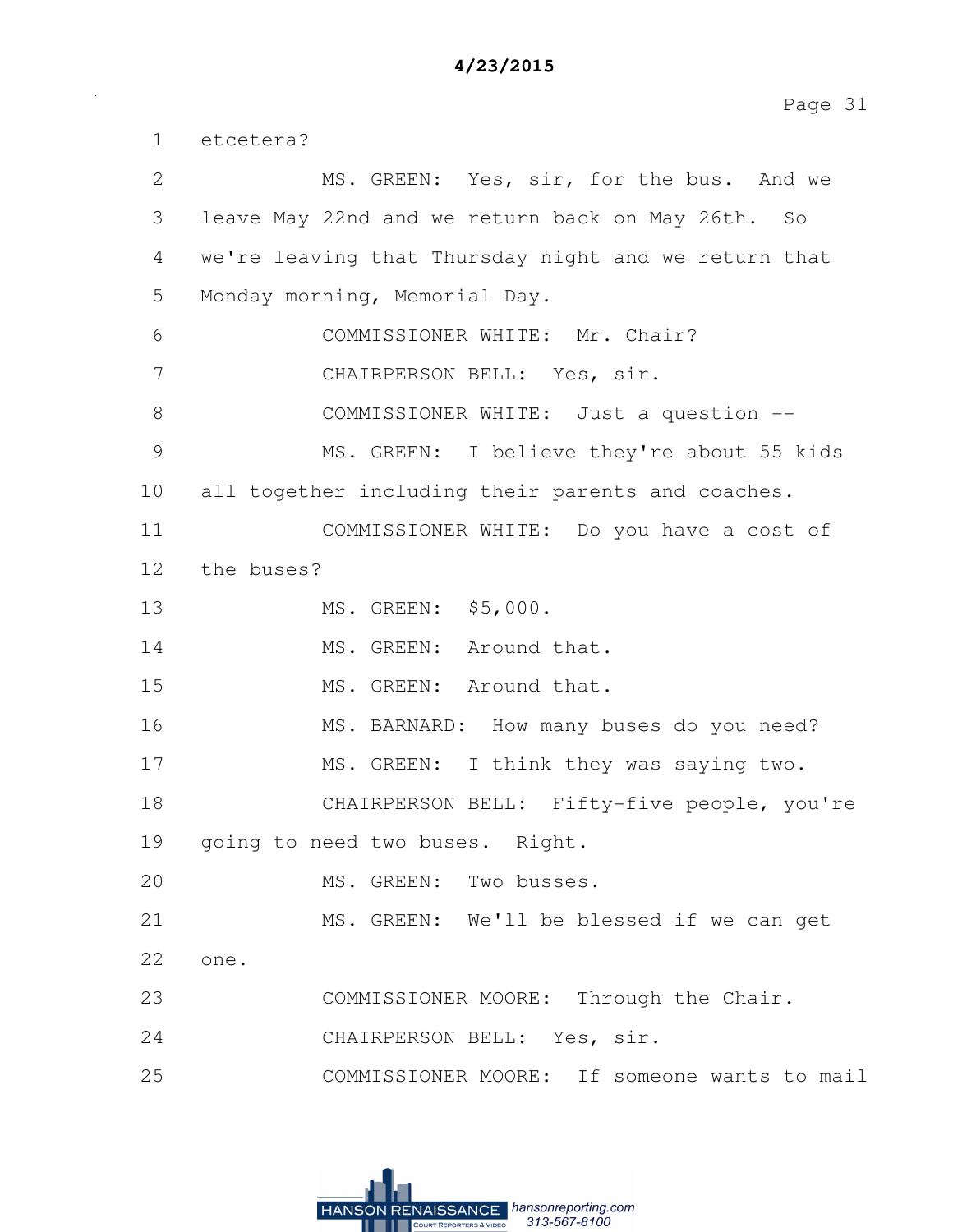1 etcetera?

2 MS. GREEN: Yes, sir, for the bus. And we

3 leave May 22nd and we return back on May 26th. So

4 we're leaving that Thursday night and we return that

5 Monday morning, Memorial Day.

6 COMMISSIONER WHITE: Mr. Chair?

7 CHAIRPERSON BELL: Yes, sir.

8 COMMISSIONER WHITE: Just a question --

9 MS. GREEN: I believe they're about 55 kids

10 all together including their parents and coaches.

11 COMMISSIONER WHITE: Do you have a cost of

12 the buses?

13 MS. GREEN: $5,000.

14 MS. GREEN: Around that.

15 MS. GREEN: Around that.

16 MS. BARNARD: How many buses do you need?

17 MS. GREEN: I think they was saying two.

18 CHAIRPERSON BELL: Fifty-five people, you're

19 going to need two buses. Right.

20 MS. GREEN: Two busses.

21 MS. GREEN: We'll be blessed if we can get

22 one.

23 COMMISSIONER MOORE: Through the Chair.

24 CHAIRPERSON BELL: Yes, sir.

25 COMMISSIONER MOORE: If someone wants to mail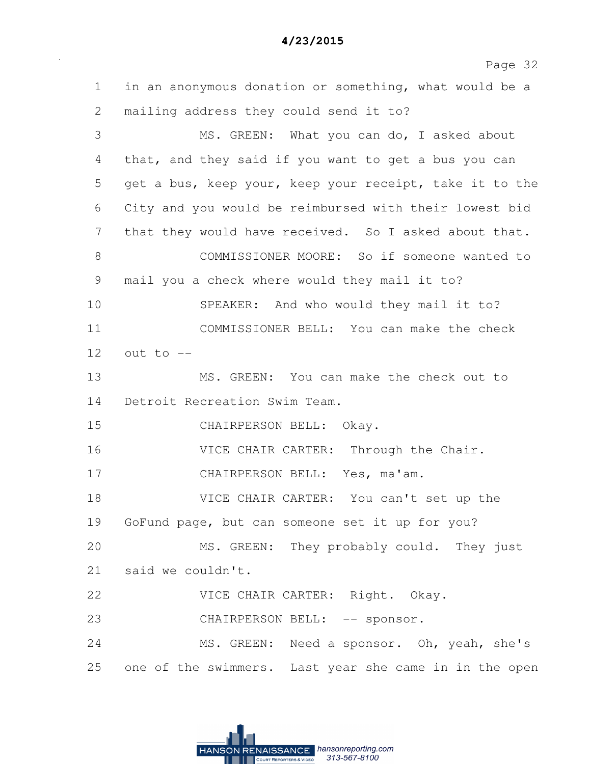1 in an anonymous donation or something, what would be a
2 mailing address they could send it to?
3 MS. GREEN: What you can do, I asked about
4 that, and they said if you want to get a bus you can
5 get a bus, keep your, keep your receipt, take it to the
6 City and you would be reimbursed with their lowest bid
7 that they would have received. So I asked about that.
8 COMMISSIONER MOORE: So if someone wanted to
9 mail you a check where would they mail it to?
10 SPEAKER: And who would they mail it to?
11 COMMISSIONER BELL: You can make the check
12 out to --
13 MS. GREEN: You can make the check out to
14 Detroit Recreation Swim Team.
15 CHAIRPERSON BELL: Okay.
16 VICE CHAIR CARTER: Through the Chair.
17 CHAIRPERSON BELL: Yes, ma'am.
18 VICE CHAIR CARTER: You can't set up the
19 GoFund page, but can someone set it up for you?
20 MS. GREEN: They probably could. They just
21 said we couldn't.
22 VICE CHAIR CARTER: Right. Okay.
23 CHAIRPERSON BELL: -- sponsor.
24 MS. GREEN: Need a sponsor. Oh, yeah, she's
25 one of the swimmers. Last year she came in in the open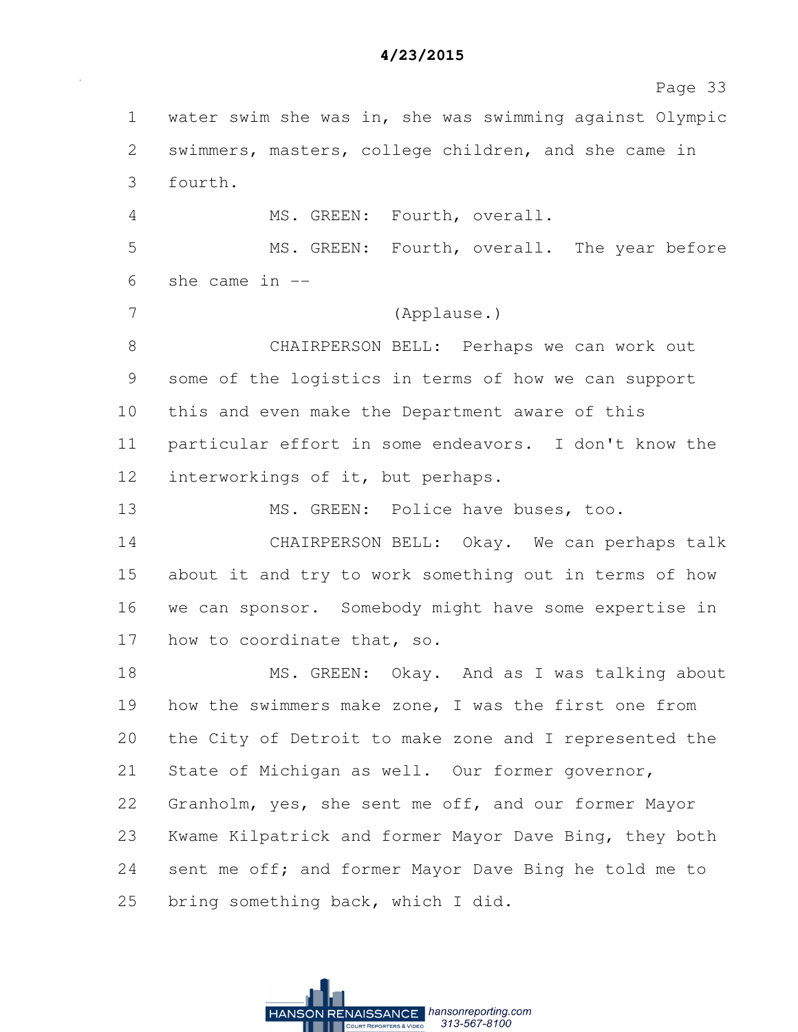1 water swim she was in, she was swimming against Olympic
2 swimmers, masters, college children, and she came in
3 fourth.

4 MS. GREEN: Fourth, overall.

5 MS. GREEN: Fourth, overall. The year before
6 she came in --

7 (Applause.)

8 CHAIRPERSON BELL: Perhaps we can work out
9 some of the logistics in terms of how we can support
10 this and even make the Department aware of this
11 particular effort in some endeavors. I don't know the
12 interworkings of it, but perhaps.

13 MS. GREEN: Police have buses, too.

14 CHAIRPERSON BELL: Okay. We can perhaps talk
15 about it and try to work something out in terms of how
16 we can sponsor. Somebody might have some expertise in
17 how to coordinate that, so.

18 MS. GREEN: Okay. And as I was talking about
19 how the swimmers make zone, I was the first one from
20 the City of Detroit to make zone and I represented the
21 State of Michigan as well. Our former governor,
22 Granholm, yes, she sent me off, and our former Mayor
23 Kwame Kilpatrick and former Mayor Dave Bing, they both
24 sent me off; and former Mayor Dave Bing he told me to
25 bring something back, which I did.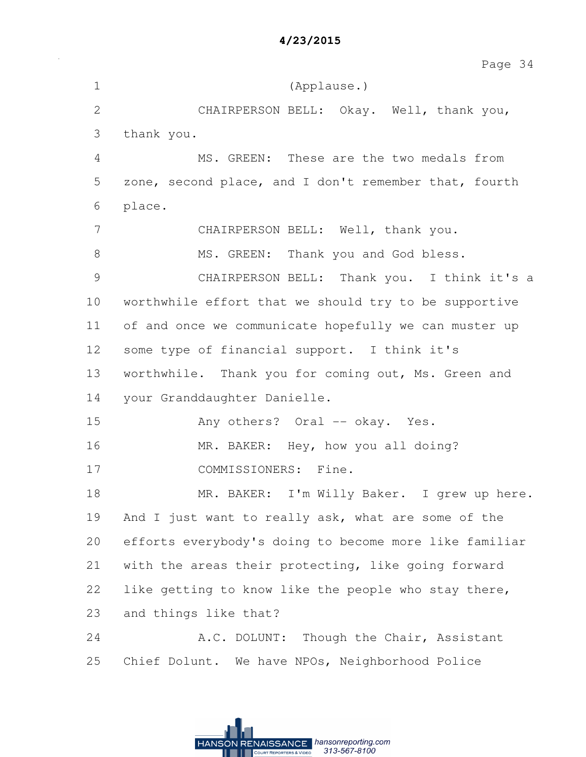(Applause.)

CHAIRPERSON BELL: Okay. Well, thank you, thank you.

MS. GREEN: These are the two medals from zone, second place, and I don't remember that, fourth place.

CHAIRPERSON BELL: Well, thank you.

MS. GREEN: Thank you and God bless.

CHAIRPERSON BELL: Thank you. I think it's a worthwhile effort that we should try to be supportive of and once we communicate hopefully we can muster up some type of financial support. I think it's worthwhile. Thank you for coming out, Ms. Green and your Granddaughter Danielle.

Any others? Oral -- okay. Yes.

MR. BAKER: Hey, how you all doing?

COMMISSIONERS: Fine.

MR. BAKER: I'm Willy Baker. I grew up here. And I just want to really ask, what are some of the efforts everybody's doing to become more like familiar with the areas their protecting, like going forward like getting to know like the people who stay there, and things like that?

A.C. DOLUNT: Though the Chair, Assistant Chief Dolunt. We have NPOs, Neighborhood Police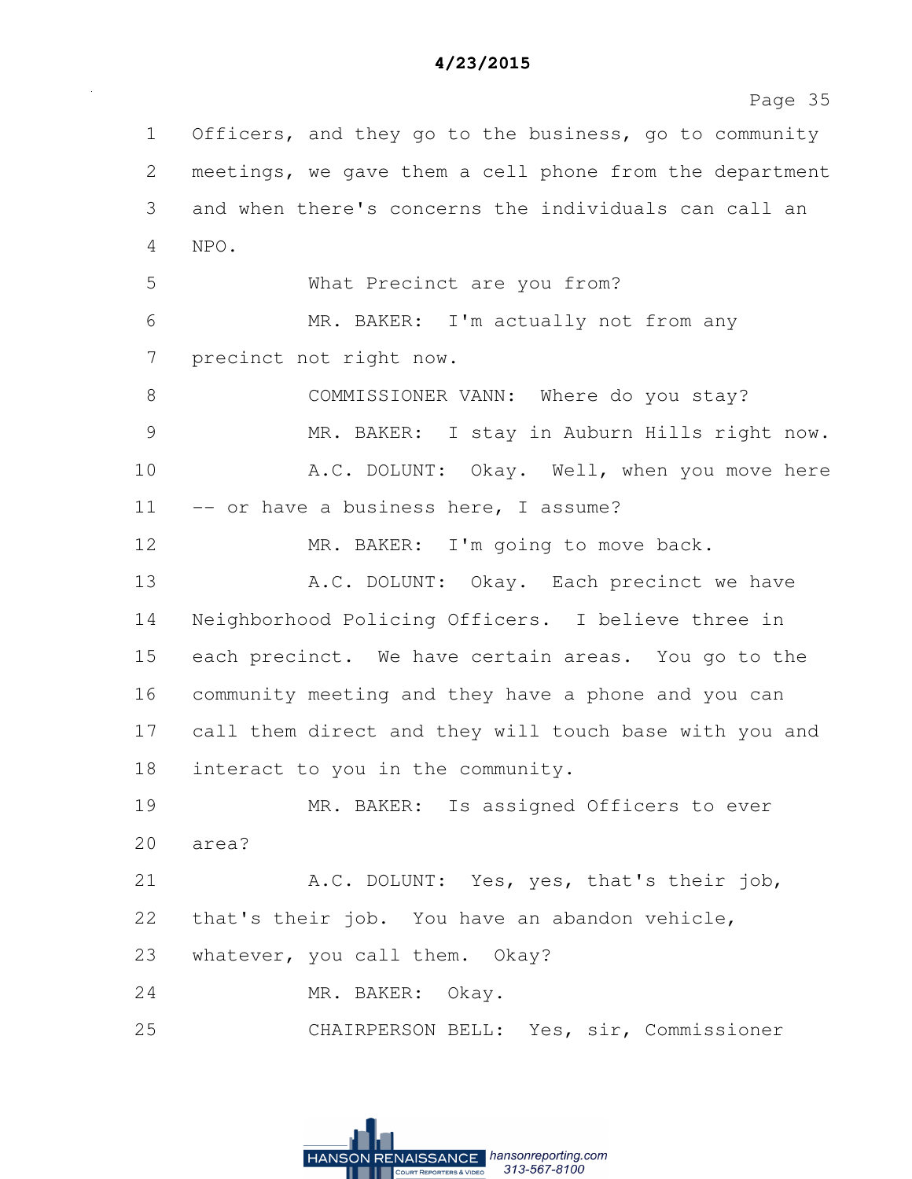1 Officers, and they go to the business, go to community
2 meetings, we gave them a cell phone from the department
3 and when there's concerns the individuals can call an
4 NPO.
5 What Precinct are you from?
6 MR. BAKER: I'm actually not from any
7 precinct not right now.
8 COMMISSIONER VANN: Where do you stay?
9 MR. BAKER: I stay in Auburn Hills right now.
10 A.C. DOLUNT: Okay. Well, when you move here
11 -- or have a business here, I assume?
12 MR. BAKER: I'm going to move back.
13 A.C. DOLUNT: Okay. Each precinct we have
14 Neighborhood Policing Officers. I believe three in
15 each precinct. We have certain areas. You go to the
16 community meeting and they have a phone and you can
17 call them direct and they will touch base with you and
18 interact to you in the community.
19 MR. BAKER: Is assigned Officers to ever
20 area?
21 A.C. DOLUNT: Yes, yes, that's their job,
22 that's their job. You have an abandon vehicle,
23 whatever, you call them. Okay?
24 MR. BAKER: Okay.
25 CHAIRPERSON BELL: Yes, sir, Commissioner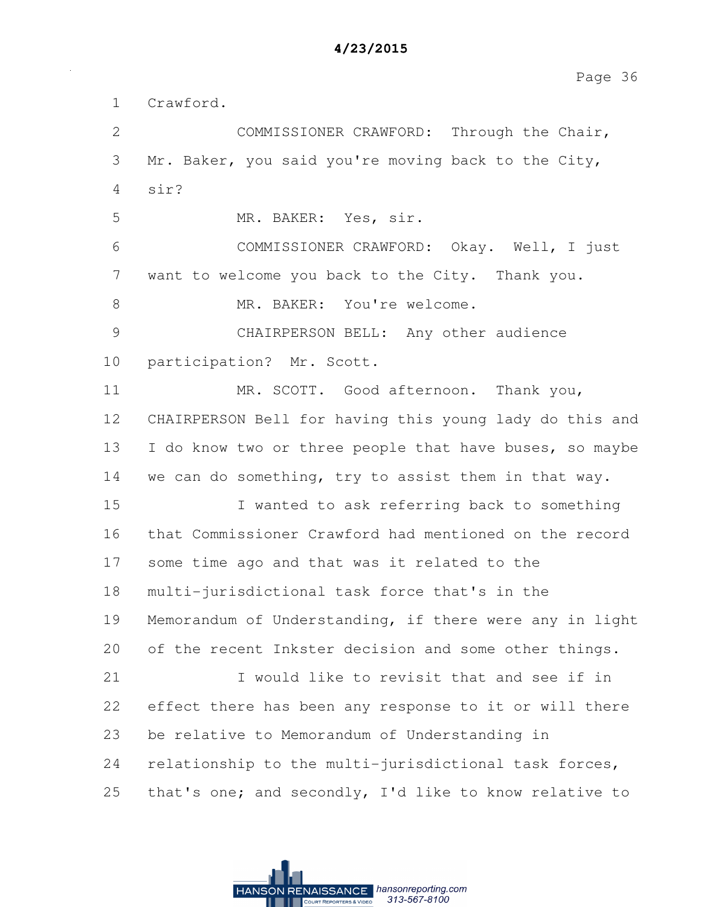Crawford.

COMMISSIONER CRAWFORD: Through the Chair, Mr. Baker, you said you're moving back to the City, sir?

MR. BAKER: Yes, sir.

COMMISSIONER CRAWFORD: Okay. Well, I just want to welcome you back to the City. Thank you.

MR. BAKER: You're welcome.

CHAIRPERSON BELL: Any other audience participation? Mr. Scott.

MR. SCOTT. Good afternoon. Thank you, CHAIRPERSON Bell for having this young lady do this and I do know two or three people that have buses, so maybe we can do something, try to assist them in that way.

I wanted to ask referring back to something that Commissioner Crawford had mentioned on the record some time ago and that was it related to the multi-jurisdictional task force that's in the Memorandum of Understanding, if there were any in light of the recent Inkster decision and some other things.

I would like to revisit that and see if in effect there has been any response to it or will there be relative to Memorandum of Understanding in relationship to the multi-jurisdictional task forces, that's one; and secondly, I'd like to know relative to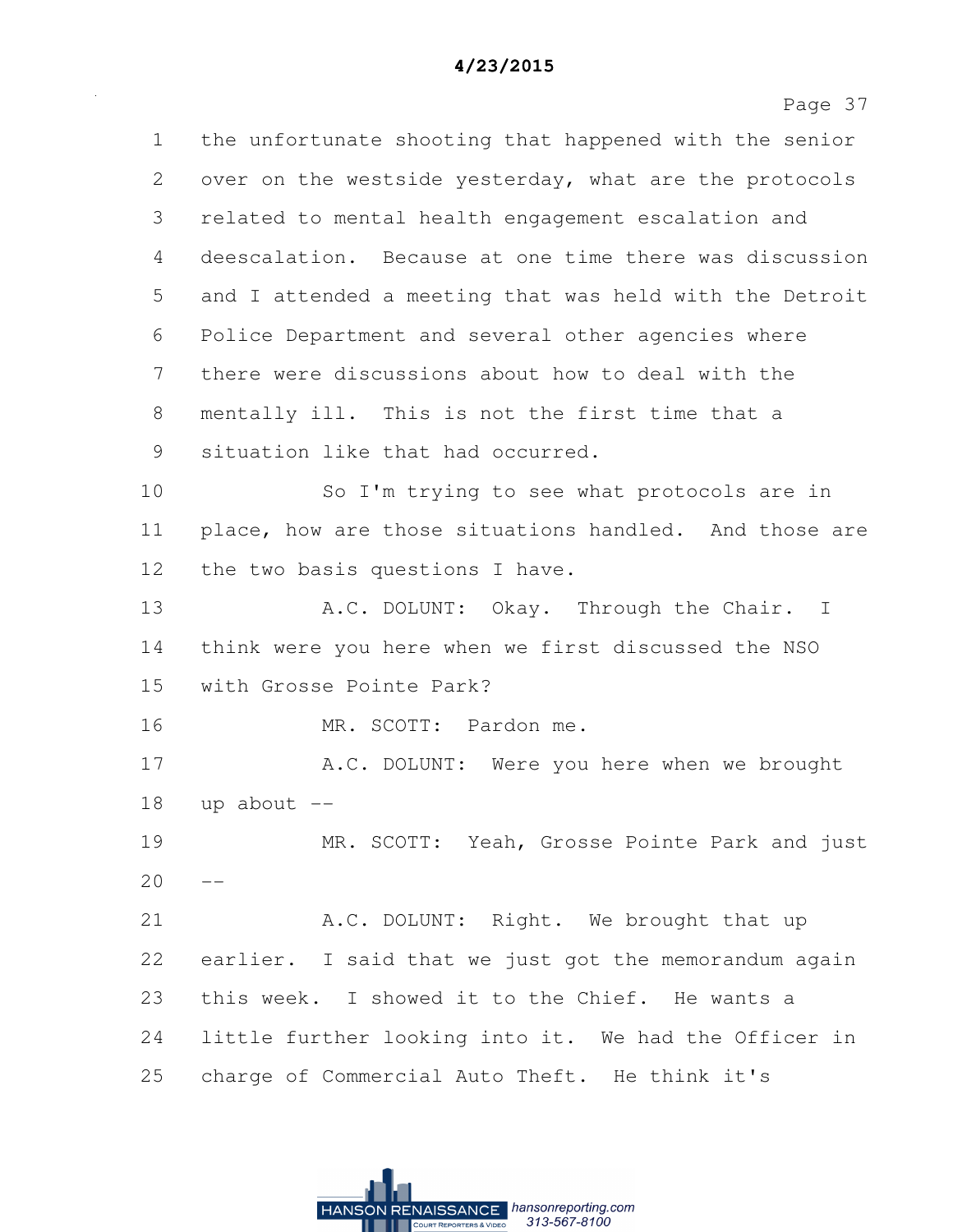1 the unfortunate shooting that happened with the senior
2 over on the westside yesterday, what are the protocols
3 related to mental health engagement escalation and
4 deescalation. Because at one time there was discussion
5 and I attended a meeting that was held with the Detroit
6 Police Department and several other agencies where
7 there were discussions about how to deal with the
8 mentally ill. This is not the first time that a
9 situation like that had occurred.
10 So I'm trying to see what protocols are in
11 place, how are those situations handled. And those are
12 the two basis questions I have.
13 A.C. DOLUNT: Okay. Through the Chair. I
14 think were you here when we first discussed the NSO
15 with Grosse Pointe Park?
16 MR. SCOTT: Pardon me.
17 A.C. DOLUNT: Were you here when we brought
18 up about --
19 MR. SCOTT: Yeah, Grosse Pointe Park and just
20 --
21 A.C. DOLUNT: Right. We brought that up
22 earlier. I said that we just got the memorandum again
23 this week. I showed it to the Chief. He wants a
24 little further looking into it. We had the Officer in
25 charge of Commercial Auto Theft. He think it's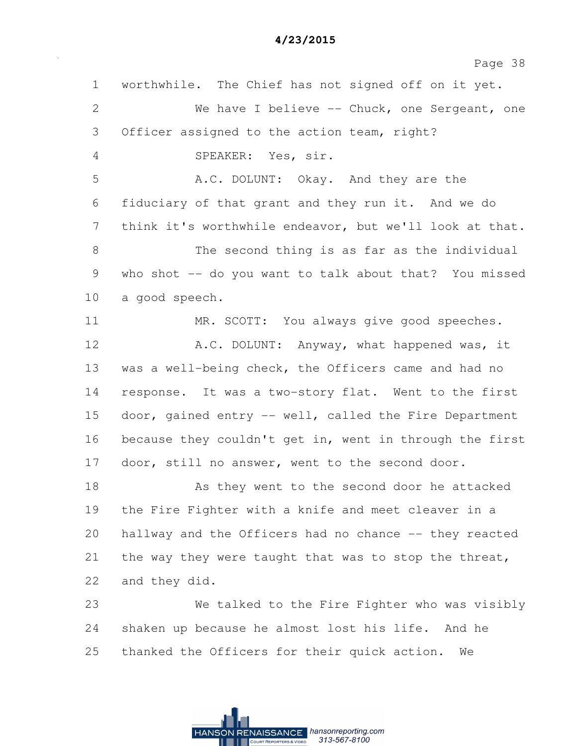1 worthwhile. The Chief has not signed off on it yet.

2 We have I believe -- Chuck, one Sergeant, one

3 Officer assigned to the action team, right?

4 SPEAKER: Yes, sir.

5 A.C. DOLUNT: Okay. And they are the

6 fiduciary of that grant and they run it. And we do

7 think it's worthwhile endeavor, but we'll look at that.

8 The second thing is as far as the individual

9 who shot -- do you want to talk about that? You missed

10 a good speech.

11 MR. SCOTT: You always give good speeches.

12 A.C. DOLUNT: Anyway, what happened was, it

13 was a well-being check, the Officers came and had no

14 response. It was a two-story flat. Went to the first

15 door, gained entry -- well, called the Fire Department

16 because they couldn't get in, went in through the first

17 door, still no answer, went to the second door.

18 As they went to the second door he attacked

19 the Fire Fighter with a knife and meet cleaver in a

20 hallway and the Officers had no chance -- they reacted

21 the way they were taught that was to stop the threat,

22 and they did.

23 We talked to the Fire Fighter who was visibly

24 shaken up because he almost lost his life. And he

25 thanked the Officers for their quick action. We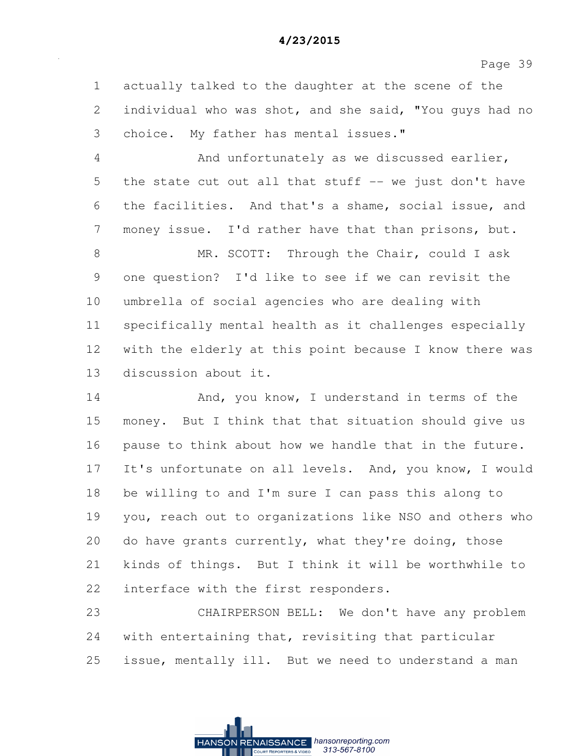1 actually talked to the daughter at the scene of the
2 individual who was shot, and she said, "You guys had no
3 choice. My father has mental issues."
4 And unfortunately as we discussed earlier,
5 the state cut out all that stuff -- we just don't have
6 the facilities. And that's a shame, social issue, and
7 money issue. I'd rather have that than prisons, but.
8 MR. SCOTT: Through the Chair, could I ask
9 one question? I'd like to see if we can revisit the
10 umbrella of social agencies who are dealing with
11 specifically mental health as it challenges especially
12 with the elderly at this point because I know there was
13 discussion about it.
14 And, you know, I understand in terms of the
15 money. But I think that that situation should give us
16 pause to think about how we handle that in the future.
17 It's unfortunate on all levels. And, you know, I would
18 be willing to and I'm sure I can pass this along to
19 you, reach out to organizations like NSO and others who
20 do have grants currently, what they're doing, those
21 kinds of things. But I think it will be worthwhile to
22 interface with the first responders.
23 CHAIRPERSON BELL: We don't have any problem
24 with entertaining that, revisiting that particular
25 issue, mentally ill. But we need to understand a man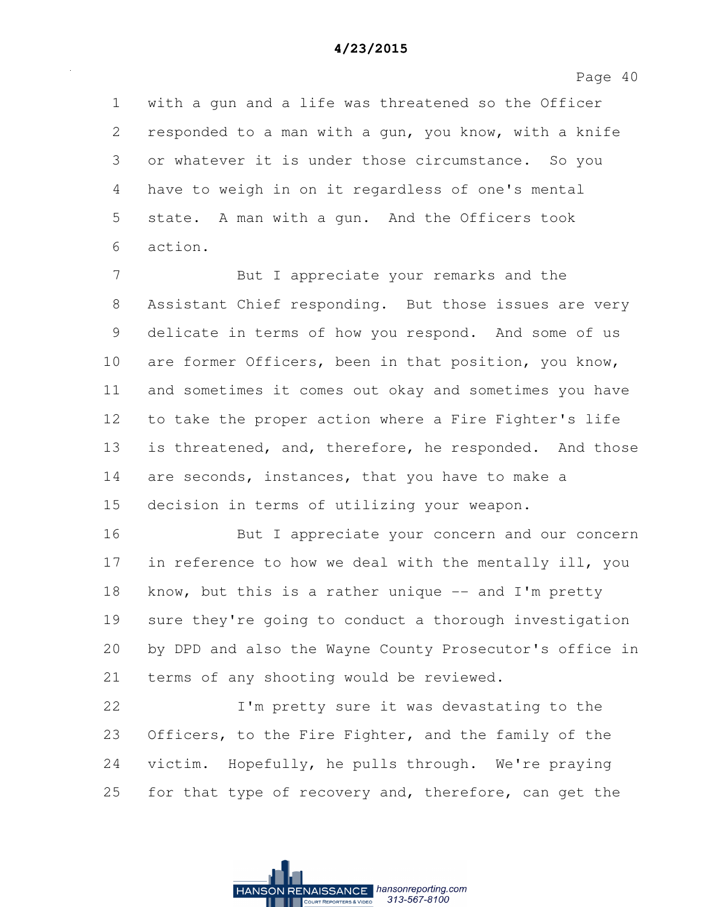with a gun and a life was threatened so the Officer responded to a man with a gun, you know, with a knife or whatever it is under those circumstance. So you have to weigh in on it regardless of one's mental state. A man with a gun. And the Officers took action.

But I appreciate your remarks and the Assistant Chief responding. But those issues are very delicate in terms of how you respond. And some of us are former Officers, been in that position, you know, and sometimes it comes out okay and sometimes you have to take the proper action where a Fire Fighter's life is threatened, and, therefore, he responded. And those are seconds, instances, that you have to make a decision in terms of utilizing your weapon.

But I appreciate your concern and our concern in reference to how we deal with the mentally ill, you know, but this is a rather unique -- and I'm pretty sure they're going to conduct a thorough investigation by DPD and also the Wayne County Prosecutor's office in terms of any shooting would be reviewed.

I'm pretty sure it was devastating to the Officers, to the Fire Fighter, and the family of the victim. Hopefully, he pulls through. We're praying for that type of recovery and, therefore, can get the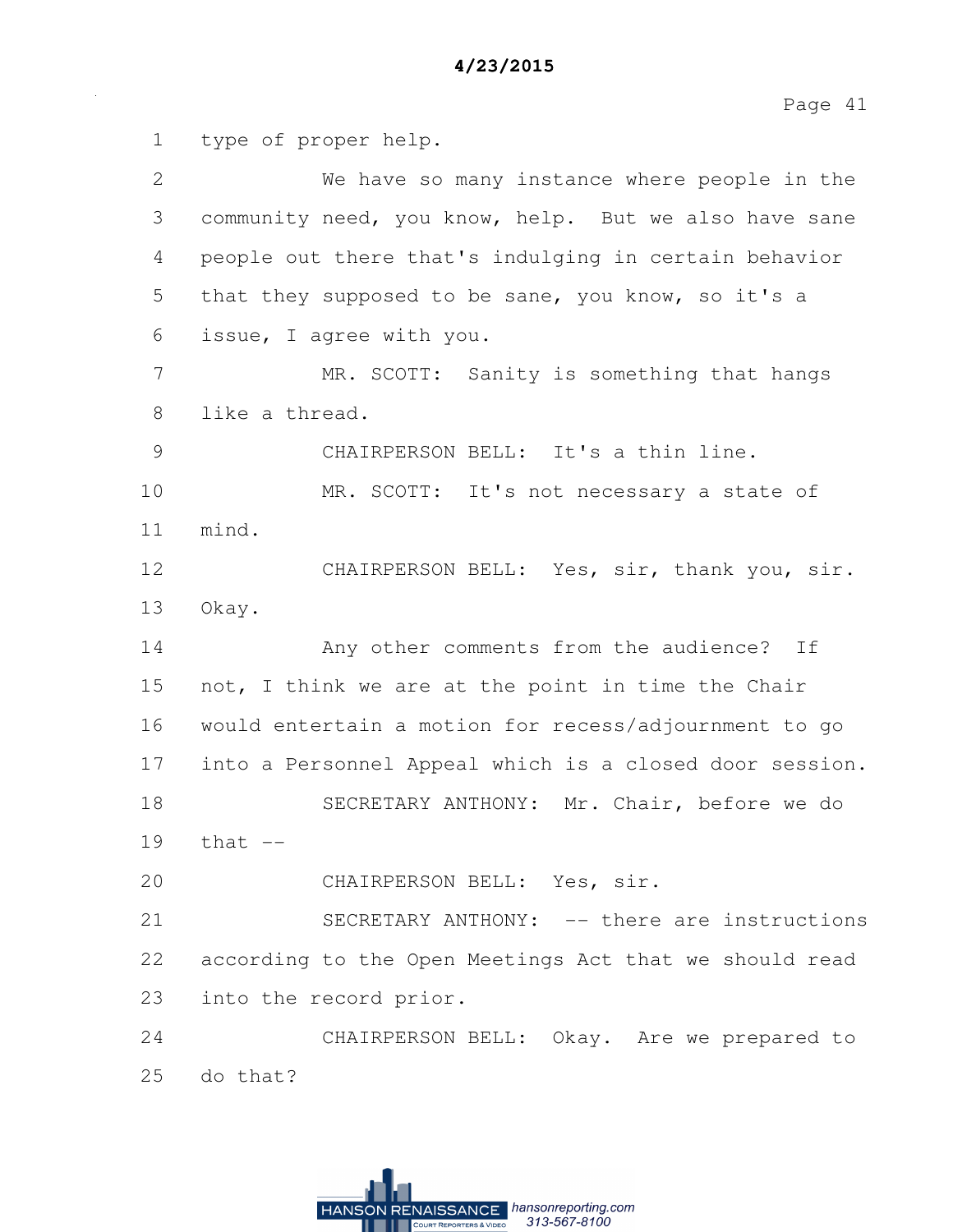1 type of proper help.

2 We have so many instance where people in the

3 community need, you know, help. But we also have sane

4 people out there that's indulging in certain behavior

5 that they supposed to be sane, you know, so it's a

6 issue, I agree with you.

7 MR. SCOTT: Sanity is something that hangs

8 like a thread.

9 CHAIRPERSON BELL: It's a thin line.

10 MR. SCOTT: It's not necessary a state of

11 mind.

12 CHAIRPERSON BELL: Yes, sir, thank you, sir.

13 Okay.

14 Any other comments from the audience? If

15 not, I think we are at the point in time the Chair

16 would entertain a motion for recess/adjournment to go

17 into a Personnel Appeal which is a closed door session.

18 SECRETARY ANTHONY: Mr. Chair, before we do

19 that --

20 CHAIRPERSON BELL: Yes, sir.

21 SECRETARY ANTHONY: -- there are instructions

22 according to the Open Meetings Act that we should read

23 into the record prior.

24 CHAIRPERSON BELL: Okay. Are we prepared to

25 do that?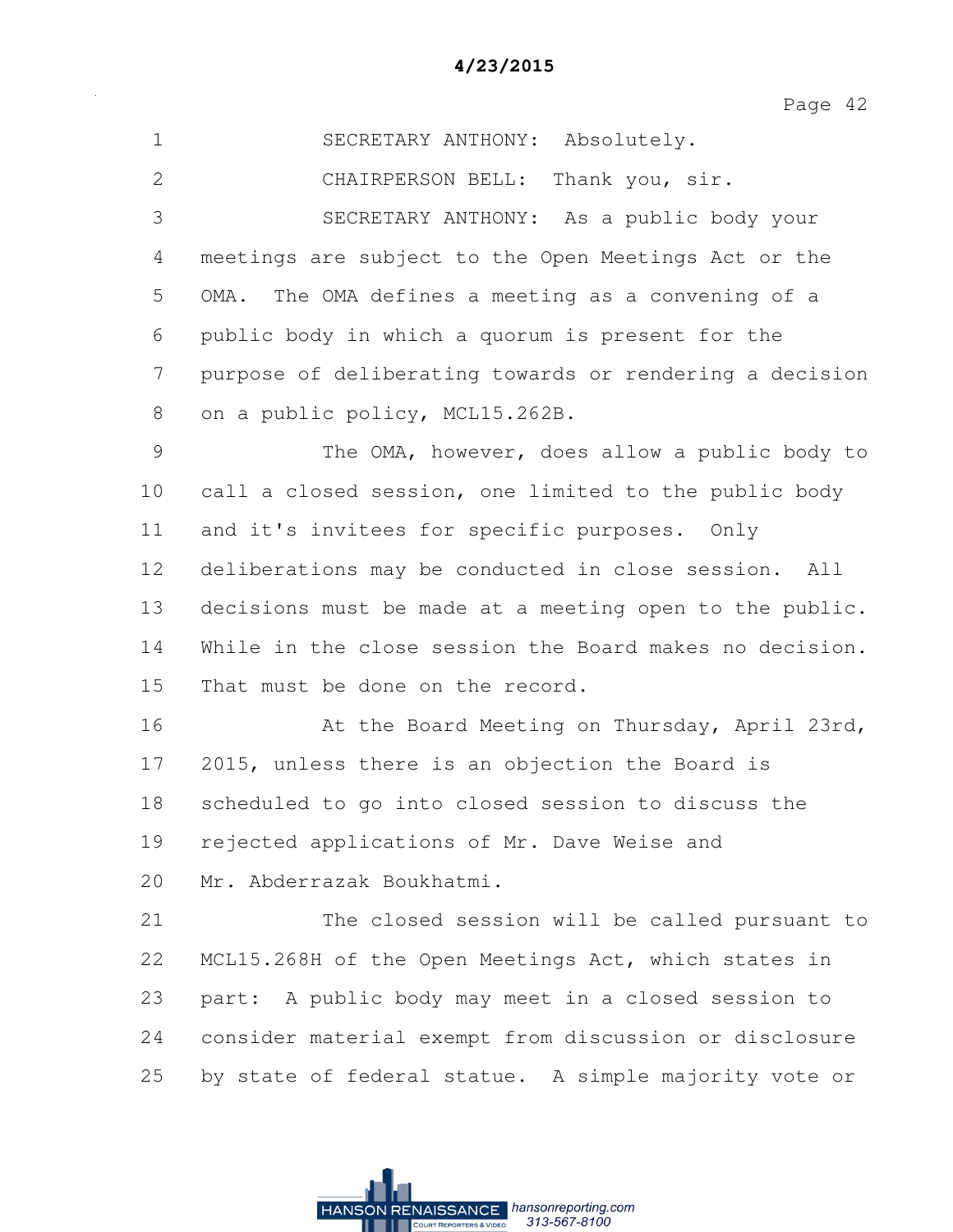SECRETARY ANTHONY: Absolutely.

CHAIRPERSON BELL: Thank you, sir.

SECRETARY ANTHONY: As a public body your meetings are subject to the Open Meetings Act or the OMA. The OMA defines a meeting as a convening of a public body in which a quorum is present for the purpose of deliberating towards or rendering a decision on a public policy, MCL15.262B.

The OMA, however, does allow a public body to call a closed session, one limited to the public body and it's invitees for specific purposes. Only deliberations may be conducted in close session. All decisions must be made at a meeting open to the public. While in the close session the Board makes no decision. That must be done on the record.

At the Board Meeting on Thursday, April 23rd, 2015, unless there is an objection the Board is scheduled to go into closed session to discuss the rejected applications of Mr. Dave Weise and Mr. Abderrazak Boukhatmi.

The closed session will be called pursuant to MCL15.268H of the Open Meetings Act, which states in part: A public body may meet in a closed session to consider material exempt from discussion or disclosure by state of federal statue. A simple majority vote or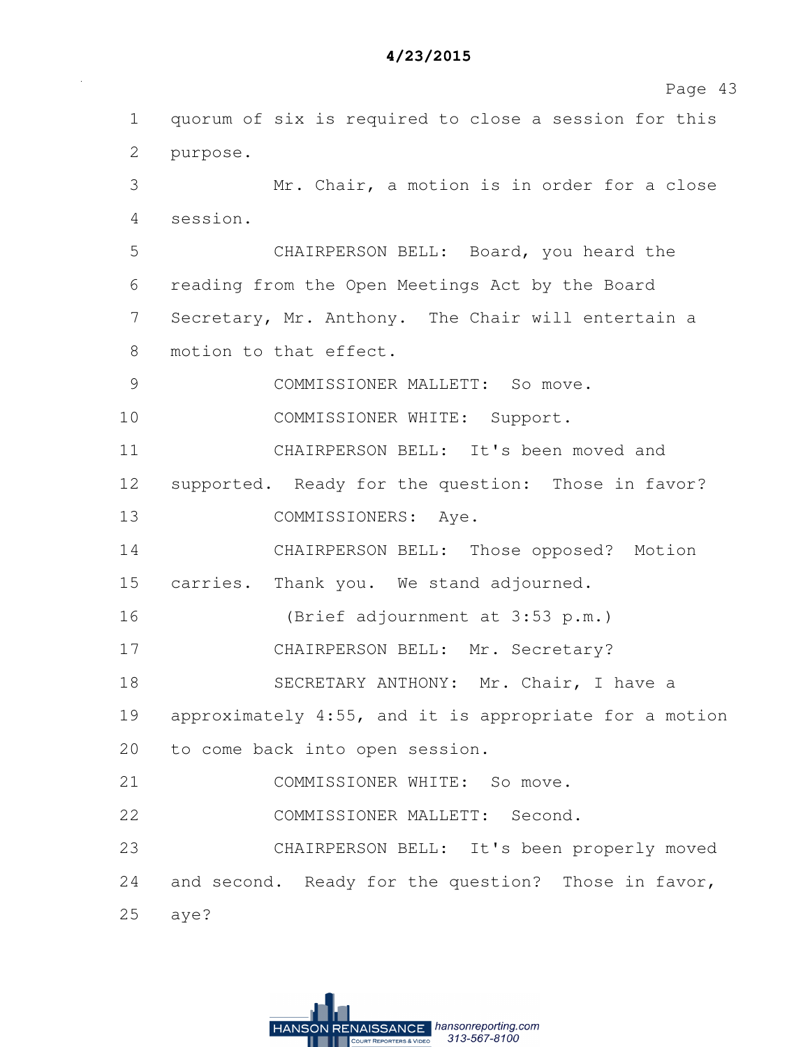1 quorum of six is required to close a session for this
2 purpose.
3 Mr. Chair, a motion is in order for a close
4 session.
5 CHAIRPERSON BELL: Board, you heard the
6 reading from the Open Meetings Act by the Board
7 Secretary, Mr. Anthony. The Chair will entertain a
8 motion to that effect.
9 COMMISSIONER MALLETT: So move.
10 COMMISSIONER WHITE: Support.
11 CHAIRPERSON BELL: It's been moved and
12 supported. Ready for the question: Those in favor?
13 COMMISSIONERS: Aye.
14 CHAIRPERSON BELL: Those opposed? Motion
15 carries. Thank you. We stand adjourned.
16 (Brief adjournment at 3:53 p.m.)
17 CHAIRPERSON BELL: Mr. Secretary?
18 SECRETARY ANTHONY: Mr. Chair, I have a
19 approximately 4:55, and it is appropriate for a motion
20 to come back into open session.
21 COMMISSIONER WHITE: So move.
22 COMMISSIONER MALLETT: Second.
23 CHAIRPERSON BELL: It's been properly moved
24 and second. Ready for the question? Those in favor,
25 aye?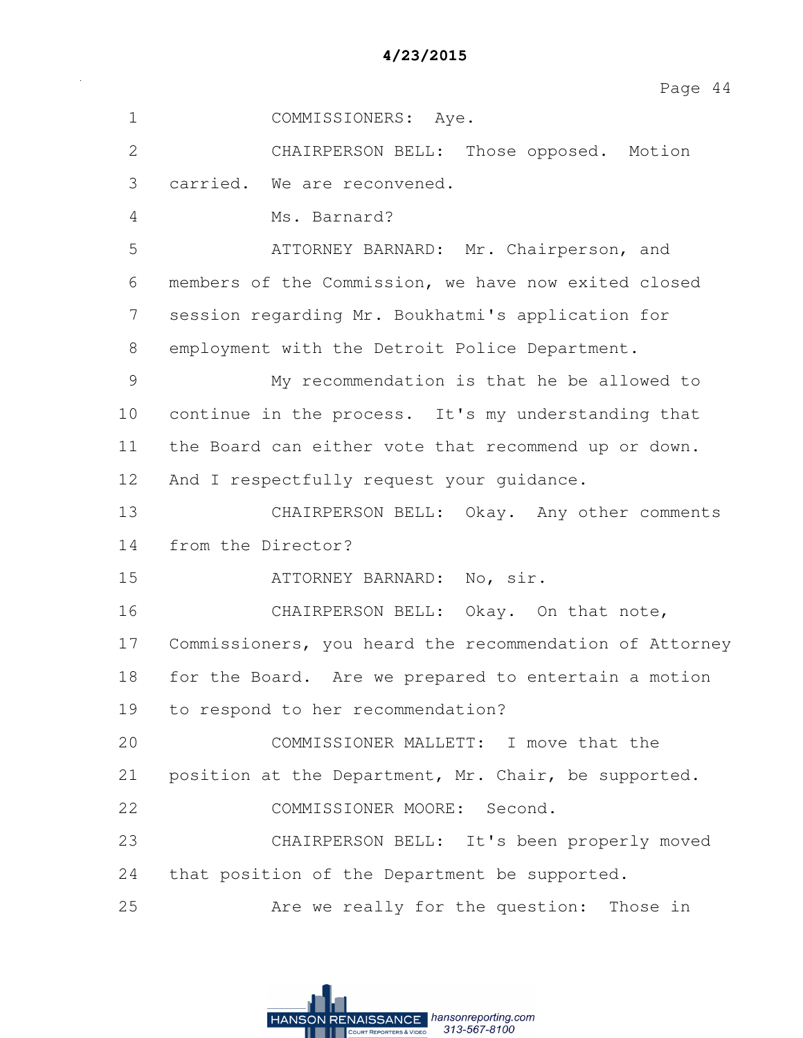1 COMMISSIONERS: Aye.

2 CHAIRPERSON BELL: Those opposed. Motion

3 carried. We are reconvened.

4 Ms. Barnard?

5 ATTORNEY BARNARD: Mr. Chairperson, and

6 members of the Commission, we have now exited closed

7 session regarding Mr. Boukhatmi's application for

8 employment with the Detroit Police Department.

9 My recommendation is that he be allowed to

10 continue in the process. It's my understanding that

11 the Board can either vote that recommend up or down.

12 And I respectfully request your guidance.

13 CHAIRPERSON BELL: Okay. Any other comments

14 from the Director?

15 ATTORNEY BARNARD: No, sir.

16 CHAIRPERSON BELL: Okay. On that note,

17 Commissioners, you heard the recommendation of Attorney

18 for the Board. Are we prepared to entertain a motion

19 to respond to her recommendation?

20 COMMISSIONER MALLETT: I move that the

21 position at the Department, Mr. Chair, be supported.

22 COMMISSIONER MOORE: Second.

23 CHAIRPERSON BELL: It's been properly moved

24 that position of the Department be supported.

25 Are we really for the question: Those in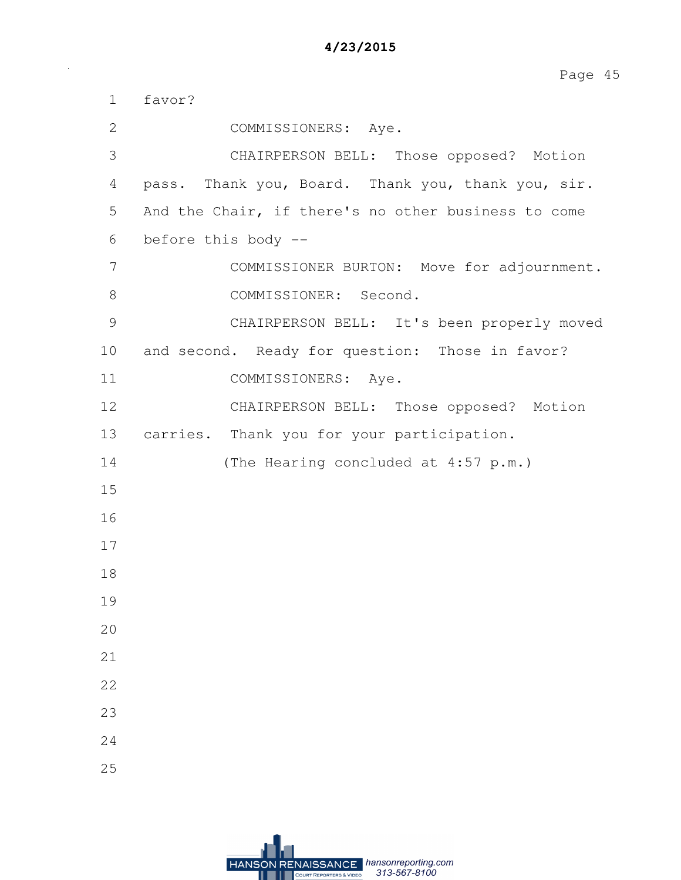favor?

COMMISSIONERS: Aye.

CHAIRPERSON BELL: Those opposed? Motion pass. Thank you, Board. Thank you, thank you, sir. And the Chair, if there's no other business to come before this body --

COMMISSIONER BURTON: Move for adjournment.

COMMISSIONER: Second.

CHAIRPERSON BELL: It's been properly moved and second. Ready for question: Those in favor?

COMMISSIONERS: Aye.

CHAIRPERSON BELL: Those opposed? Motion carries. Thank you for your participation.

(The Hearing concluded at 4:57 p.m.)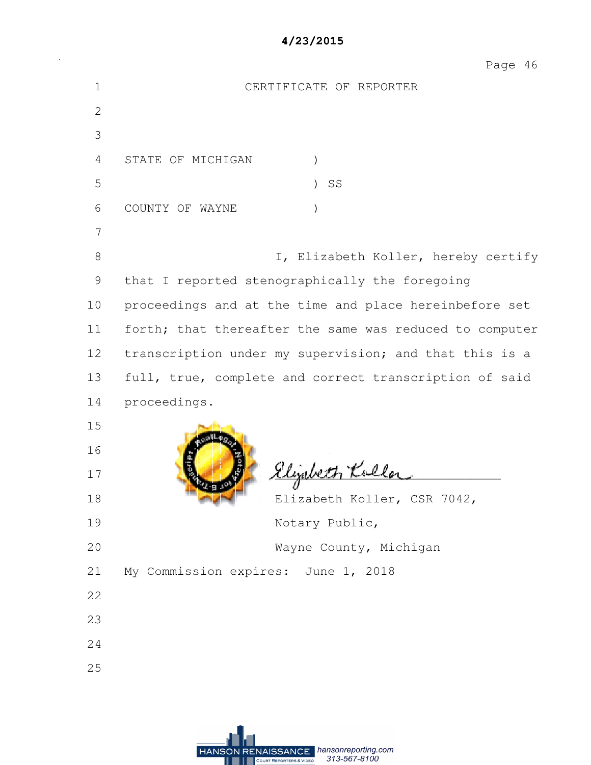# CERTIFICATE OF REPORTER

STATE OF MICHIGAN )
) SS
COUNTY OF WAYNE )

I, Elizabeth Koller, hereby certify that I reported stenographically the foregoing proceedings and at the time and place hereinbefore set forth; that thereafter the same was reduced to computer transcription under my supervision; and that this is a full, true, complete and correct transcription of said proceedings.

Elizabeth Koller, CSR 7042,
Notary Public,
Wayne County, Michigan

My Commission expires: June 1, 2018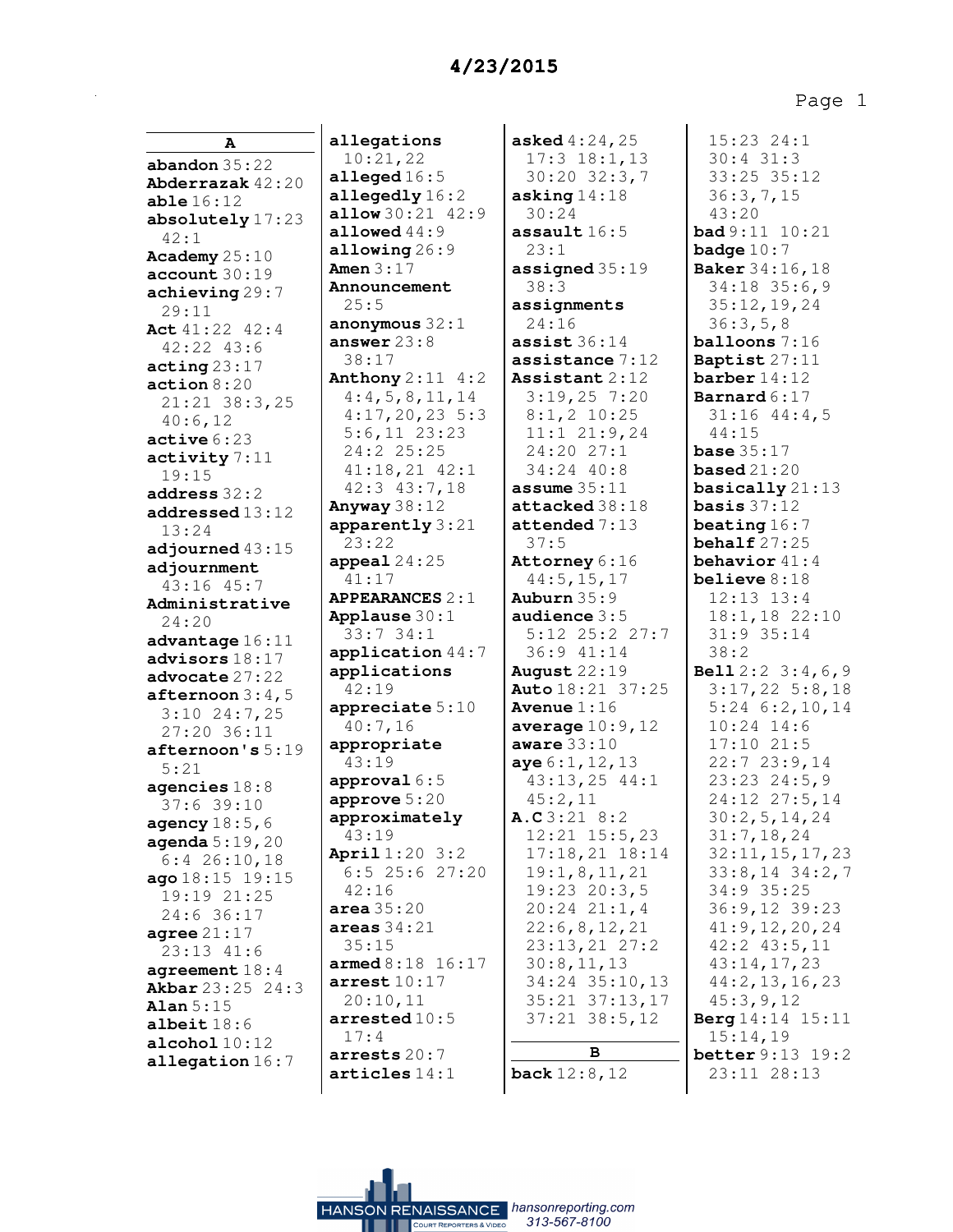# A

**abandon** 35:22
**Abderrazak** 42:20
**able** 16:12
**absolutely** 17:23 42:1
**Academy** 25:10
**account** 30:19
**achieving** 29:7 29:11
**Act** 41:22 42:4 42:22 43:6
**acting** 23:17
**action** 8:20 21:21 38:3,25 40:6,12
**active** 6:23
**activity** 7:11 19:15
**address** 32:2
**addressed** 13:12 13:24
**adjourned** 43:15
**adjournment** 43:16 45:7
**Administrative** 24:20
**advantage** 16:11
**advisors** 18:17
**advocate** 27:22
**afternoon** 3:4,5 3:10 24:7,25 27:20 36:11
**afternoon's** 5:19 5:21
**agencies** 18:8 37:6 39:10
**agency** 18:5,6
**agenda** 5:19,20 6:4 26:10,18
**ago** 18:15 19:15 19:19 21:25 24:6 36:17
**agree** 21:17 23:13 41:6
**agreement** 18:4
**Akbar** 23:25 24:3
**Alan** 5:15
**albeit** 18:6
**alcohol** 10:12
**allegation** 16:7
**allegations** 10:21,22
**alleged** 16:5
**allegedly** 16:2
**allow** 30:21 42:9
**allowed** 44:9
**allowing** 26:9
**Amen** 3:17
**Announcement** 25:5
**anonymous** 32:1
**answer** 23:8 38:17
**Anthony** 2:11 4:2 4:4,5,8,11,14 4:17,20,23 5:3 5:6,11 23:23 24:2 25:25 41:18,21 42:1 42:3 43:7,18
**Anyway** 38:12
**apparently** 3:21 23:22
**appeal** 24:25 41:17
**APPEARANCES** 2:1
**Applause** 30:1 33:7 34:1
**application** 44:7
**applications** 42:19
**appreciate** 5:10 40:7,16
**appropriate** 43:19
**approval** 6:5
**approve** 5:20
**approximately** 43:19
**April** 1:20 3:2 6:5 25:6 27:20 42:16
**area** 35:20
**areas** 34:21 35:15
**armed** 8:18 16:17
**arrest** 10:17 20:10,11
**arrested** 10:5 17:4
**arrests** 20:7
**articles** 14:1
**asked** 4:24,25 17:3 18:1,13 30:20 32:3,7
**asking** 14:18 30:24
**assault** 16:5 23:1
**assigned** 35:19 38:3
**assignments** 24:16
**assist** 36:14
**assistance** 7:12
**Assistant** 2:12 3:19,25 7:20 8:1,2 10:25 11:1 21:9,24 24:20 27:1 34:24 40:8
**assume** 35:11
**attacked** 38:18
**attended** 7:13 37:5
**Attorney** 6:16 44:5,15,17
**Auburn** 35:9
**audience** 3:5 5:12 25:2 27:7 36:9 41:14
**August** 22:19
**Auto** 18:21 37:25
**Avenue** 1:16
**average** 10:9,12
**aware** 33:10
**aye** 6:1,12,13 43:13,25 44:1 45:2,11
**A.C** 3:21 8:2 12:21 15:5,23 17:18,21 18:14 19:1,8,11,21 19:23 20:3,5 20:24 21:1,4 22:6,8,12,21 23:13,21 27:2 30:8,11,13 34:24 35:10,13 35:21 37:13,17 37:21 38:5,12

# B

**back** 12:8,12 15:23 24:1 30:4 31:3 33:25 35:12 36:3,7,15 43:20
**bad** 9:11 10:21
**badge** 10:7
**Baker** 34:16,18 34:18 35:6,9 35:12,19,24 36:3,5,8
**balloons** 7:16
**Baptist** 27:11
**barber** 14:12
**Barnard** 6:17 31:16 44:4,5 44:15
**base** 35:17
**based** 21:20
**basically** 21:13
**basis** 37:12
**beating** 16:7
**behalf** 27:25
**behavior** 41:4
**believe** 8:18 12:13 13:4 18:1,18 22:10 31:9 35:14 38:2
**Bell** 2:2 3:4,6,9 3:17,22 5:8,18 5:24 6:2,10,14 10:24 14:6 17:10 21:5 22:7 23:9,14 23:23 24:5,9 24:12 27:5,14 30:2,5,14,24 31:7,18,24 32:11,15,17,23 33:8,14 34:2,7 34:9 35:25 36:9,12 39:23 41:9,12,20,24 42:2 43:5,11 43:14,17,23 44:2,13,16,23 45:3,9,12
**Berg** 14:14 15:11 15:14,19
**better** 9:13 19:2 23:11 28:13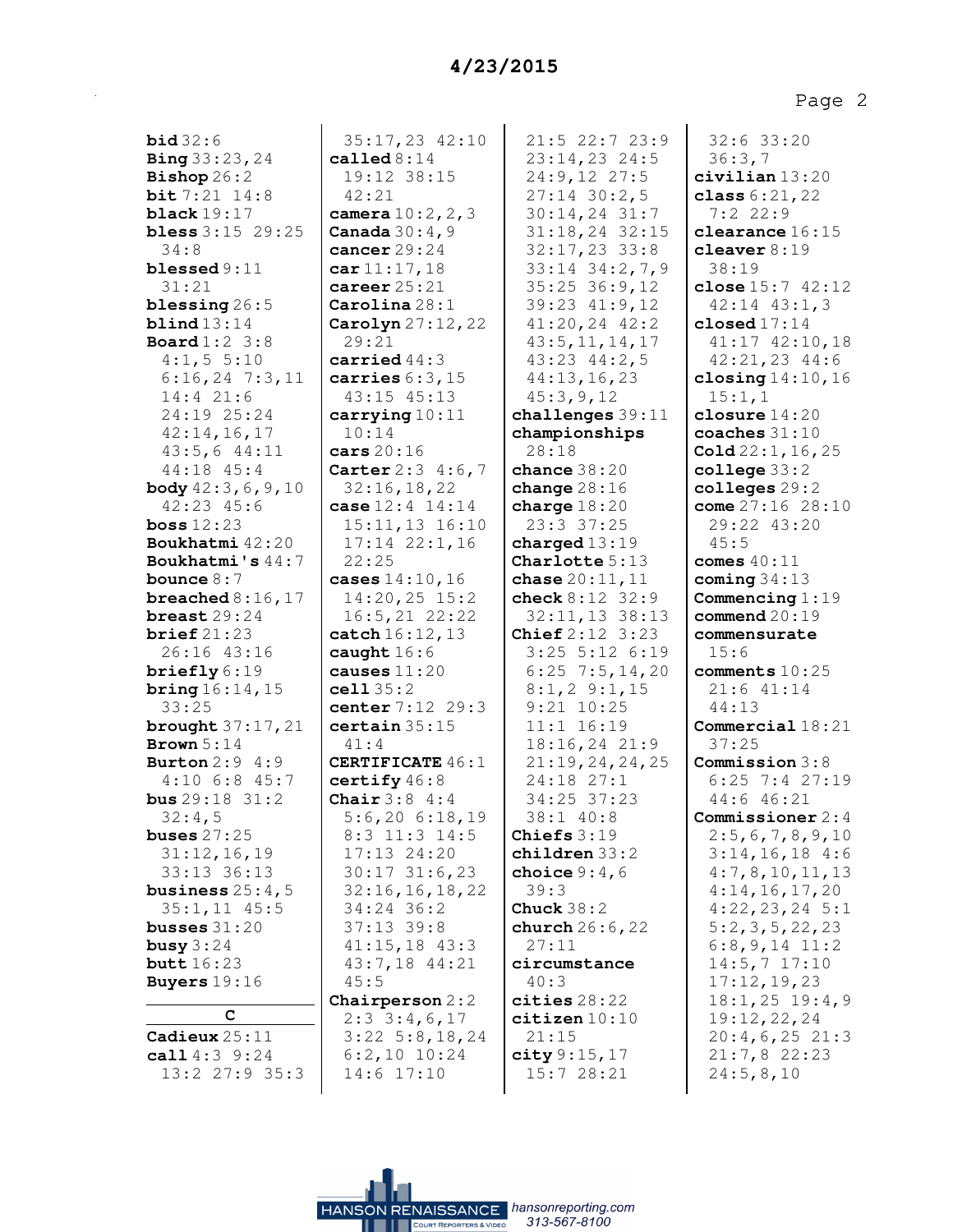**bid** 32:6
**Bing** 33:23,24
**Bishop** 26:2
**bit** 7:21 14:8
**black** 19:17
**bless** 3:15 29:25 34:8
**blessed** 9:11 31:21
**blessing** 26:5
**blind** 13:14
**Board** 1:2 3:8 4:1,5 5:10 6:16,24 7:3,11 14:4 21:6 24:19 25:24 42:14,16,17 43:5,6 44:11 44:18 45:4
**body** 42:3,6,9,10 42:23 45:6
**boss** 12:23
**Boukhatmi** 42:20
**Boukhatmi's** 44:7
**bounce** 8:7
**breached** 8:16,17
**breast** 29:24
**brief** 21:23 26:16 43:16
**briefly** 6:19
**bring** 16:14,15 33:25
**brought** 37:17,21
**Brown** 5:14
**Burton** 2:9 4:9 4:10 6:8 45:7
**bus** 29:18 31:2 32:4,5
**buses** 27:25 31:12,16,19 33:13 36:13
**business** 25:4,5 35:1,11 45:5
**busses** 31:20
**busy** 3:24
**butt** 16:23
**Buyers** 19:16

**C**

**Cadieux** 25:11
**call** 4:3 9:24 13:2 27:9 35:3 35:17,23 42:10
**called** 8:14 19:12 38:15 42:21
**camera** 10:2,2,3
**Canada** 30:4,9
**cancer** 29:24
**car** 11:17,18
**career** 25:21
**Carolina** 28:1
**Carolyn** 27:12,22 29:21
**carried** 44:3
**carries** 6:3,15 43:15 45:13
**carrying** 10:11 10:14
**cars** 20:16
**Carter** 2:3 4:6,7 32:16,18,22
**case** 12:4 14:14 15:11,13 16:10 17:14 22:1,16 22:25
**cases** 14:10,16 14:20,25 15:2 16:5,21 22:22
**catch** 16:12,13
**caught** 16:6
**causes** 11:20
**cell** 35:2
**center** 7:12 29:3
**certain** 35:15 41:4
**CERTIFICATE** 46:1
**certify** 46:8
**Chair** 3:8 4:4 5:6,20 6:18,19 8:3 11:3 14:5 17:13 24:20 30:17 31:6,23 32:16,16,18,22 34:24 36:2 37:13 39:8 41:15,18 43:3 43:7,18 44:21 45:5
**Chairperson** 2:2 2:3 3:4,6,17 3:22 5:8,18,24 6:2,10 10:24 14:6 17:10 21:5 22:7 23:9 23:14,23 24:5 24:9,12 27:5 27:14 30:2,5 30:14,24 31:7 31:18,24 32:15 32:17,23 33:8 33:14 34:2,7,9 35:25 36:9,12 39:23 41:9,12 41:20,24 42:2 43:5,11,14,17 43:23 44:2,5 44:13,16,23 45:3,9,12
**challenges** 39:11
**championships** 28:18
**chance** 38:20
**change** 28:16
**charge** 18:20 23:3 37:25
**charged** 13:19
**Charlotte** 5:13
**chase** 20:11,11
**check** 8:12 32:9 32:11,13 38:13
**Chief** 2:12 3:23 3:25 5:12 6:19 6:25 7:5,14,20 8:1,2 9:1,15 9:21 10:25 11:1 16:19 18:16,24 21:9 21:19,24,24,25 24:18 27:1 34:25 37:23 38:1 40:8
**Chiefs** 3:19
**children** 33:2
**choice** 9:4,6 39:3
**Chuck** 38:2
**church** 26:6,22 27:11
**circumstance** 40:3
**cities** 28:22
**citizen** 10:10 21:15
**city** 9:15,17 15:7 28:21 32:6 33:20 36:3,7
**civilian** 13:20
**class** 6:21,22 7:2 22:9
**clearance** 16:15
**cleaver** 8:19 38:19
**close** 15:7 42:12 42:14 43:1,3
**closed** 17:14 41:17 42:10,18 42:21,23 44:6
**closing** 14:10,16 15:1,1
**closure** 14:20
**coaches** 31:10
**Cold** 22:1,16,25
**college** 33:2
**colleges** 29:2
**come** 27:16 28:10 29:22 43:20 45:5
**comes** 40:11
**coming** 34:13
**Commencing** 1:19
**commend** 20:19
**commensurate** 15:6
**comments** 10:25 21:6 41:14 44:13
**Commercial** 18:21 37:25
**Commission** 3:8 6:25 7:4 27:19 44:6 46:21
**Commissioner** 2:4 2:5,6,7,8,9,10 3:14,16,18 4:6 4:7,8,10,11,13 4:14,16,17,20 4:22,23,24 5:1 5:2,3,5,22,23 6:8,9,14 11:2 14:5,7 17:10 17:12,19,23 18:1,25 19:4,9 19:12,22,24 20:4,6,25 21:3 21:7,8 22:23 24:5,8,10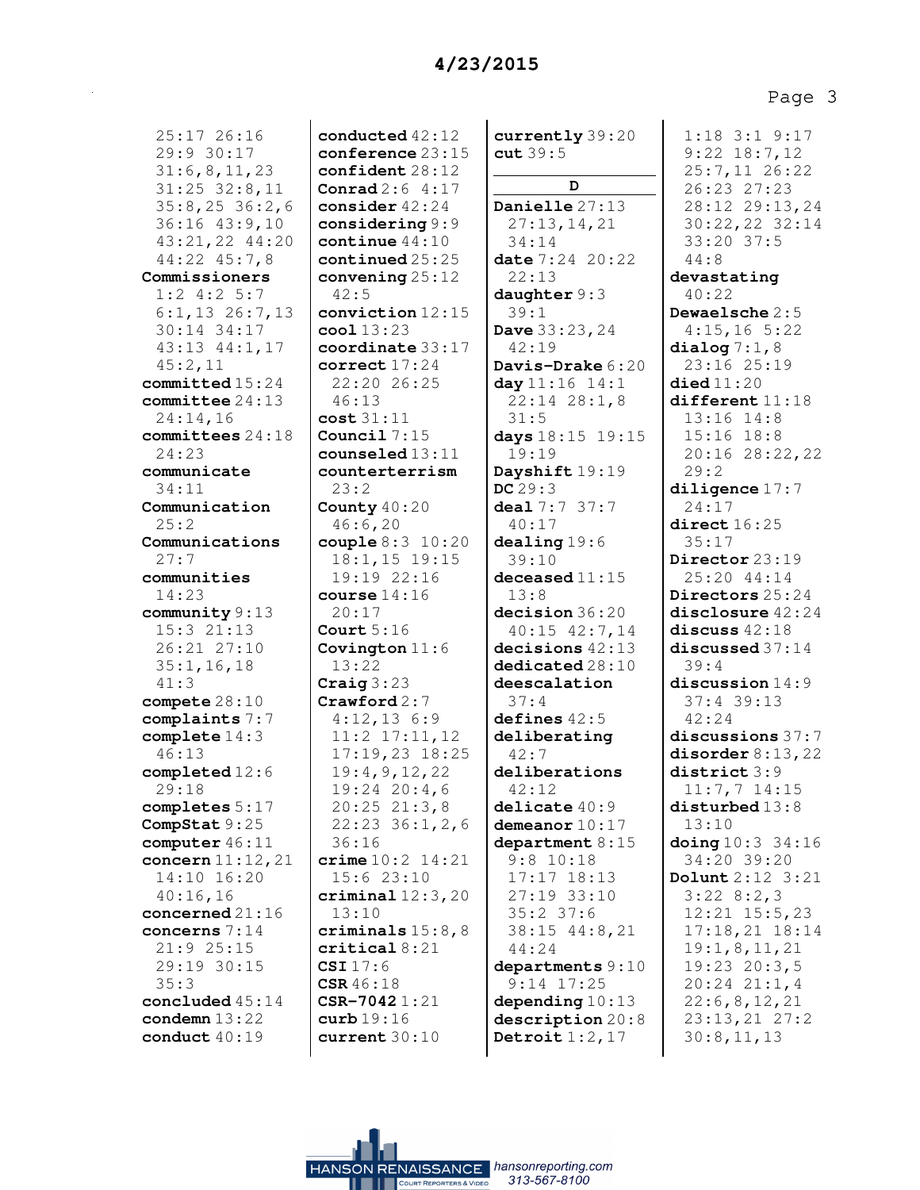25:17 26:16
29:9 30:17
31:6,8,11,23
31:25 32:8,11
35:8,25 36:2,6
36:16 43:9,10
43:21,22 44:20
44:22 45:7,8

**Commissioners** 1:2 4:2 5:7 6:1,13 26:7,13 30:14 34:17 43:13 44:1,17 45:2,11

**committed** 15:24

**committee** 24:13 24:14,16

**committees** 24:18 24:23

**communicate** 34:11

**Communication** 25:2

**Communications** 27:7

**communities** 14:23

**community** 9:13 15:3 21:13 26:21 27:10 35:1,16,18 41:3

**compete** 28:10

**complaints** 7:7

**complete** 14:3 46:13

**completed** 12:6 29:18

**completes** 5:17

**CompStat** 9:25

**computer** 46:11

**concern** 11:12,21 14:10 16:20 40:16,16

**concerned** 21:16

**concerns** 7:14 21:9 25:15 29:19 30:15 35:3

**concluded** 45:14

**condemn** 13:22

**conduct** 40:19

**conducted** 42:12

**conference** 23:15

**confident** 28:12

**Conrad** 2:6 4:17

**consider** 42:24

**considering** 9:9

**continue** 44:10

**continued** 25:25

**convening** 25:12 42:5

**conviction** 12:15

**cool** 13:23

**coordinate** 33:17

**correct** 17:24 22:20 26:25 46:13

**cost** 31:11

**Council** 7:15

**counseled** 13:11

**counterterrism** 23:2

**County** 40:20 46:6,20

**couple** 8:3 10:20 18:1,15 19:15 19:19 22:16

**course** 14:16 20:17

**Court** 5:16

**Covington** 11:6 13:22

**Craig** 3:23

**Crawford** 2:7 4:12,13 6:9 11:2 17:11,12 17:19,23 18:25 19:4,9,12,22 19:24 20:4,6 20:25 21:3,8 22:23 36:1,2,6 36:16

**crime** 10:2 14:21 15:6 23:10

**criminal** 12:3,20 13:10

**criminals** 15:8,8

**critical** 8:21

**CSI** 17:6

**CSR** 46:18

**CSR-7042** 1:21

**curb** 19:16

**current** 30:10

**currently** 39:20

**cut** 39:5

**D**

**Danielle** 27:13 27:13,14,21 34:14

**date** 7:24 20:22 22:13

**daughter** 9:3 39:1

**Dave** 33:23,24 42:19

**Davis-Drake** 6:20

**day** 11:16 14:1 22:14 28:1,8 31:5

**days** 18:15 19:15 19:19

**Dayshift** 19:19

**DC** 29:3

**deal** 7:7 37:7 40:17

**dealing** 19:6 39:10

**deceased** 11:15 13:8

**decision** 36:20 40:15 42:7,14

**decisions** 42:13

**dedicated** 28:10

**deescalation** 37:4

**defines** 42:5

**deliberating** 42:7

**deliberations** 42:12

**delicate** 40:9

**demeanor** 10:17

**department** 8:15 9:8 10:18 17:17 18:13 27:19 33:10 35:2 37:6 38:15 44:8,21 44:24

**departments** 9:10 9:14 17:25

**depending** 10:13

**description** 20:8

**Detroit** 1:2,17 1:18 3:1 9:17 9:22 18:7,12 25:7,11 26:22 26:23 27:23 28:12 29:13,24 30:22,22 32:14 33:20 37:5 44:8

**devastating** 40:22

**Dewaelsche** 2:5 4:15,16 5:22

**dialog** 7:1,8 23:16 25:19

**died** 11:20

**different** 11:18 13:16 14:8 15:16 18:8 20:16 28:22,22 29:2

**diligence** 17:7 24:17

**direct** 16:25 35:17

**Director** 23:19 25:20 44:14

**Directors** 25:24

**disclosure** 42:24

**discuss** 42:18

**discussed** 37:14 39:4

**discussion** 14:9 37:4 39:13 42:24

**discussions** 37:7

**disorder** 8:13,22

**district** 3:9 11:7,7 14:15

**disturbed** 13:8 13:10

**doing** 10:3 34:16 34:20 39:20

**Dolunt** 2:12 3:21 3:22 8:2,3 12:21 15:5,23 17:18,21 18:14 19:1,8,11,21 19:23 20:3,5 20:24 21:1,4 22:6,8,12,21 23:13,21 27:2 30:8,11,13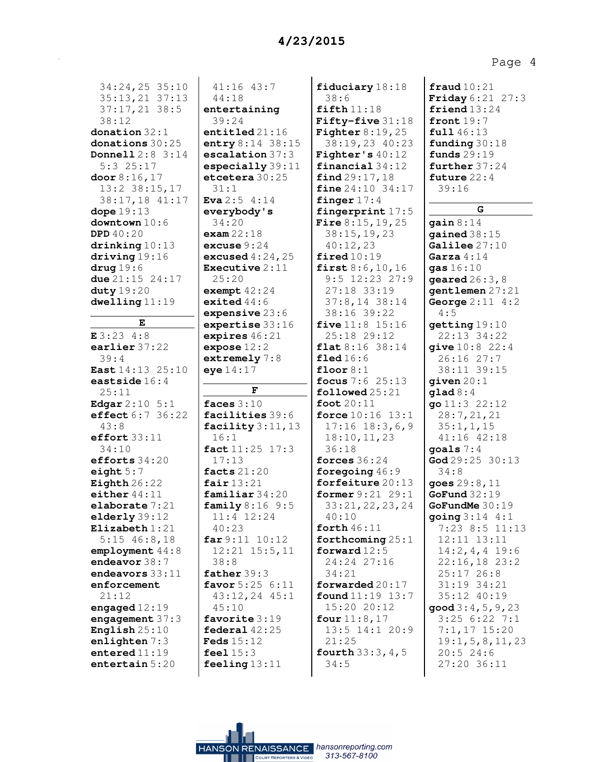34:24,25 35:10
35:13,21 37:13
37:17,21 38:5
38:12

**donation** 32:1
**donations** 30:25
**Donnell** 2:8 3:14
5:3 25:17
**door** 8:16,17
13:2 38:15,17
38:17,18 41:17
**dope** 19:13
**downtown** 10:6
**DPD** 40:20
**drinking** 10:13
**driving** 19:16
**drug** 19:6
**due** 21:15 24:17
**duty** 19:20
**dwelling** 11:19

**E**

**E** 3:23 4:8
**earlier** 37:22
39:4
**East** 14:13 25:10
**eastside** 16:4
25:11
**Edgar** 2:10 5:1
**effect** 6:7 36:22
43:8
**effort** 33:11
34:10
**efforts** 34:20
**eight** 5:7
**Eighth** 26:22
**either** 44:11
**elaborate** 7:21
**elderly** 39:12
**Elizabeth** 1:21
5:15 46:8,18
**employment** 44:8
**endeavor** 38:7
**endeavors** 33:11
**enforcement**
21:12
**engaged** 12:19
**engagement** 37:3
**English** 25:10
**enlighten** 7:3
**entered** 11:19
**entertain** 5:20

41:16 43:7
44:18
**entertaining**
39:24
**entitled** 21:16
**entry** 8:14 38:15
**escalation** 37:3
**especially** 39:11
**etcetera** 30:25
31:1
**Eva** 2:5 4:14
**everybody's**
34:20
**exam** 22:18
**excuse** 9:24
**excused** 4:24,25
**Executive** 2:11
25:20
**exempt** 42:24
**exited** 44:6
**expensive** 23:6
**expertise** 33:16
**expires** 46:21
**expose** 12:2
**extremely** 7:8
**eye** 14:17

**F**

**faces** 3:10
**facilities** 39:6
**facility** 3:11,13
16:1
**fact** 11:25 17:3
17:13
**facts** 21:20
**fair** 13:21
**familiar** 34:20
**family** 8:16 9:5
11:4 12:24
40:23
**far** 9:11 10:12
12:21 15:5,11
38:8
**father** 39:3
**favor** 5:25 6:11
43:12,24 45:1
45:10
**favorite** 3:19
**federal** 42:25
**Feds** 15:12
**feel** 15:3
**feeling** 13:11

**fiduciary** 18:18
38:6
**fifth** 11:18
**Fifty-five** 31:18
**Fighter** 8:19,25
38:19,23 40:23
**Fighter's** 40:12
**financial** 34:12
**find** 29:17,18
**fine** 24:10 34:17
**finger** 17:4
**fingerprint** 17:5
**Fire** 8:15,19,25
38:15,19,23
40:12,23
**fired** 10:19
**first** 8:6,10,16
9:5 12:23 27:9
27:18 33:19
37:8,14 38:14
38:16 39:22
**five** 11:8 15:16
25:18 29:12
**flat** 8:16 38:14
**fled** 16:6
**floor** 8:1
**focus** 7:6 25:13
**followed** 25:21
**foot** 20:11
**force** 10:16 13:1
17:16 18:3,6,9
18:10,11,23
36:18
**forces** 36:24
**foregoing** 46:9
**forfeiture** 20:13
**former** 9:21 29:1
33:21,22,23,24
40:10
**forth** 46:11
**forthcoming** 25:1
**forward** 12:5
24:24 27:16
34:21
**forwarded** 20:17
**found** 11:19 13:7
15:20 20:12
**four** 11:8,17
13:5 14:1 20:9
21:25
**fourth** 33:3,4,5
34:5

**fraud** 10:21
**Friday** 6:21 27:3
**friend** 13:24
**front** 19:7
**full** 46:13
**funding** 30:18
**funds** 29:19
**further** 37:24
**future** 22:4
39:16

**G**

**gain** 8:14
**gained** 38:15
**Galilee** 27:10
**Garza** 4:14
**gas** 16:10
**geared** 26:3,8
**gentlemen** 27:21
**George** 2:11 4:2
4:5
**getting** 19:10
22:13 34:22
**give** 10:8 22:4
26:16 27:7
38:11 39:15
**given** 20:1
**glad** 8:4
**go** 11:3 22:12
28:7,21,21
35:1,1,15
41:16 42:18
**goals** 7:4
**God** 29:25 30:13
34:8
**goes** 29:8,11
**GoFund** 32:19
**GoFundMe** 30:19
**going** 3:14 4:1
7:23 8:5 11:13
12:11 13:11
14:2,4,4 19:6
22:16,18 23:2
25:17 26:8
31:19 34:21
35:12 40:19
**good** 3:4,5,9,23
3:25 6:22 7:1
7:1,17 15:20
19:1,5,8,11,23
20:5 24:6
27:20 36:11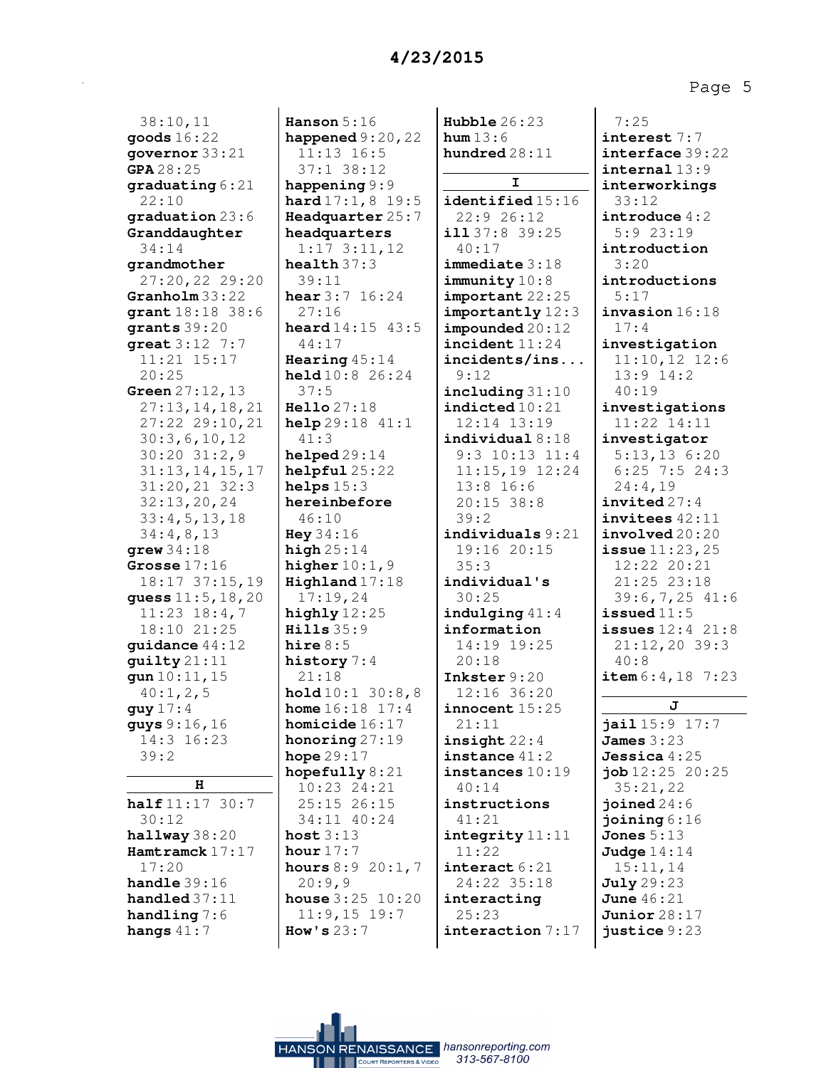38:10,11
**goods** 16:22
**governor** 33:21
**GPA** 28:25
**graduating** 6:21 22:10
**graduation** 23:6
**Granddaughter** 34:14
**grandmother** 27:20,22 29:20
**Granholm** 33:22
**grant** 18:18 38:6
**grants** 39:20
**great** 3:12 7:7 11:21 15:17 20:25
**Green** 27:12,13 27:13,14,18,21 27:22 29:10,21 30:3,6,10,12 30:20 31:2,9 31:13,14,15,17 31:20,21 32:3 32:13,20,24 33:4,5,13,18 34:4,8,13
**grew** 34:18
**Grosse** 17:16 18:17 37:15,19
**guess** 11:5,18,20 11:23 18:4,7 18:10 21:25
**guidance** 44:12
**guilty** 21:11
**gun** 10:11,15 40:1,2,5
**guy** 17:4
**guys** 9:16,16 14:3 16:23 39:2

**H**

**half** 11:17 30:7 30:12
**hallway** 38:20
**Hamtramck** 17:17 17:20
**handle** 39:16
**handled** 37:11
**handling** 7:6
**hangs** 41:7
**Hanson** 5:16
**happened** 9:20,22 11:13 16:5 37:1 38:12
**happening** 9:9
**hard** 17:1,8 19:5
**Headquarter** 25:7
**headquarters** 1:17 3:11,12
**health** 37:3 39:11
**hear** 3:7 16:24 27:16
**heard** 14:15 43:5 44:17
**Hearing** 45:14
**held** 10:8 26:24 37:5
**Hello** 27:18
**help** 29:18 41:1 41:3
**helped** 29:14
**helpful** 25:22
**helps** 15:3
**hereinbefore** 46:10
**Hey** 34:16
**high** 25:14
**higher** 10:1,9
**Highland** 17:18 17:19,24
**highly** 12:25
**Hills** 35:9
**hire** 8:5
**history** 7:4 21:18
**hold** 10:1 30:8,8
**home** 16:18 17:4
**homicide** 16:17
**honoring** 27:19
**hope** 29:17
**hopefully** 8:21 10:23 24:21 25:15 26:15 34:11 40:24
**host** 3:13
**hour** 17:7
**hours** 8:9 20:1,7 20:9,9
**house** 3:25 10:20 11:9,15 19:7
**How's** 23:7
**Hubble** 26:23
**hum** 13:6
**hundred** 28:11

**I**

**identified** 15:16 22:9 26:12
**ill** 37:8 39:25 40:17
**immediate** 3:18
**immunity** 10:8
**important** 22:25
**importantly** 12:3
**impounded** 20:12
**incident** 11:24
**incidents/ins...** 9:12
**including** 31:10
**indicted** 10:21 12:14 13:19
**individual** 8:18 9:3 10:13 11:4 11:15,19 12:24 13:8 16:6 20:15 38:8 39:2
**individuals** 9:21 19:16 20:15 35:3
**individual's** 30:25
**indulging** 41:4
**information** 14:19 19:25 20:18
**Inkster** 9:20 12:16 36:20
**innocent** 15:25 21:11
**insight** 22:4
**instance** 41:2
**instances** 10:19 40:14
**instructions** 41:21
**integrity** 11:11 11:22
**interact** 6:21 24:22 35:18
**interacting** 25:23
**interaction** 7:17 7:25
**interest** 7:7
**interface** 39:22
**internal** 13:9
**interworkings** 33:12
**introduce** 4:2 5:9 23:19
**introduction** 3:20
**introductions** 5:17
**invasion** 16:18 17:4
**investigation** 11:10,12 12:6 13:9 14:2 40:19
**investigations** 11:22 14:11
**investigator** 5:13,13 6:20 6:25 7:5 24:3 24:4,19
**invited** 27:4
**invitees** 42:11
**involved** 20:20
**issue** 11:23,25 12:22 20:21 21:25 23:18 39:6,7,25 41:6
**issued** 11:5
**issues** 12:4 21:8 21:12,20 39:3 40:8
**item** 6:4,18 7:23

**J**

**jail** 15:9 17:7
**James** 3:23
**Jessica** 4:25
**job** 12:25 20:25 35:21,22
**joined** 24:6
**joining** 6:16
**Jones** 5:13
**Judge** 14:14 15:11,14
**July** 29:23
**June** 46:21
**Junior** 28:17
**justice** 9:23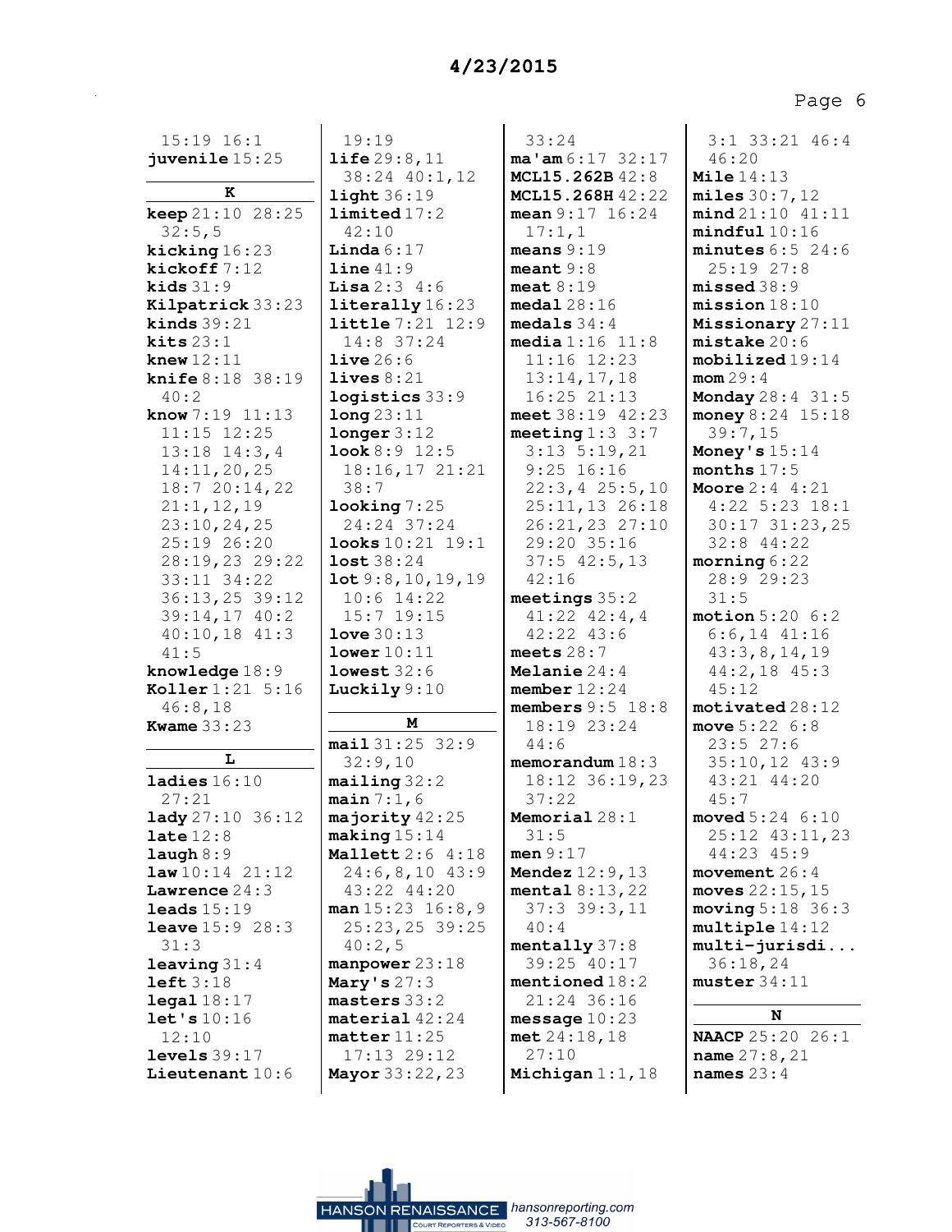15:19 16:1
**juvenile** 15:25

**K**

**keep** 21:10 28:25 32:5,5
**kicking** 16:23
**kickoff** 7:12
**kids** 31:9
**Kilpatrick** 33:23
**kinds** 39:21
**kits** 23:1
**knew** 12:11
**knife** 8:18 38:19 40:2
**know** 7:19 11:13 11:15 12:25 13:18 14:3,4 14:11,20,25 18:7 20:14,22 21:1,12,19 23:10,24,25 25:19 26:20 28:19,23 29:22 33:11 34:22 36:13,25 39:12 39:14,17 40:2 40:10,18 41:3 41:5
**knowledge** 18:9
**Koller** 1:21 5:16 46:8,18
**Kwame** 33:23

**L**

**ladies** 16:10 27:21
**lady** 27:10 36:12
**late** 12:8
**laugh** 8:9
**law** 10:14 21:12
**Lawrence** 24:3
**leads** 15:19
**leave** 15:9 28:3 31:3
**leaving** 31:4
**left** 3:18
**legal** 18:17
**let's** 10:16 12:10
**levels** 39:17
**Lieutenant** 10:6

19:19
**life** 29:8,11 38:24 40:1,12
**light** 36:19
**limited** 17:2 42:10
**Linda** 6:17
**line** 41:9
**Lisa** 2:3 4:6
**literally** 16:23
**little** 7:21 12:9 14:8 37:24
**live** 26:6
**lives** 8:21
**logistics** 33:9
**long** 23:11
**longer** 3:12
**look** 8:9 12:5 18:16,17 21:21 38:7
**looking** 7:25 24:24 37:24
**looks** 10:21 19:1
**lost** 38:24
**lot** 9:8,10,19,19 10:6 14:22 15:7 19:15
**love** 30:13
**lower** 10:11
**lowest** 32:6
**Luckily** 9:10

**M**

**mail** 31:25 32:9 32:9,10
**mailing** 32:2
**main** 7:1,6
**majority** 42:25
**making** 15:14
**Mallett** 2:6 4:18 24:6,8,10 43:9 43:22 44:20
**man** 15:23 16:8,9 25:23,25 39:25 40:2,5
**manpower** 23:18
**Mary's** 27:3
**masters** 33:2
**material** 42:24
**matter** 11:25 17:13 29:12
**Mayor** 33:22,23

33:24
**ma'am** 6:17 32:17
**MCL15.262B** 42:8
**MCL15.268H** 42:22
**mean** 9:17 16:24 17:1,1
**means** 9:19
**meant** 9:8
**meat** 8:19
**medal** 28:16
**medals** 34:4
**media** 1:16 11:8 11:16 12:23 13:14,17,18 16:25 21:13
**meet** 38:19 42:23
**meeting** 1:3 3:7 3:13 5:19,21 9:25 16:16 22:3,4 25:5,10 25:11,13 26:18 26:21,23 27:10 29:20 35:16 37:5 42:5,13 42:16
**meetings** 35:2 41:22 42:4,4 42:22 43:6
**meets** 28:7
**Melanie** 24:4
**member** 12:24
**members** 9:5 18:8 18:19 23:24 44:6
**memorandum** 18:3 18:12 36:19,23 37:22
**Memorial** 28:1 31:5
**men** 9:17
**Mendez** 12:9,13
**mental** 8:13,22 37:3 39:3,11 40:4
**mentally** 37:8 39:25 40:17
**mentioned** 18:2 21:24 36:16
**message** 10:23
**met** 24:18,18 27:10
**Michigan** 1:1,18

3:1 33:21 46:4 46:20
**Mile** 14:13
**miles** 30:7,12
**mind** 21:10 41:11
**mindful** 10:16
**minutes** 6:5 24:6 25:19 27:8
**missed** 38:9
**mission** 18:10
**Missionary** 27:11
**mistake** 20:6
**mobilized** 19:14
**mom** 29:4
**Monday** 28:4 31:5
**money** 8:24 15:18 39:7,15
**Money's** 15:14
**months** 17:5
**Moore** 2:4 4:21 4:22 5:23 18:1 30:17 31:23,25 32:8 44:22
**morning** 6:22 28:9 29:23 31:5
**motion** 5:20 6:2 6:6,14 41:16 43:3,8,14,19 44:2,18 45:3 45:12
**motivated** 28:12
**move** 5:22 6:8 23:5 27:6 35:10,12 43:9 43:21 44:20 45:7
**moved** 5:24 6:10 25:12 43:11,23 44:23 45:9
**movement** 26:4
**moves** 22:15,15
**moving** 5:18 36:3
**multiple** 14:12
**multi-jurisdi...** 36:18,24
**muster** 34:11

**N**

**NAACP** 25:20 26:1
**name** 27:8,21
**names** 23:4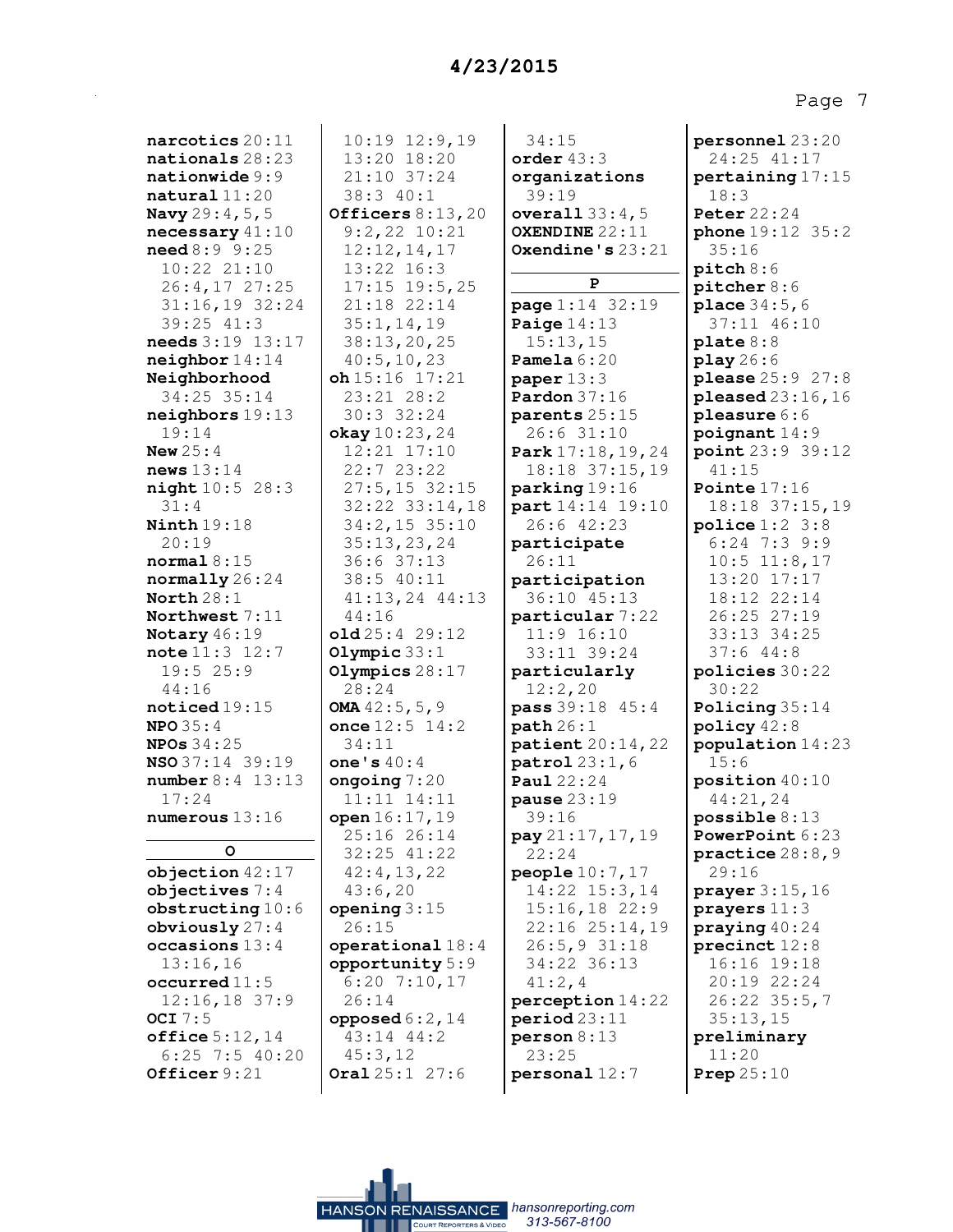**narcotics** 20:11
**nationals** 28:23
**nationwide** 9:9
**natural** 11:20
**Navy** 29:4,5,5
**necessary** 41:10
**need** 8:9 9:25 10:22 21:10 26:4,17 27:25 31:16,19 32:24 39:25 41:3
**needs** 3:19 13:17
**neighbor** 14:14
**Neighborhood** 34:25 35:14
**neighbors** 19:13 19:14
**New** 25:4
**news** 13:14
**night** 10:5 28:3 31:4
**Ninth** 19:18 20:19
**normal** 8:15
**normally** 26:24
**North** 28:1
**Northwest** 7:11
**Notary** 46:19
**note** 11:3 12:7 19:5 25:9 44:16
**noticed** 19:15
**NPO** 35:4
**NPOs** 34:25
**NSO** 37:14 39:19
**number** 8:4 13:13 17:24
**numerous** 13:16

**O**

**objection** 42:17
**objectives** 7:4
**obstructing** 10:6
**obviously** 27:4
**occasions** 13:4 13:16,16
**occurred** 11:5 12:16,18 37:9
**OCI** 7:5
**office** 5:12,14 6:25 7:5 40:20
**Officer** 9:21 10:19 12:9,19 13:20 18:20 21:10 37:24 38:3 40:1
**Officers** 8:13,20 9:2,22 10:21 12:12,14,17 13:22 16:3 17:15 19:5,25 21:18 22:14 35:1,14,19 38:13,20,25 40:5,10,23
**oh** 15:16 17:21 23:21 28:2 30:3 32:24
**okay** 10:23,24 12:21 17:10 22:7 23:22 27:5,15 32:15 32:22 33:14,18 34:2,15 35:10 35:13,23,24 36:6 37:13 38:5 40:11 41:13,24 44:13 44:16
**old** 25:4 29:12
**Olympic** 33:1
**Olympics** 28:17 28:24
**OMA** 42:5,5,9
**once** 12:5 14:2 34:11
**one's** 40:4
**ongoing** 7:20 11:11 14:11
**open** 16:17,19 25:16 26:14 32:25 41:22 42:4,13,22 43:6,20
**opening** 3:15 26:15
**operational** 18:4
**opportunity** 5:9 6:20 7:10,17 26:14
**opposed** 6:2,14 43:14 44:2 45:3,12
**Oral** 25:1 27:6 34:15
**order** 43:3
**organizations** 39:19
**overall** 33:4,5
**OXENDINE** 22:11
**Oxendine's** 23:21

**P**

**page** 1:14 32:19
**Paige** 14:13 15:13,15
**Pamela** 6:20
**paper** 13:3
**Pardon** 37:16
**parents** 25:15 26:6 31:10
**Park** 17:18,19,24 18:18 37:15,19
**parking** 19:16
**part** 14:14 19:10 26:6 42:23
**participate** 26:11
**participation** 36:10 45:13
**particular** 7:22 11:9 16:10 33:11 39:24
**particularly** 12:2,20
**pass** 39:18 45:4
**path** 26:1
**patient** 20:14,22
**patrol** 23:1,6
**Paul** 22:24
**pause** 23:19 39:16
**pay** 21:17,17,19 22:24
**people** 10:7,17 14:22 15:3,14 15:16,18 22:9 22:16 25:14,19 26:5,9 31:18 34:22 36:13 41:2,4
**perception** 14:22
**period** 23:11
**person** 8:13 23:25
**personal** 12:7
**personnel** 23:20 24:25 41:17
**pertaining** 17:15 18:3
**Peter** 22:24
**phone** 19:12 35:2 35:16
**pitch** 8:6
**pitcher** 8:6
**place** 34:5,6 37:11 46:10
**plate** 8:8
**play** 26:6
**please** 25:9 27:8
**pleased** 23:16,16
**pleasure** 6:6
**poignant** 14:9
**point** 23:9 39:12 41:15
**Pointe** 17:16 18:18 37:15,19
**police** 1:2 3:8 6:24 7:3 9:9 10:5 11:8,17 13:20 17:17 18:12 22:14 26:25 27:19 33:13 34:25 37:6 44:8
**policies** 30:22 30:22
**Policing** 35:14
**policy** 42:8
**population** 14:23 15:6
**position** 40:10 44:21,24
**possible** 8:13
**PowerPoint** 6:23
**practice** 28:8,9 29:16
**prayer** 3:15,16
**prayers** 11:3
**praying** 40:24
**precinct** 12:8 16:16 19:18 20:19 22:24 26:22 35:5,7 35:13,15
**preliminary** 11:20
**Prep** 25:10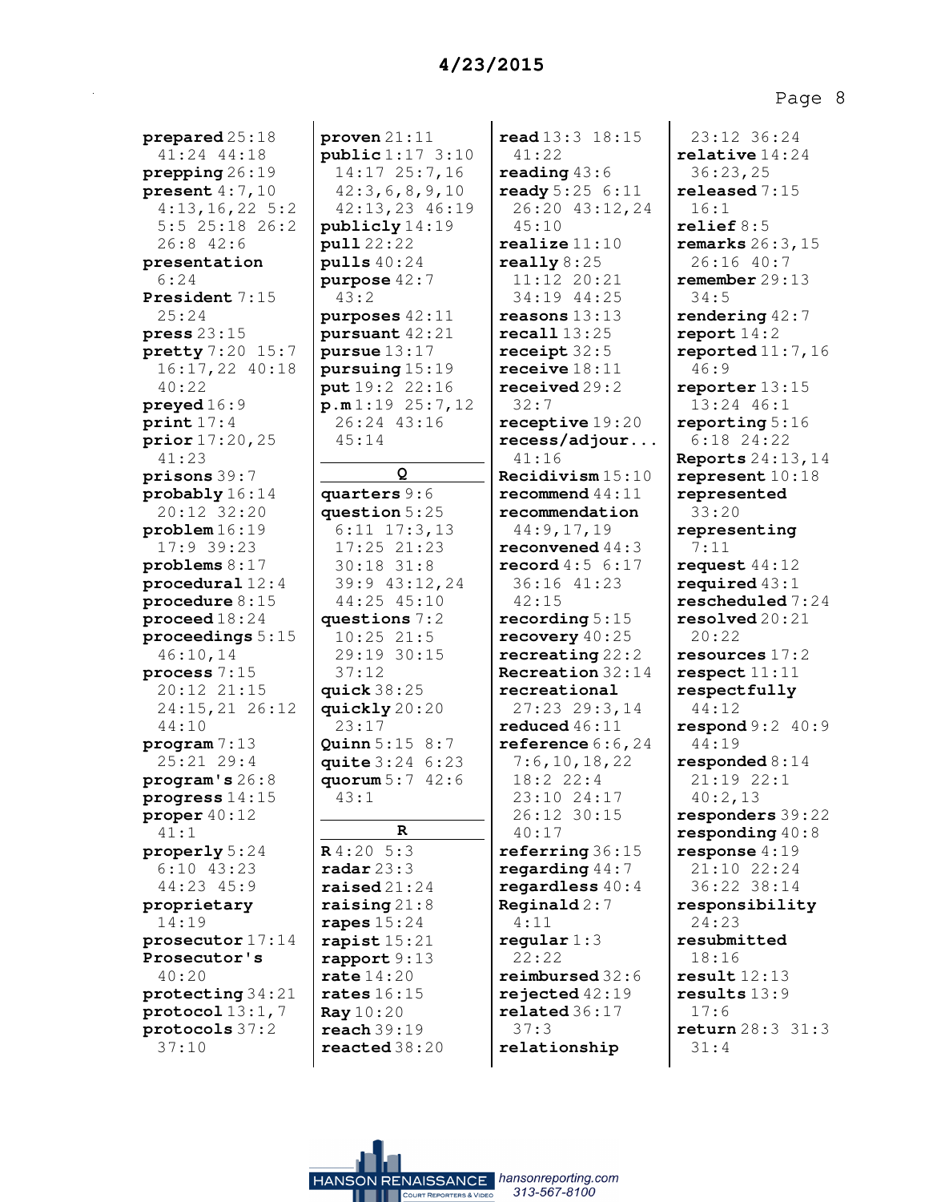**prepared** 25:18 41:24 44:18
**prepping** 26:19
**present** 4:7,10 4:13,16,22 5:2 5:5 25:18 26:2 26:8 42:6
**presentation** 6:24
**President** 7:15 25:24
**press** 23:15
**pretty** 7:20 15:7 16:17,22 40:18 40:22
**preyed** 16:9
**print** 17:4
**prior** 17:20,25 41:23
**prisons** 39:7
**probably** 16:14 20:12 32:20
**problem** 16:19 17:9 39:23
**problems** 8:17
**procedural** 12:4
**procedure** 8:15
**proceed** 18:24
**proceedings** 5:15 46:10,14
**process** 7:15 20:12 21:15 24:15,21 26:12 44:10
**program** 7:13 25:21 29:4
**program's** 26:8
**progress** 14:15
**proper** 40:12 41:1
**properly** 5:24 6:10 43:23 44:23 45:9
**proprietary** 14:19
**prosecutor** 17:14
**Prosecutor's** 40:20
**protecting** 34:21
**protocol** 13:1,7
**protocols** 37:2 37:10
**proven** 21:11
**public** 1:17 3:10 14:17 25:7,16 42:3,6,8,9,10 42:13,23 46:19
**publicly** 14:19
**pull** 22:22
**pulls** 40:24
**purpose** 42:7 43:2
**purposes** 42:11
**pursuant** 42:21
**pursue** 13:17
**pursuing** 15:19
**put** 19:2 22:16
**p.m** 1:19 25:7,12 26:24 43:16 45:14

**Q**

**quarters** 9:6
**question** 5:25 6:11 17:3,13 17:25 21:23 30:18 31:8 39:9 43:12,24 44:25 45:10
**questions** 7:2 10:25 21:5 29:19 30:15 37:12
**quick** 38:25
**quickly** 20:20 23:17
**Quinn** 5:15 8:7
**quite** 3:24 6:23
**quorum** 5:7 42:6 43:1

**R**

**R** 4:20 5:3
**radar** 23:3
**raised** 21:24
**raising** 21:8
**rapes** 15:24
**rapist** 15:21
**rapport** 9:13
**rate** 14:20
**rates** 16:15
**Ray** 10:20
**reach** 39:19
**reacted** 38:20
**read** 13:3 18:15 41:22
**reading** 43:6
**ready** 5:25 6:11 26:20 43:12,24 45:10
**realize** 11:10
**really** 8:25 11:12 20:21 34:19 44:25
**reasons** 13:13
**recall** 13:25
**receipt** 32:5
**receive** 18:11
**received** 29:2 32:7
**receptive** 19:20
**recess/adjour...** 41:16
**Recidivism** 15:10
**recommend** 44:11
**recommendation** 44:9,17,19
**reconvened** 44:3
**record** 4:5 6:17 36:16 41:23 42:15
**recording** 5:15
**recovery** 40:25
**recreating** 22:2
**Recreation** 32:14
**recreational** 27:23 29:3,14
**reduced** 46:11
**reference** 6:6,24 7:6,10,18,22 18:2 22:4 23:10 24:17 26:12 30:15 40:17
**referring** 36:15
**regarding** 44:7
**regardless** 40:4
**Reginald** 2:7 4:11
**regular** 1:3 22:22
**reimbursed** 32:6
**rejected** 42:19
**related** 36:17 37:3
**relationship** 23:12 36:24
**relative** 14:24 36:23,25
**released** 7:15 16:1
**relief** 8:5
**remarks** 26:3,15 26:16 40:7
**remember** 29:13 34:5
**rendering** 42:7
**report** 14:2
**reported** 11:7,16 46:9
**reporter** 13:15 13:24 46:1
**reporting** 5:16 6:18 24:22
**Reports** 24:13,14
**represent** 10:18
**represented** 33:20
**representing** 7:11
**request** 44:12
**required** 43:1
**rescheduled** 7:24
**resolved** 20:21 20:22
**resources** 17:2
**respect** 11:11
**respectfully** 44:12
**respond** 9:2 40:9 44:19
**responded** 8:14 21:19 22:1 40:2,13
**responders** 39:22
**responding** 40:8
**response** 4:19 21:10 22:24 36:22 38:14
**responsibility** 24:23
**resubmitted** 18:16
**result** 12:13
**results** 13:9 17:6
**return** 28:3 31:3 31:4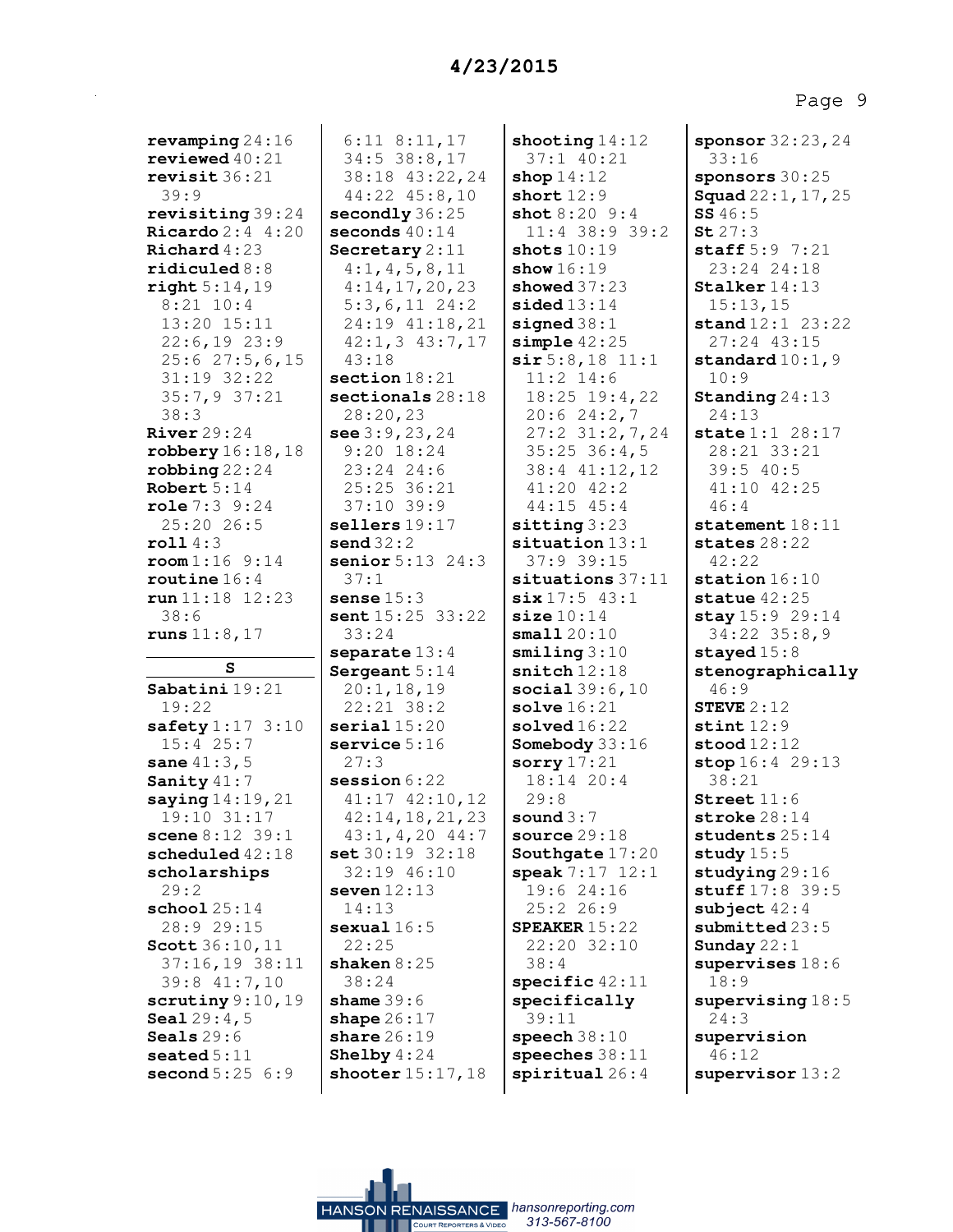**revamping** 24:16
**reviewed** 40:21
**revisit** 36:21 39:9
**revisiting** 39:24
**Ricardo** 2:4 4:20
**Richard** 4:23
**ridiculed** 8:8
**right** 5:14,19 8:21 10:4 13:20 15:11 22:6,19 23:9 25:6 27:5,6,15 31:19 32:22 35:7,9 37:21 38:3
**River** 29:24
**robbery** 16:18,18
**robbing** 22:24
**Robert** 5:14
**role** 7:3 9:24 25:20 26:5
**roll** 4:3
**room** 1:16 9:14
**routine** 16:4
**run** 11:18 12:23 38:6
**runs** 11:8,17

## S

**Sabatini** 19:21 19:22
**safety** 1:17 3:10 15:4 25:7
**sane** 41:3,5
**Sanity** 41:7
**saying** 14:19,21 19:10 31:17
**scene** 8:12 39:1
**scheduled** 42:18
**scholarships** 29:2
**school** 25:14 28:9 29:15
**Scott** 36:10,11 37:16,19 38:11 39:8 41:7,10
**scrutiny** 9:10,19
**Seal** 29:4,5
**Seals** 29:6
**seated** 5:11
**second** 5:25 6:9 6:11 8:11,17 34:5 38:8,17 38:18 43:22,24 44:22 45:8,10
**secondly** 36:25
**seconds** 40:14
**Secretary** 2:11 4:1,4,5,8,11 4:14,17,20,23 5:3,6,11 24:2 24:19 41:18,21 42:1,3 43:7,17 43:18
**section** 18:21
**sectionals** 28:18 28:20,23
**see** 3:9,23,24 9:20 18:24 23:24 24:6 25:25 36:21 37:10 39:9
**sellers** 19:17
**send** 32:2
**senior** 5:13 24:3 37:1
**sense** 15:3
**sent** 15:25 33:22 33:24
**separate** 13:4
**Sergeant** 5:14 20:1,18,19 22:21 38:2
**serial** 15:20
**service** 5:16 27:3
**session** 6:22 41:17 42:10,12 42:14,18,21,23 43:1,4,20 44:7
**set** 30:19 32:18 32:19 46:10
**seven** 12:13 14:13
**sexual** 16:5 22:25
**shaken** 8:25 38:24
**shame** 39:6
**shape** 26:17
**share** 26:19
**Shelby** 4:24
**shooter** 15:17,18
**shooting** 14:12 37:1 40:21
**shop** 14:12
**short** 12:9
**shot** 8:20 9:4 11:4 38:9 39:2
**shots** 10:19
**show** 16:19
**showed** 37:23
**sided** 13:14
**signed** 38:1
**simple** 42:25
**sir** 5:8,18 11:1 11:2 14:6 18:25 19:4,22 20:6 24:2,7 27:2 31:2,7,24 35:25 36:4,5 38:4 41:12,12 41:20 42:2 44:15 45:4
**sitting** 3:23
**situation** 13:1 37:9 39:15
**situations** 37:11
**six** 17:5 43:1
**size** 10:14
**small** 20:10
**smiling** 3:10
**snitch** 12:18
**social** 39:6,10
**solve** 16:21
**solved** 16:22
**Somebody** 33:16
**sorry** 17:21 18:14 20:4 29:8
**sound** 3:7
**source** 29:18
**Southgate** 17:20
**speak** 7:17 12:1 19:6 24:16 25:2 26:9
**SPEAKER** 15:22 22:20 32:10 38:4
**specific** 42:11
**specifically** 39:11
**speech** 38:10
**speeches** 38:11
**spiritual** 26:4
**sponsor** 32:23,24 33:16
**sponsors** 30:25
**Squad** 22:1,17,25
**SS** 46:5
**St** 27:3
**staff** 5:9 7:21 23:24 24:18
**Stalker** 14:13 15:13,15
**stand** 12:1 23:22 27:24 43:15
**standard** 10:1,9 10:9
**Standing** 24:13 24:13
**state** 1:1 28:17 28:21 33:21 39:5 40:5 41:10 42:25 46:4
**statement** 18:11
**states** 28:22 42:22
**station** 16:10
**statue** 42:25
**stay** 15:9 29:14 34:22 35:8,9
**stayed** 15:8
**stenographically** 46:9
**STEVE** 2:12
**stint** 12:9
**stood** 12:12
**stop** 16:4 29:13 38:21
**Street** 11:6
**stroke** 28:14
**students** 25:14
**study** 15:5
**studying** 29:16
**stuff** 17:8 39:5
**subject** 42:4
**submitted** 23:5
**Sunday** 22:1
**supervises** 18:6 18:9
**supervising** 18:5 24:3
**supervision** 46:12
**supervisor** 13:2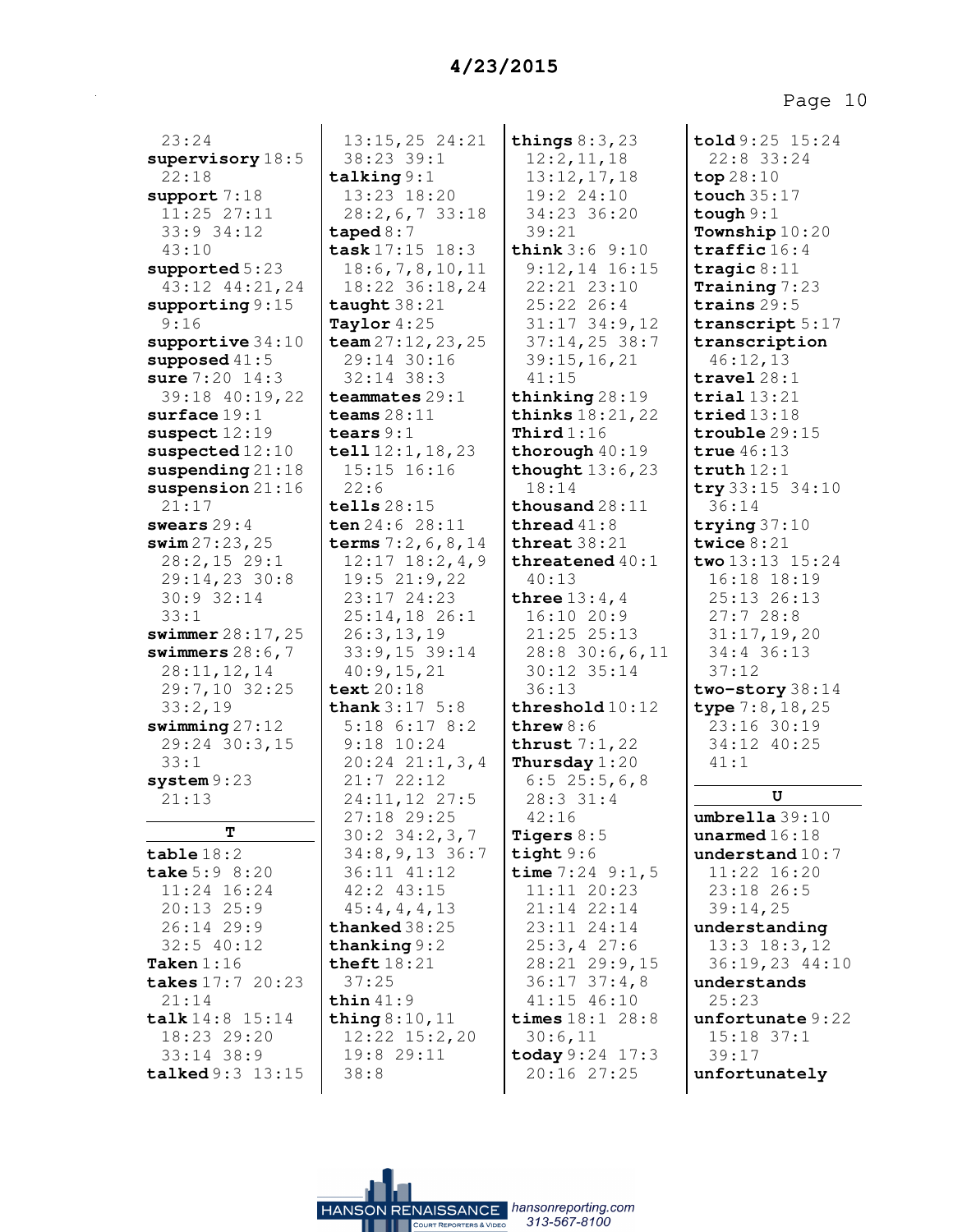23:24
**supervisory** 18:5 22:18
**support** 7:18 11:25 27:11 33:9 34:12 43:10
**supported** 5:23 43:12 44:21,24
**supporting** 9:15 9:16
**supportive** 34:10
**supposed** 41:5
**sure** 7:20 14:3 39:18 40:19,22
**surface** 19:1
**suspect** 12:19
**suspected** 12:10
**suspending** 21:18
**suspension** 21:16 21:17
**swears** 29:4
**swim** 27:23,25 28:2,15 29:1 29:14,23 30:8 30:9 32:14 33:1
**swimmer** 28:17,25
**swimmers** 28:6,7 28:11,12,14 29:7,10 32:25 33:2,19
**swimming** 27:12 29:24 30:3,15 33:1
**system** 9:23 21:13

**T**

**table** 18:2
**take** 5:9 8:20 11:24 16:24 20:13 25:9 26:14 29:9 32:5 40:12
**Taken** 1:16
**takes** 17:7 20:23 21:14
**talk** 14:8 15:14 18:23 29:20 33:14 38:9
**talked** 9:3 13:15 13:15,25 24:21 38:23 39:1
**talking** 9:1 13:23 18:20 28:2,6,7 33:18
**taped** 8:7
**task** 17:15 18:3 18:6,7,8,10,11 18:22 36:18,24
**taught** 38:21
**Taylor** 4:25
**team** 27:12,23,25 29:14 30:16 32:14 38:3
**teammates** 29:1
**teams** 28:11
**tears** 9:1
**tell** 12:1,18,23 15:15 16:16 22:6
**tells** 28:15
**ten** 24:6 28:11
**terms** 7:2,6,8,14 12:17 18:2,4,9 19:5 21:9,22 23:17 24:23 25:14,18 26:1 26:3,13,19 33:9,15 39:14 40:9,15,21
**text** 20:18
**thank** 3:17 5:8 5:18 6:17 8:2 9:18 10:24 20:24 21:1,3,4 21:7 22:12 24:11,12 27:5 27:18 29:25 30:2 34:2,3,7 34:8,9,13 36:7 36:11 41:12 42:2 43:15 45:4,4,4,13
**thanked** 38:25
**thanking** 9:2
**theft** 18:21 37:25
**thin** 41:9
**thing** 8:10,11 12:22 15:2,20 19:8 29:11 38:8
**things** 8:3,23 12:2,11,18 13:12,17,18 19:2 24:10 34:23 36:20 39:21
**think** 3:6 9:10 9:12,14 16:15 22:21 23:10 25:22 26:4 31:17 34:9,12 37:14,25 38:7 39:15,16,21 41:15
**thinking** 28:19
**thinks** 18:21,22
**Third** 1:16
**thorough** 40:19
**thought** 13:6,23 18:14
**thousand** 28:11
**thread** 41:8
**threat** 38:21
**threatened** 40:1 40:13
**three** 13:4,4 16:10 20:9 21:25 25:13 28:8 30:6,6,11 30:12 35:14 36:13
**threshold** 10:12
**threw** 8:6
**thrust** 7:1,22
**Thursday** 1:20 6:5 25:5,6,8 28:3 31:4 42:16
**Tigers** 8:5
**tight** 9:6
**time** 7:24 9:1,5 11:11 20:23 21:14 22:14 23:11 24:14 25:3,4 27:6 28:21 29:9,15 36:17 37:4,8 41:15 46:10
**times** 18:1 28:8 30:6,11
**today** 9:24 17:3 20:16 27:25
**told** 9:25 15:24 22:8 33:24
**top** 28:10
**touch** 35:17
**tough** 9:1
**Township** 10:20
**traffic** 16:4
**tragic** 8:11
**Training** 7:23
**trains** 29:5
**transcript** 5:17
**transcription** 46:12,13
**travel** 28:1
**trial** 13:21
**tried** 13:18
**trouble** 29:15
**true** 46:13
**truth** 12:1
**try** 33:15 34:10 36:14
**trying** 37:10
**twice** 8:21
**two** 13:13 15:24 16:18 18:19 25:13 26:13 27:7 28:8 31:17,19,20 34:4 36:13 37:12
**two-story** 38:14
**type** 7:8,18,25 23:16 30:19 34:12 40:25 41:1

**U**

**umbrella** 39:10
**unarmed** 16:18
**understand** 10:7 11:22 16:20 23:18 26:5 39:14,25
**understanding** 13:3 18:3,12 36:19,23 44:10
**understands** 25:23
**unfortunate** 9:22 15:18 37:1 39:17
**unfortunately**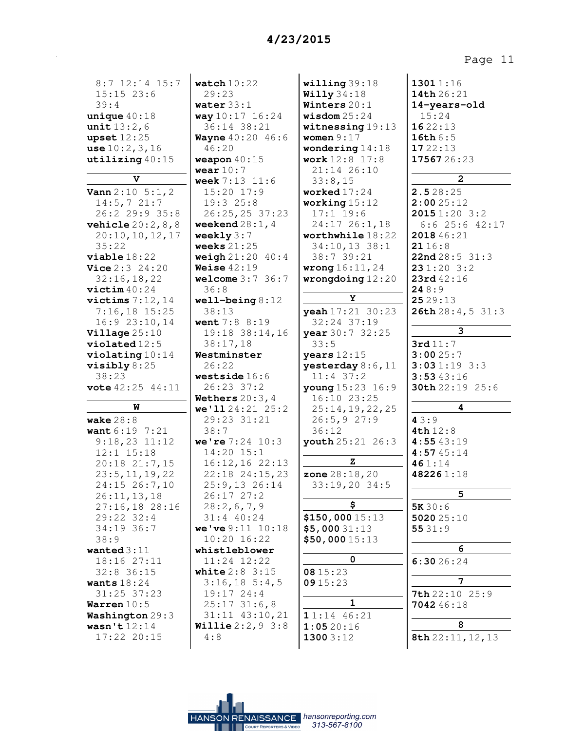8:7 12:14 15:7
15:15 23:6
39:4
**unique** 40:18
**unit** 13:2,6
**upset** 12:25
**use** 10:2,3,16
**utilizing** 40:15

**V**

**Vann** 2:10 5:1,2
14:5,7 21:7
26:2 29:9 35:8
**vehicle** 20:2,8,8
20:10,10,12,17
35:22
**viable** 18:22
**Vice** 2:3 24:20
32:16,18,22
**victim** 40:24
**victims** 7:12,14
7:16,18 15:25
16:9 23:10,14
**Village** 25:10
**violated** 12:5
**violating** 10:14
**visibly** 8:25
38:23
**vote** 42:25 44:11

**W**

**wake** 28:8
**want** 6:19 7:21
9:18,23 11:12
12:1 15:18
20:18 21:7,15
23:5,11,19,22
24:15 26:7,10
26:11,13,18
27:16,18 28:16
29:22 32:4
34:19 36:7
38:9
**wanted** 3:11
18:16 27:11
32:8 36:15
**wants** 18:24
31:25 37:23
**Warren** 10:5
**Washington** 29:3
**wasn't** 12:14
17:22 20:15
**watch** 10:22
29:23
**water** 33:1
**way** 10:17 16:24
36:14 38:21
**Wayne** 40:20 46:6
46:20
**weapon** 40:15
**wear** 10:7
**week** 7:13 11:6
15:20 17:9
19:3 25:8
26:25,25 37:23
**weekend** 28:1,4
**weekly** 3:7
**weeks** 21:25
**weigh** 21:20 40:4
**Weise** 42:19
**welcome** 3:7 36:7
36:8
**well-being** 8:12
38:13
**went** 7:8 8:19
19:18 38:14,16
38:17,18
**Westminster**
26:22
**westside** 16:6
26:23 37:2
**Wethers** 20:3,4
**we'll** 24:21 25:2
29:23 31:21
38:7
**we're** 7:24 10:3
14:20 15:1
16:12,16 22:13
22:18 24:15,23
25:9,13 26:14
26:17 27:2
28:2,6,7,9
31:4 40:24
**we've** 9:11 10:18
10:20 16:22
**whistleblower**
11:24 12:22
**white** 2:8 3:15
3:16,18 5:4,5
19:17 24:4
25:17 31:6,8
31:11 43:10,21
**Willie** 2:2,9 3:8
4:8
**willing** 39:18
**Willy** 34:18
**Winters** 20:1
**wisdom** 25:24
**witnessing** 19:13
**women** 9:17
**wondering** 14:18
**work** 12:8 17:8
21:14 26:10
33:8,15
**worked** 17:24
**working** 15:12
17:1 19:6
24:17 26:1,18
**worthwhile** 18:22
34:10,13 38:1
38:7 39:21
**wrong** 16:11,24
**wrongdoing** 12:20

**Y**

**yeah** 17:21 30:23
32:24 37:19
**year** 30:7 32:25
33:5
**years** 12:15
**yesterday** 8:6,11
11:4 37:2
**young** 15:23 16:9
16:10 23:25
25:14,19,22,25
26:5,9 27:9
36:12
**youth** 25:21 26:3

**Z**

**zone** 28:18,20
33:19,20 34:5

**$**

**$150,000** 15:13
**$5,000** 31:13
**$50,000** 15:13

**0**

**08** 15:23
**09** 15:23

**1**

**1** 1:14 46:21
**1:05** 20:16
**1300** 3:12
**1301** 1:16
**14th** 26:21
**14-years-old**
15:24
**16** 22:13
**16th** 6:5
**17** 22:13
**17567** 26:23

**2**

**2.5** 28:25
**2:00** 25:12
**2015** 1:20 3:2
6:6 25:6 42:17
**2018** 46:21
**21** 16:8
**22nd** 28:5 31:3
**23** 1:20 3:2
**23rd** 42:16
**24** 8:9
**25** 29:13
**26th** 28:4,5 31:3

**3**

**3rd** 11:7
**3:00** 25:7
**3:03** 1:19 3:3
**3:53** 43:16
**30th** 22:19 25:6

**4**

**4** 3:9
**4th** 12:8
**4:55** 43:19
**4:57** 45:14
**46** 1:14
**48226** 1:18

**5**

**5K** 30:6
**5020** 25:10
**55** 31:9

**6**

**6:30** 26:24

**7**

**7th** 22:10 25:9
**7042** 46:18

**8**

**8th** 22:11,12,13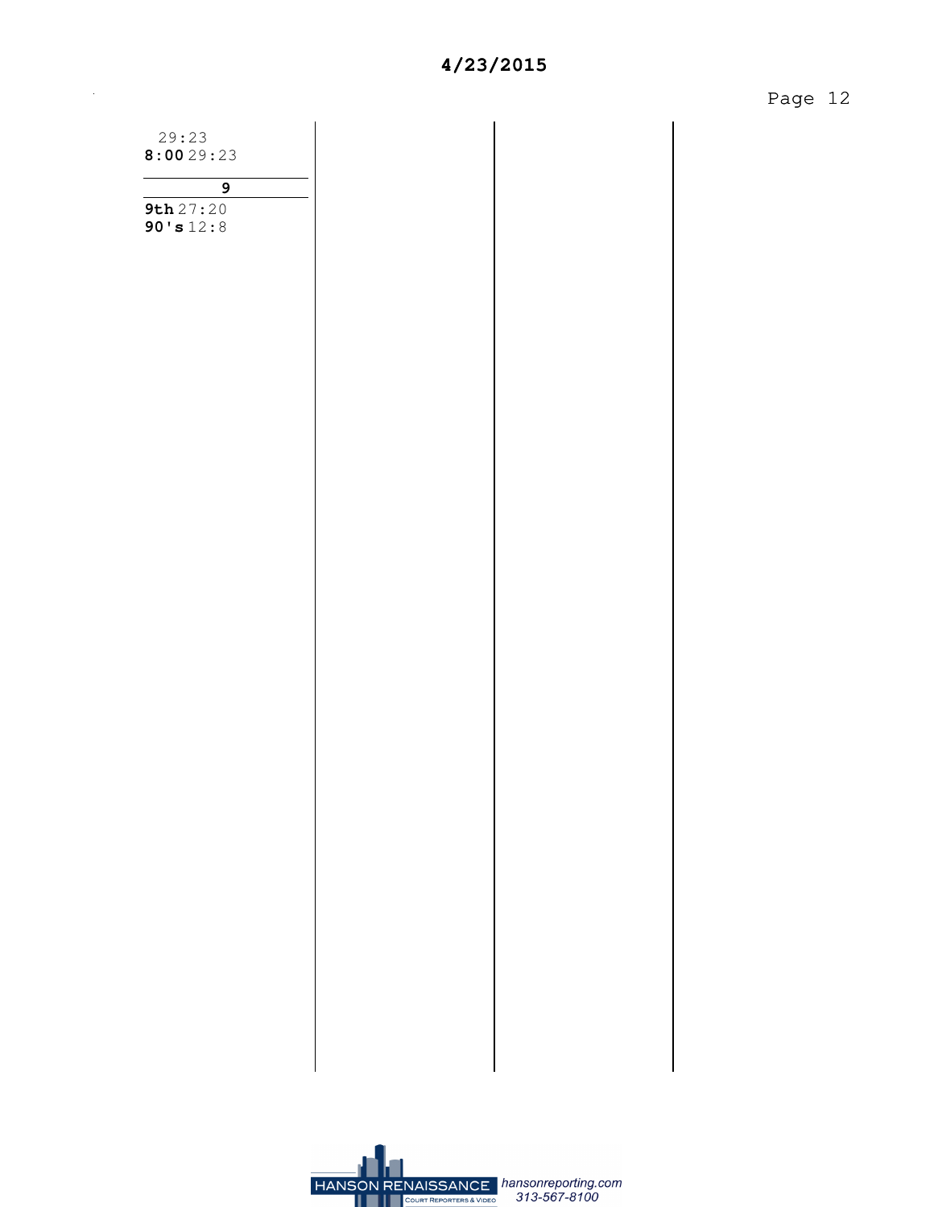29:23
**8:00** 29:23

**9**

**9th** 27:20
**90's** 12:8